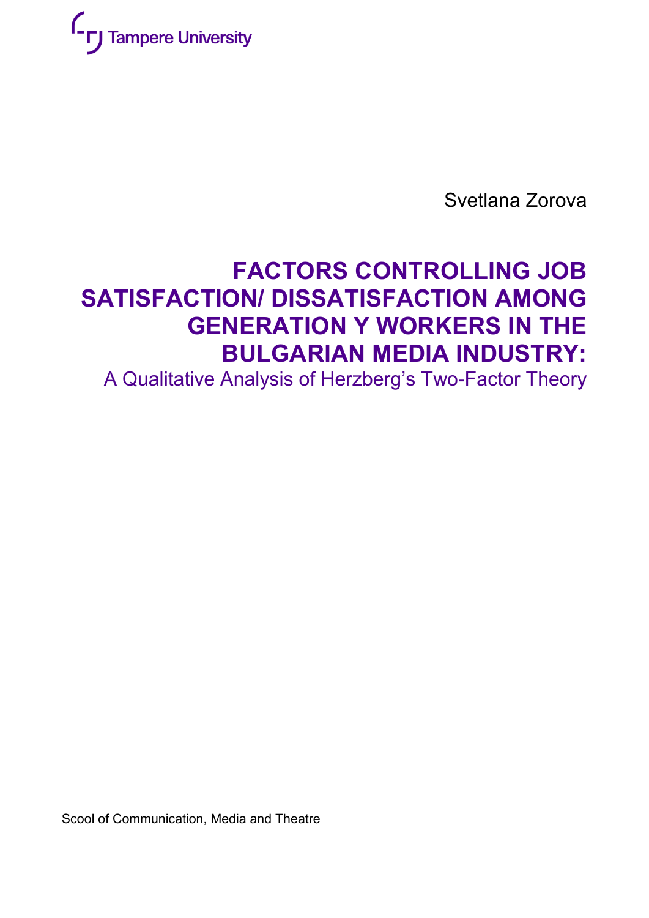Tampere University

Svetlana Zorova

# FACTORS CONTROLLING JOB SATISFACTION/ DISSATISFACTION AMONG GENERATION Y WORKERS IN THE BULGARIAN MEDIA INDUSTRY:

A Qualitative Analysis of Herzberg's Two-Factor Theory

Scool of Communication, Media and Theatre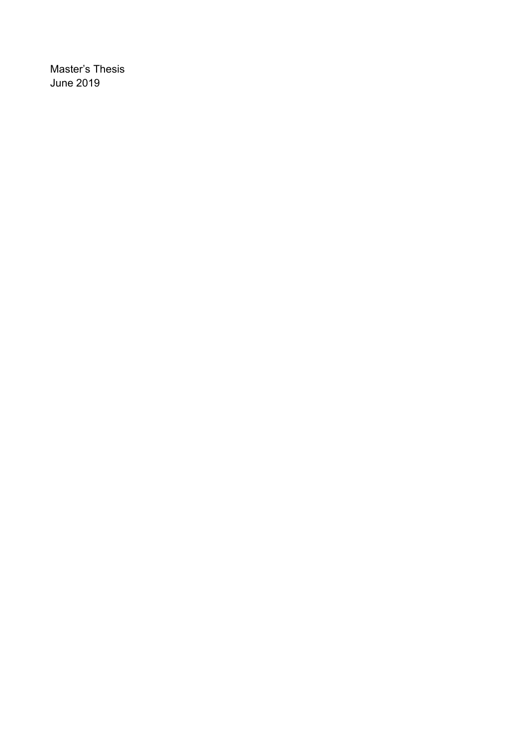Master’s Thesis
June 2019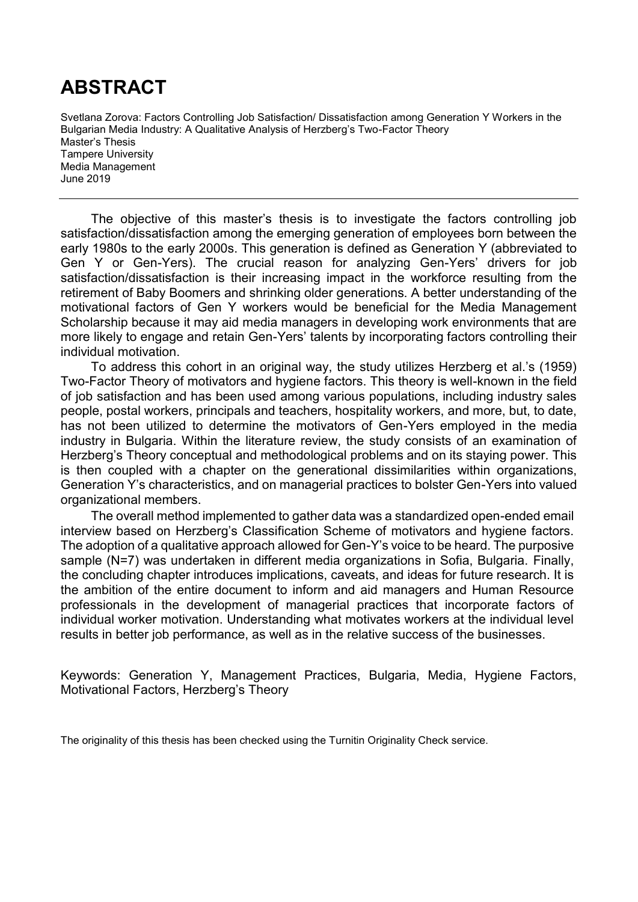# ABSTRACT

Svetlana Zorova: Factors Controlling Job Satisfaction/ Dissatisfaction among Generation Y Workers in the Bulgarian Media Industry: A Qualitative Analysis of Herzberg's Two-Factor Theory
Master's Thesis
Tampere University
Media Management
June 2019

---

The objective of this master's thesis is to investigate the factors controlling job satisfaction/dissatisfaction among the emerging generation of employees born between the early 1980s to the early 2000s. This generation is defined as Generation Y (abbreviated to Gen Y or Gen-Yers). The crucial reason for analyzing Gen-Yers' drivers for job satisfaction/dissatisfaction is their increasing impact in the workforce resulting from the retirement of Baby Boomers and shrinking older generations. A better understanding of the motivational factors of Gen Y workers would be beneficial for the Media Management Scholarship because it may aid media managers in developing work environments that are more likely to engage and retain Gen-Yers' talents by incorporating factors controlling their individual motivation.

To address this cohort in an original way, the study utilizes Herzberg et al.'s (1959) Two-Factor Theory of motivators and hygiene factors. This theory is well-known in the field of job satisfaction and has been used among various populations, including industry sales people, postal workers, principals and teachers, hospitality workers, and more, but, to date, has not been utilized to determine the motivators of Gen-Yers employed in the media industry in Bulgaria. Within the literature review, the study consists of an examination of Herzberg's Theory conceptual and methodological problems and on its staying power. This is then coupled with a chapter on the generational dissimilarities within organizations, Generation Y's characteristics, and on managerial practices to bolster Gen-Yers into valued organizational members.

The overall method implemented to gather data was a standardized open-ended email interview based on Herzberg's Classification Scheme of motivators and hygiene factors. The adoption of a qualitative approach allowed for Gen-Y's voice to be heard. The purposive sample (N=7) was undertaken in different media organizations in Sofia, Bulgaria. Finally, the concluding chapter introduces implications, caveats, and ideas for future research. It is the ambition of the entire document to inform and aid managers and Human Resource professionals in the development of managerial practices that incorporate factors of individual worker motivation. Understanding what motivates workers at the individual level results in better job performance, as well as in the relative success of the businesses.

Keywords: Generation Y, Management Practices, Bulgaria, Media, Hygiene Factors, Motivational Factors, Herzberg's Theory

The originality of this thesis has been checked using the Turnitin Originality Check service.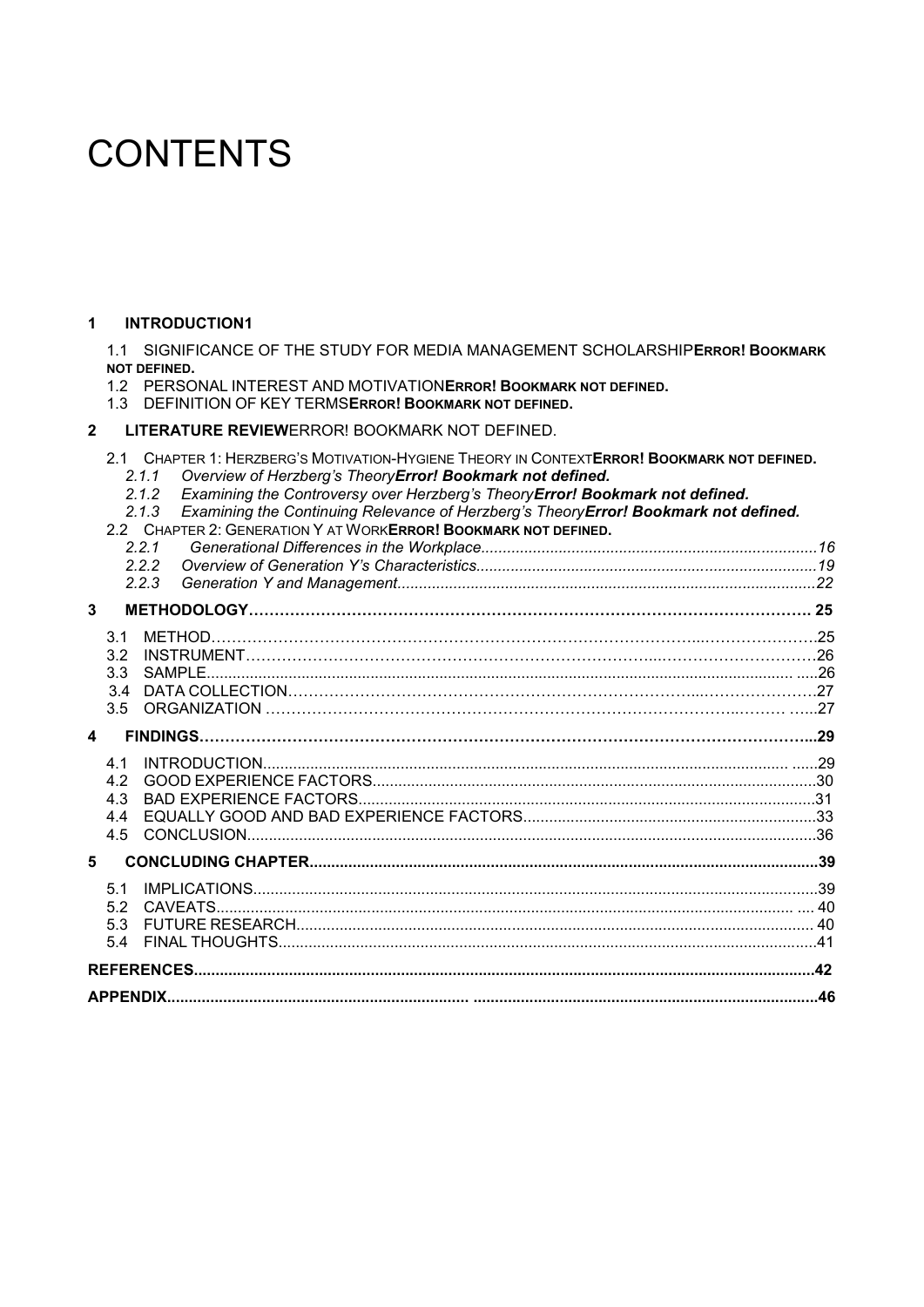# CONTENTS

**1 INTRODUCTION1**

1.1 SIGNIFICANCE OF THE STUDY FOR MEDIA MANAGEMENT SCHOLARSHIP**ERROR! BOOKMARK NOT DEFINED.**

1.2 PERSONAL INTEREST AND MOTIVATION**ERROR! BOOKMARK NOT DEFINED.**

1.3 DEFINITION OF KEY TERMS**ERROR! BOOKMARK NOT DEFINED.**

**2 LITERATURE REVIEW**ERROR! BOOKMARK NOT DEFINED.

2.1 CHAPTER 1: HERZBERG'S MOTIVATION-HYGIENE THEORY IN CONTEXT**ERROR! BOOKMARK NOT DEFINED.**

*2.1.1 Overview of Herzberg's Theory**Error! Bookmark not defined.***

*2.1.2 Examining the Controversy over Herzberg's Theory**Error! Bookmark not defined.***

*2.1.3 Examining the Continuing Relevance of Herzberg's Theory**Error! Bookmark not defined.***

2.2 CHAPTER 2: GENERATION Y AT WORK**ERROR! BOOKMARK NOT DEFINED.**

*2.2.1 Generational Differences in the Workplace....................16*

*2.2.2 Overview of Generation Y's Characteristics....................19*

*2.2.3 Generation Y and Management....................22*

**3 METHODOLOGY.................... 25**

3.1 METHOD....................25

3.2 INSTRUMENT....................26

3.3 SAMPLE....................26

3.4 DATA COLLECTION....................27

3.5 ORGANIZATION....................27

**4 FINDINGS....................29**

4.1 INTRODUCTION....................29

4.2 GOOD EXPERIENCE FACTORS....................30

4.3 BAD EXPERIENCE FACTORS....................31

4.4 EQUALLY GOOD AND BAD EXPERIENCE FACTORS....................33

4.5 CONCLUSION....................36

**5 CONCLUDING CHAPTER....................39**

5.1 IMPLICATIONS....................39

5.2 CAVEATS.................... 40

5.3 FUTURE RESEARCH.................... 40

5.4 FINAL THOUGHTS....................41

**REFERENCES....................42**

**APPENDIX....................46**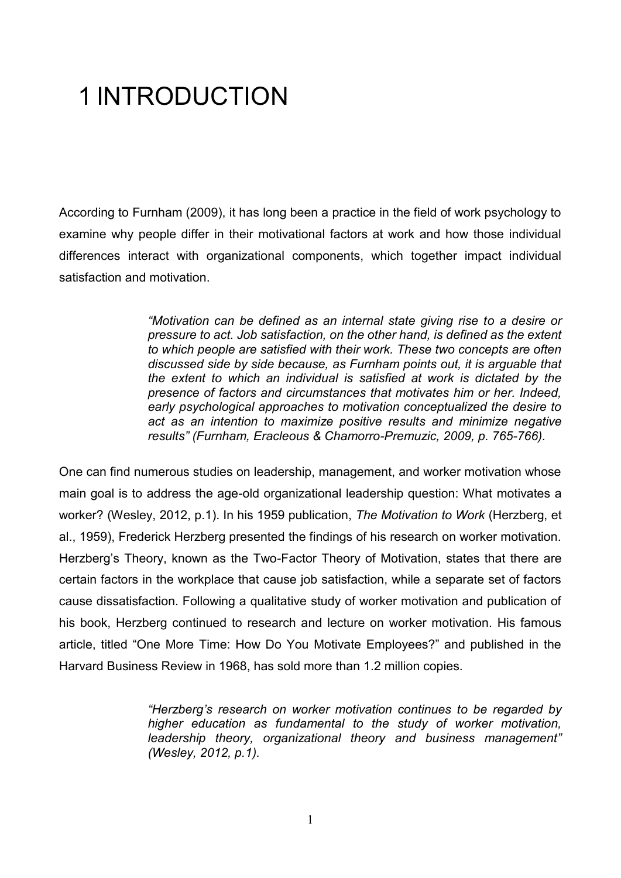# 1 INTRODUCTION

According to Furnham (2009), it has long been a practice in the field of work psychology to examine why people differ in their motivational factors at work and how those individual differences interact with organizational components, which together impact individual satisfaction and motivation.

> *"Motivation can be defined as an internal state giving rise to a desire or pressure to act. Job satisfaction, on the other hand, is defined as the extent to which people are satisfied with their work. These two concepts are often discussed side by side because, as Furnham points out, it is arguable that the extent to which an individual is satisfied at work is dictated by the presence of factors and circumstances that motivates him or her. Indeed, early psychological approaches to motivation conceptualized the desire to act as an intention to maximize positive results and minimize negative results" (Furnham, Eracleous & Chamorro-Premuzic, 2009, p. 765-766).*

One can find numerous studies on leadership, management, and worker motivation whose main goal is to address the age-old organizational leadership question: What motivates a worker? (Wesley, 2012, p.1). In his 1959 publication, *The Motivation to Work* (Herzberg, et al., 1959), Frederick Herzberg presented the findings of his research on worker motivation. Herzberg's Theory, known as the Two-Factor Theory of Motivation, states that there are certain factors in the workplace that cause job satisfaction, while a separate set of factors cause dissatisfaction. Following a qualitative study of worker motivation and publication of his book, Herzberg continued to research and lecture on worker motivation. His famous article, titled "One More Time: How Do You Motivate Employees?" and published in the Harvard Business Review in 1968, has sold more than 1.2 million copies.

> *"Herzberg's research on worker motivation continues to be regarded by higher education as fundamental to the study of worker motivation, leadership theory, organizational theory and business management" (Wesley, 2012, p.1).*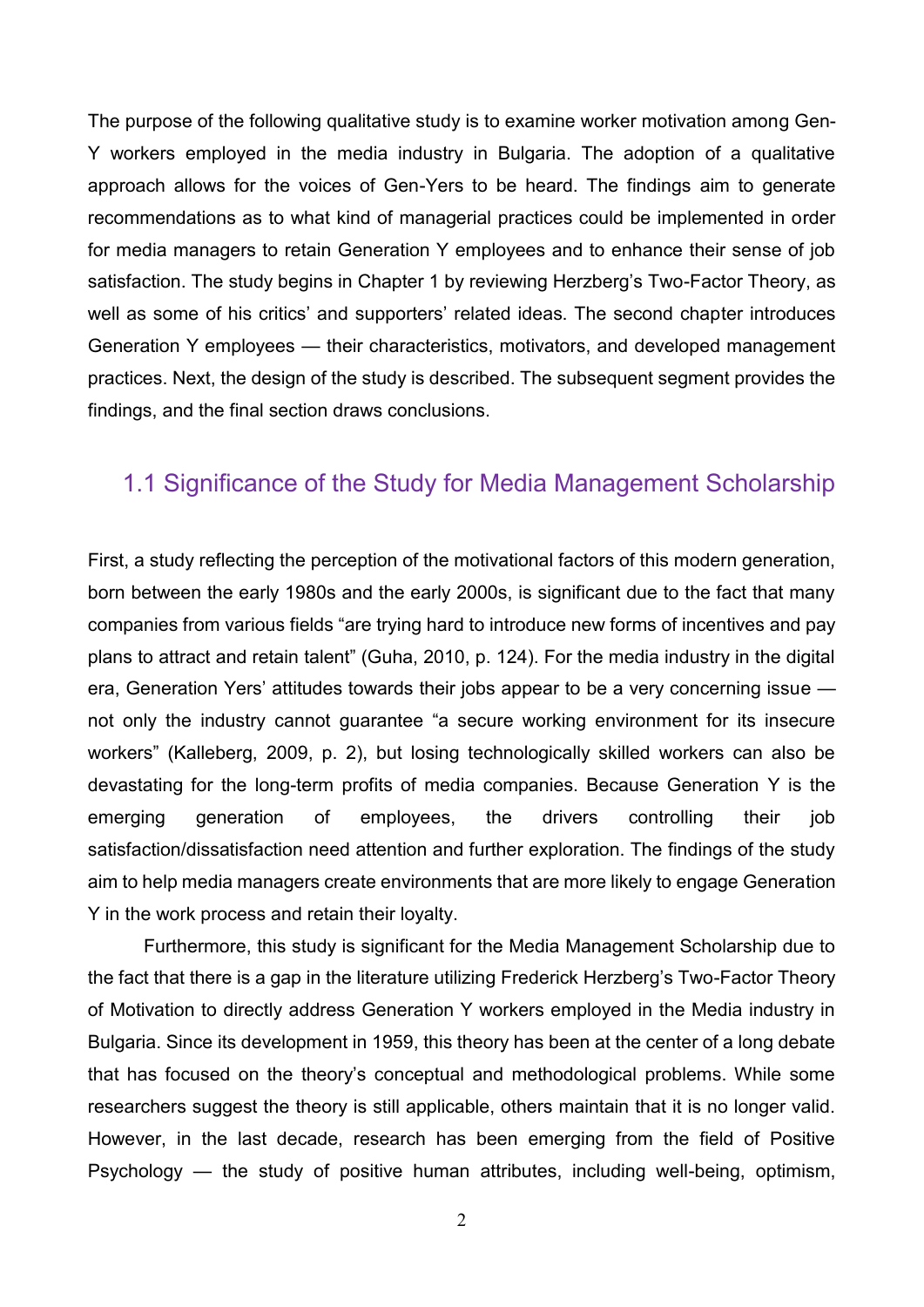The purpose of the following qualitative study is to examine worker motivation among Gen-Y workers employed in the media industry in Bulgaria. The adoption of a qualitative approach allows for the voices of Gen-Yers to be heard. The findings aim to generate recommendations as to what kind of managerial practices could be implemented in order for media managers to retain Generation Y employees and to enhance their sense of job satisfaction. The study begins in Chapter 1 by reviewing Herzberg's Two-Factor Theory, as well as some of his critics' and supporters' related ideas. The second chapter introduces Generation Y employees — their characteristics, motivators, and developed management practices. Next, the design of the study is described. The subsequent segment provides the findings, and the final section draws conclusions.

## 1.1 Significance of the Study for Media Management Scholarship

First, a study reflecting the perception of the motivational factors of this modern generation, born between the early 1980s and the early 2000s, is significant due to the fact that many companies from various fields "are trying hard to introduce new forms of incentives and pay plans to attract and retain talent" (Guha, 2010, p. 124). For the media industry in the digital era, Generation Yers' attitudes towards their jobs appear to be a very concerning issue — not only the industry cannot guarantee "a secure working environment for its insecure workers" (Kalleberg, 2009, p. 2), but losing technologically skilled workers can also be devastating for the long-term profits of media companies. Because Generation Y is the emerging generation of employees, the drivers controlling their job satisfaction/dissatisfaction need attention and further exploration. The findings of the study aim to help media managers create environments that are more likely to engage Generation Y in the work process and retain their loyalty.

Furthermore, this study is significant for the Media Management Scholarship due to the fact that there is a gap in the literature utilizing Frederick Herzberg's Two-Factor Theory of Motivation to directly address Generation Y workers employed in the Media industry in Bulgaria. Since its development in 1959, this theory has been at the center of a long debate that has focused on the theory's conceptual and methodological problems. While some researchers suggest the theory is still applicable, others maintain that it is no longer valid. However, in the last decade, research has been emerging from the field of Positive Psychology — the study of positive human attributes, including well-being, optimism,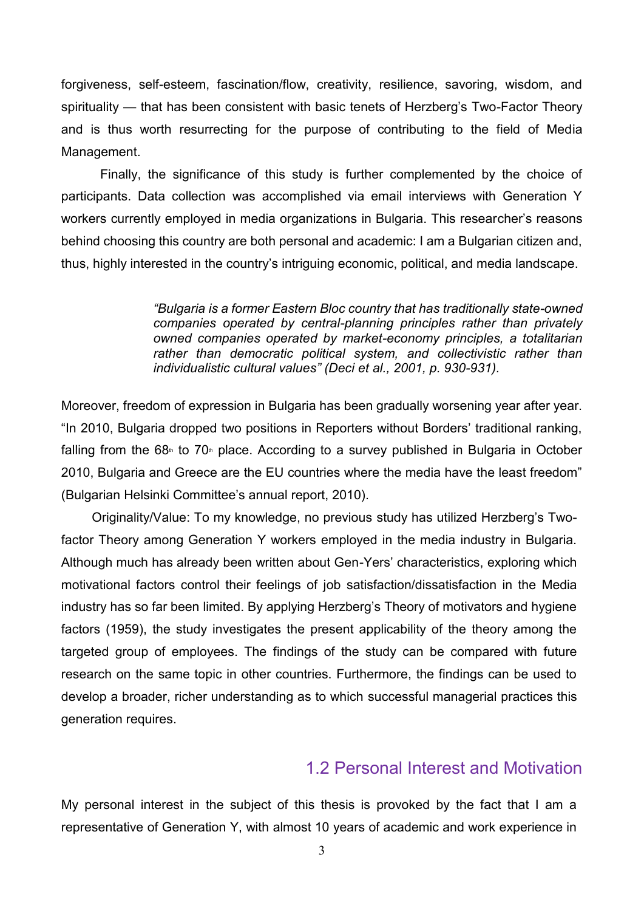forgiveness, self-esteem, fascination/flow, creativity, resilience, savoring, wisdom, and spirituality — that has been consistent with basic tenets of Herzberg's Two-Factor Theory and is thus worth resurrecting for the purpose of contributing to the field of Media Management.

Finally, the significance of this study is further complemented by the choice of participants. Data collection was accomplished via email interviews with Generation Y workers currently employed in media organizations in Bulgaria. This researcher's reasons behind choosing this country are both personal and academic: I am a Bulgarian citizen and, thus, highly interested in the country's intriguing economic, political, and media landscape.

> *"Bulgaria is a former Eastern Bloc country that has traditionally state-owned companies operated by central-planning principles rather than privately owned companies operated by market-economy principles, a totalitarian rather than democratic political system, and collectivistic rather than individualistic cultural values" (Deci et al., 2001, p. 930-931).*

Moreover, freedom of expression in Bulgaria has been gradually worsening year after year. "In 2010, Bulgaria dropped two positions in Reporters without Borders' traditional ranking, falling from the 68th to 70th place. According to a survey published in Bulgaria in October 2010, Bulgaria and Greece are the EU countries where the media have the least freedom" (Bulgarian Helsinki Committee's annual report, 2010).

Originality/Value: To my knowledge, no previous study has utilized Herzberg's Two-factor Theory among Generation Y workers employed in the media industry in Bulgaria. Although much has already been written about Gen-Yers' characteristics, exploring which motivational factors control their feelings of job satisfaction/dissatisfaction in the Media industry has so far been limited. By applying Herzberg's Theory of motivators and hygiene factors (1959), the study investigates the present applicability of the theory among the targeted group of employees. The findings of the study can be compared with future research on the same topic in other countries. Furthermore, the findings can be used to develop a broader, richer understanding as to which successful managerial practices this generation requires.

## 1.2 Personal Interest and Motivation

My personal interest in the subject of this thesis is provoked by the fact that I am a representative of Generation Y, with almost 10 years of academic and work experience in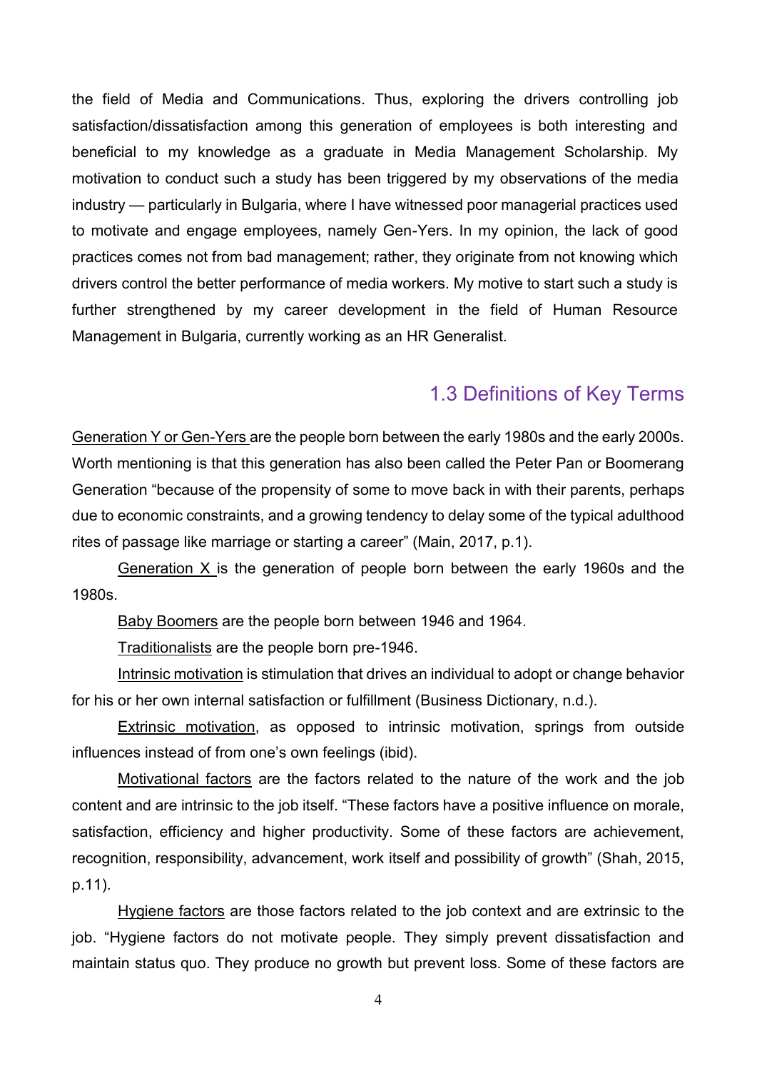the field of Media and Communications. Thus, exploring the drivers controlling job satisfaction/dissatisfaction among this generation of employees is both interesting and beneficial to my knowledge as a graduate in Media Management Scholarship. My motivation to conduct such a study has been triggered by my observations of the media industry — particularly in Bulgaria, where I have witnessed poor managerial practices used to motivate and engage employees, namely Gen-Yers. In my opinion, the lack of good practices comes not from bad management; rather, they originate from not knowing which drivers control the better performance of media workers. My motive to start such a study is further strengthened by my career development in the field of Human Resource Management in Bulgaria, currently working as an HR Generalist.

## 1.3 Definitions of Key Terms

<u>Generation Y or Gen-Yers</u> are the people born between the early 1980s and the early 2000s. Worth mentioning is that this generation has also been called the Peter Pan or Boomerang Generation "because of the propensity of some to move back in with their parents, perhaps due to economic constraints, and a growing tendency to delay some of the typical adulthood rites of passage like marriage or starting a career" (Main, 2017, p.1).

<u>Generation X</u> is the generation of people born between the early 1960s and the 1980s.

<u>Baby Boomers</u> are the people born between 1946 and 1964.

<u>Traditionalists</u> are the people born pre-1946.

<u>Intrinsic motivation</u> is stimulation that drives an individual to adopt or change behavior for his or her own internal satisfaction or fulfillment (Business Dictionary, n.d.).

<u>Extrinsic motivation</u>, as opposed to intrinsic motivation, springs from outside influences instead of from one's own feelings (ibid).

<u>Motivational factors</u> are the factors related to the nature of the work and the job content and are intrinsic to the job itself. "These factors have a positive influence on morale, satisfaction, efficiency and higher productivity. Some of these factors are achievement, recognition, responsibility, advancement, work itself and possibility of growth" (Shah, 2015, p.11).

<u>Hygiene factors</u> are those factors related to the job context and are extrinsic to the job. "Hygiene factors do not motivate people. They simply prevent dissatisfaction and maintain status quo. They produce no growth but prevent loss. Some of these factors are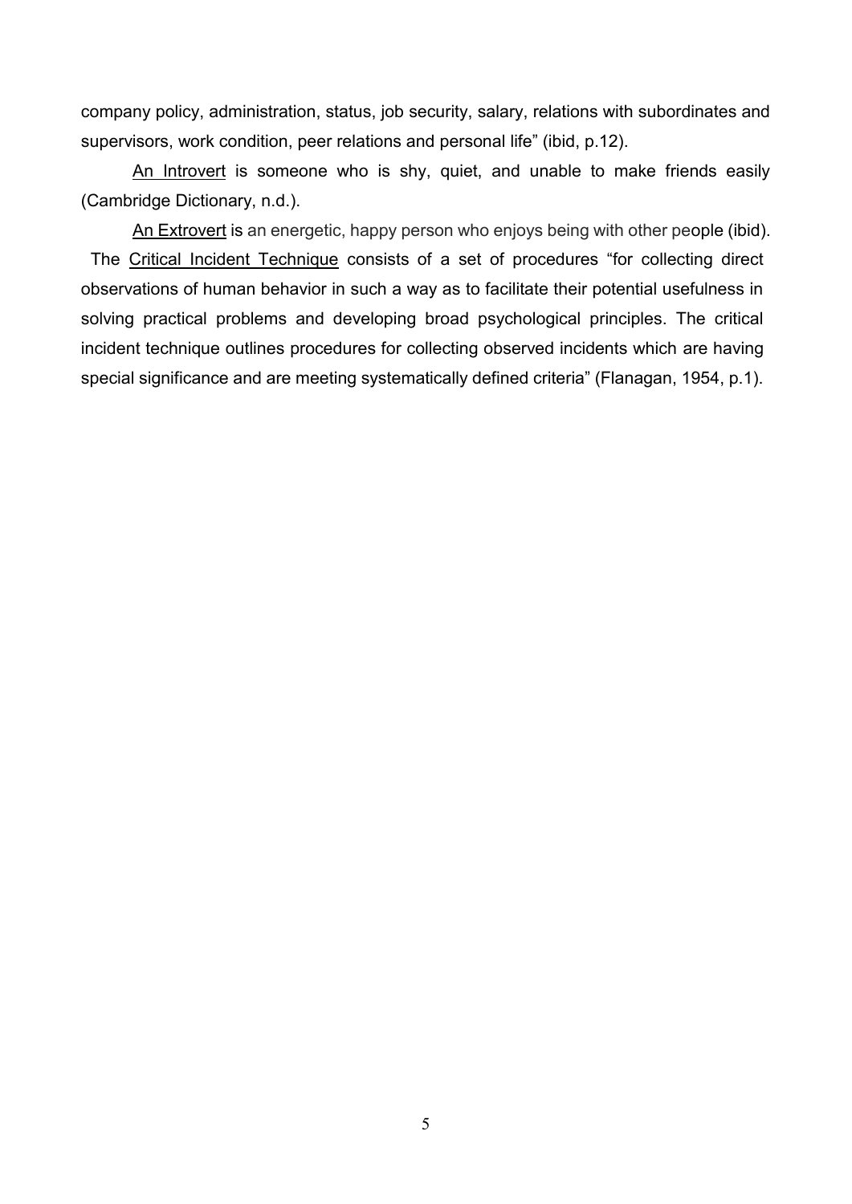company policy, administration, status, job security, salary, relations with subordinates and supervisors, work condition, peer relations and personal life" (ibid, p.12).

An Introvert is someone who is shy, quiet, and unable to make friends easily (Cambridge Dictionary, n.d.).

An Extrovert is an energetic, happy person who enjoys being with other people (ibid).

The Critical Incident Technique consists of a set of procedures "for collecting direct observations of human behavior in such a way as to facilitate their potential usefulness in solving practical problems and developing broad psychological principles. The critical incident technique outlines procedures for collecting observed incidents which are having special significance and are meeting systematically defined criteria" (Flanagan, 1954, p.1).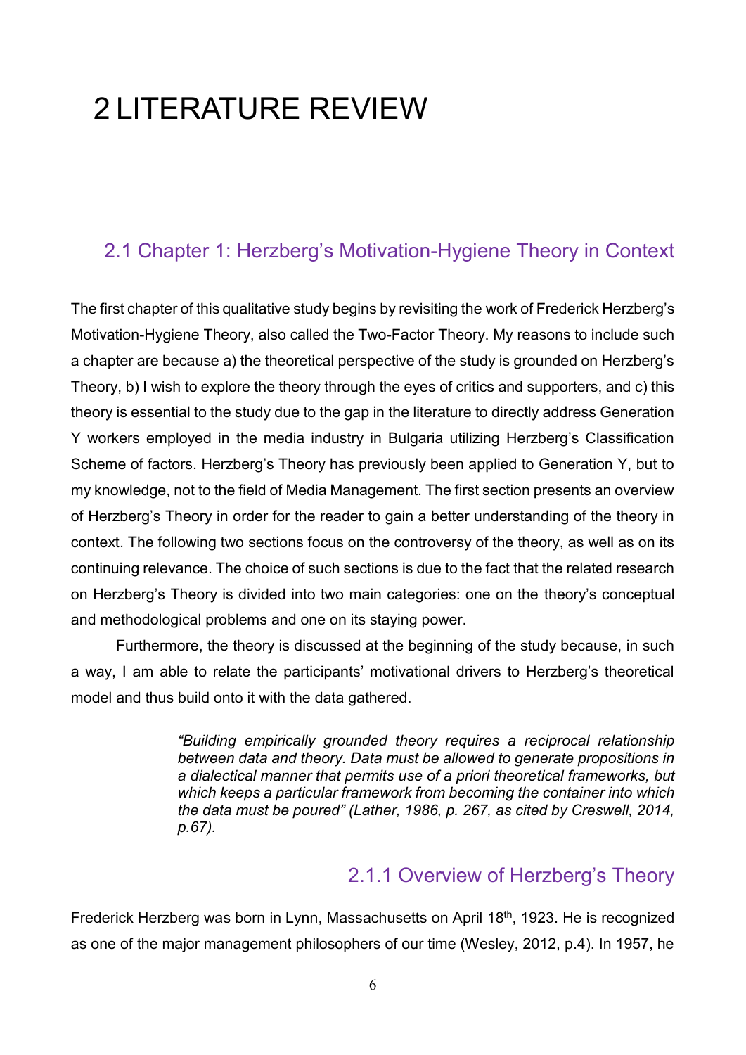# 2 LITERATURE REVIEW

## 2.1 Chapter 1: Herzberg's Motivation-Hygiene Theory in Context

The first chapter of this qualitative study begins by revisiting the work of Frederick Herzberg's Motivation-Hygiene Theory, also called the Two-Factor Theory. My reasons to include such a chapter are because a) the theoretical perspective of the study is grounded on Herzberg's Theory, b) I wish to explore the theory through the eyes of critics and supporters, and c) this theory is essential to the study due to the gap in the literature to directly address Generation Y workers employed in the media industry in Bulgaria utilizing Herzberg's Classification Scheme of factors. Herzberg's Theory has previously been applied to Generation Y, but to my knowledge, not to the field of Media Management. The first section presents an overview of Herzberg's Theory in order for the reader to gain a better understanding of the theory in context. The following two sections focus on the controversy of the theory, as well as on its continuing relevance. The choice of such sections is due to the fact that the related research on Herzberg's Theory is divided into two main categories: one on the theory's conceptual and methodological problems and one on its staying power.

Furthermore, the theory is discussed at the beginning of the study because, in such a way, I am able to relate the participants' motivational drivers to Herzberg's theoretical model and thus build onto it with the data gathered.

> *"Building empirically grounded theory requires a reciprocal relationship between data and theory. Data must be allowed to generate propositions in a dialectical manner that permits use of a priori theoretical frameworks, but which keeps a particular framework from becoming the container into which the data must be poured" (Lather, 1986, p. 267, as cited by Creswell, 2014, p.67).*

### 2.1.1 Overview of Herzberg's Theory

Frederick Herzberg was born in Lynn, Massachusetts on April 18th, 1923. He is recognized as one of the major management philosophers of our time (Wesley, 2012, p.4). In 1957, he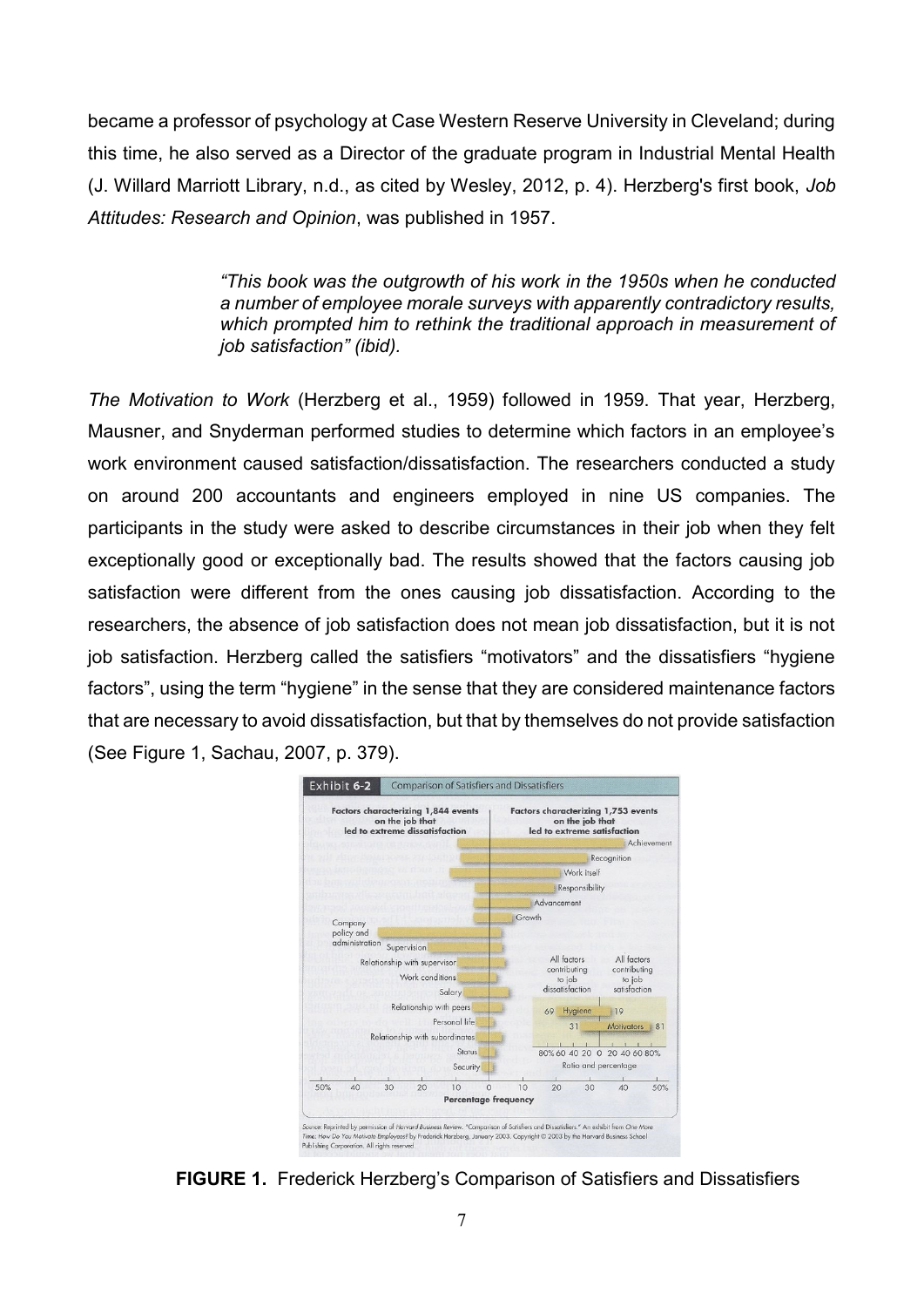became a professor of psychology at Case Western Reserve University in Cleveland; during this time, he also served as a Director of the graduate program in Industrial Mental Health (J. Willard Marriott Library, n.d., as cited by Wesley, 2012, p. 4). Herzberg's first book, *Job Attitudes: Research and Opinion*, was published in 1957.

> *"This book was the outgrowth of his work in the 1950s when he conducted a number of employee morale surveys with apparently contradictory results, which prompted him to rethink the traditional approach in measurement of job satisfaction" (ibid).*

*The Motivation to Work* (Herzberg et al., 1959) followed in 1959. That year, Herzberg, Mausner, and Snyderman performed studies to determine which factors in an employee's work environment caused satisfaction/dissatisfaction. The researchers conducted a study on around 200 accountants and engineers employed in nine US companies. The participants in the study were asked to describe circumstances in their job when they felt exceptionally good or exceptionally bad. The results showed that the factors causing job satisfaction were different from the ones causing job dissatisfaction. According to the researchers, the absence of job satisfaction does not mean job dissatisfaction, but it is not job satisfaction. Herzberg called the satisfiers "motivators" and the dissatisfiers "hygiene factors", using the term "hygiene" in the sense that they are considered maintenance factors that are necessary to avoid dissatisfaction, but that by themselves do not provide satisfaction (See Figure 1, Sachau, 2007, p. 379).

**FIGURE 1.** Frederick Herzberg's Comparison of Satisfiers and Dissatisfiers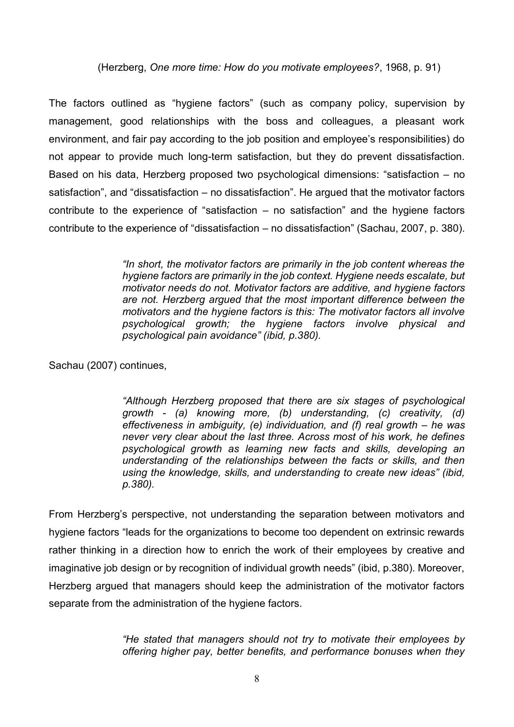(Herzberg, *One more time: How do you motivate employees?*, 1968, p. 91)

The factors outlined as “hygiene factors” (such as company policy, supervision by management, good relationships with the boss and colleagues, a pleasant work environment, and fair pay according to the job position and employee’s responsibilities) do not appear to provide much long-term satisfaction, but they do prevent dissatisfaction. Based on his data, Herzberg proposed two psychological dimensions: “satisfaction – no satisfaction”, and “dissatisfaction – no dissatisfaction”. He argued that the motivator factors contribute to the experience of “satisfaction – no satisfaction” and the hygiene factors contribute to the experience of “dissatisfaction – no dissatisfaction” (Sachau, 2007, p. 380).

> *“In short, the motivator factors are primarily in the job content whereas the hygiene factors are primarily in the job context. Hygiene needs escalate, but motivator needs do not. Motivator factors are additive, and hygiene factors are not. Herzberg argued that the most important difference between the motivators and the hygiene factors is this: The motivator factors all involve psychological growth; the hygiene factors involve physical and psychological pain avoidance” (ibid, p.380).*

Sachau (2007) continues,

> *“Although Herzberg proposed that there are six stages of psychological growth - (a) knowing more, (b) understanding, (c) creativity, (d) effectiveness in ambiguity, (e) individuation, and (f) real growth – he was never very clear about the last three. Across most of his work, he defines psychological growth as learning new facts and skills, developing an understanding of the relationships between the facts or skills, and then using the knowledge, skills, and understanding to create new ideas” (ibid, p.380).*

From Herzberg’s perspective, not understanding the separation between motivators and hygiene factors “leads for the organizations to become too dependent on extrinsic rewards rather thinking in a direction how to enrich the work of their employees by creative and imaginative job design or by recognition of individual growth needs” (ibid, p.380). Moreover, Herzberg argued that managers should keep the administration of the motivator factors separate from the administration of the hygiene factors.

> *“He stated that managers should not try to motivate their employees by offering higher pay, better benefits, and performance bonuses when they*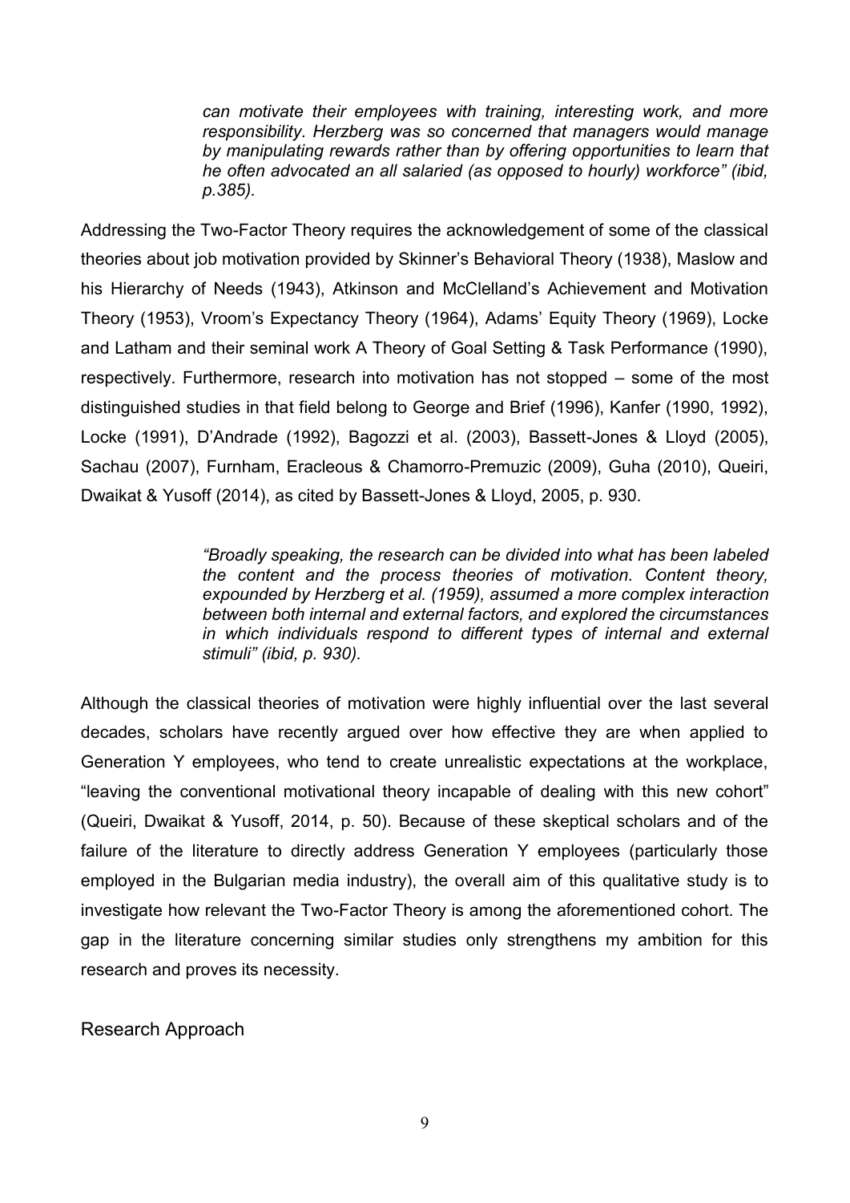> *can motivate their employees with training, interesting work, and more responsibility. Herzberg was so concerned that managers would manage by manipulating rewards rather than by offering opportunities to learn that he often advocated an all salaried (as opposed to hourly) workforce" (ibid, p.385).*

Addressing the Two-Factor Theory requires the acknowledgement of some of the classical theories about job motivation provided by Skinner's Behavioral Theory (1938), Maslow and his Hierarchy of Needs (1943), Atkinson and McClelland's Achievement and Motivation Theory (1953), Vroom's Expectancy Theory (1964), Adams' Equity Theory (1969), Locke and Latham and their seminal work A Theory of Goal Setting & Task Performance (1990), respectively. Furthermore, research into motivation has not stopped – some of the most distinguished studies in that field belong to George and Brief (1996), Kanfer (1990, 1992), Locke (1991), D'Andrade (1992), Bagozzi et al. (2003), Bassett-Jones & Lloyd (2005), Sachau (2007), Furnham, Eracleous & Chamorro-Premuzic (2009), Guha (2010), Queiri, Dwaikat & Yusoff (2014), as cited by Bassett-Jones & Lloyd, 2005, p. 930.

> *"Broadly speaking, the research can be divided into what has been labeled the content and the process theories of motivation. Content theory, expounded by Herzberg et al. (1959), assumed a more complex interaction between both internal and external factors, and explored the circumstances in which individuals respond to different types of internal and external stimuli" (ibid, p. 930).*

Although the classical theories of motivation were highly influential over the last several decades, scholars have recently argued over how effective they are when applied to Generation Y employees, who tend to create unrealistic expectations at the workplace, "leaving the conventional motivational theory incapable of dealing with this new cohort" (Queiri, Dwaikat & Yusoff, 2014, p. 50). Because of these skeptical scholars and of the failure of the literature to directly address Generation Y employees (particularly those employed in the Bulgarian media industry), the overall aim of this qualitative study is to investigate how relevant the Two-Factor Theory is among the aforementioned cohort. The gap in the literature concerning similar studies only strengthens my ambition for this research and proves its necessity.

## Research Approach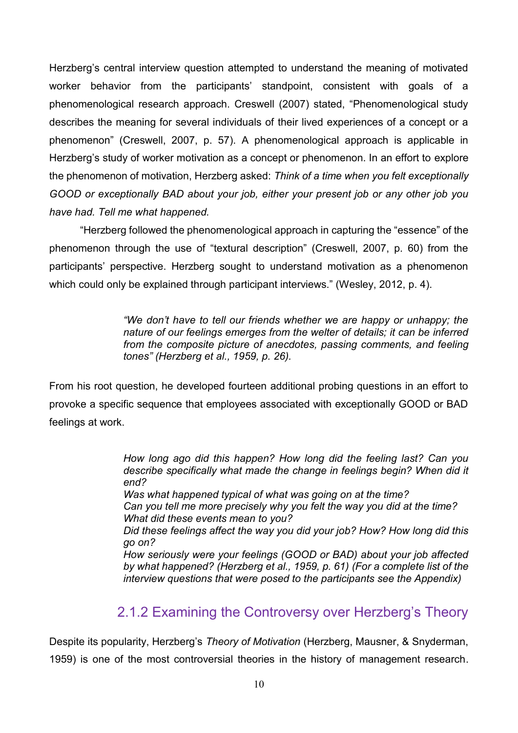Herzberg's central interview question attempted to understand the meaning of motivated worker behavior from the participants' standpoint, consistent with goals of a phenomenological research approach. Creswell (2007) stated, "Phenomenological study describes the meaning for several individuals of their lived experiences of a concept or a phenomenon" (Creswell, 2007, p. 57). A phenomenological approach is applicable in Herzberg's study of worker motivation as a concept or phenomenon. In an effort to explore the phenomenon of motivation, Herzberg asked: *Think of a time when you felt exceptionally GOOD or exceptionally BAD about your job, either your present job or any other job you have had. Tell me what happened.*

"Herzberg followed the phenomenological approach in capturing the "essence" of the phenomenon through the use of "textural description" (Creswell, 2007, p. 60) from the participants' perspective. Herzberg sought to understand motivation as a phenomenon which could only be explained through participant interviews." (Wesley, 2012, p. 4).

> *"We don't have to tell our friends whether we are happy or unhappy; the nature of our feelings emerges from the welter of details; it can be inferred from the composite picture of anecdotes, passing comments, and feeling tones" (Herzberg et al., 1959, p. 26).*

From his root question, he developed fourteen additional probing questions in an effort to provoke a specific sequence that employees associated with exceptionally GOOD or BAD feelings at work.

> *How long ago did this happen? How long did the feeling last? Can you describe specifically what made the change in feelings begin? When did it end?*
> *Was what happened typical of what was going on at the time?*
> *Can you tell me more precisely why you felt the way you did at the time?*
> *What did these events mean to you?*
> *Did these feelings affect the way you did your job? How? How long did this go on?*
> *How seriously were your feelings (GOOD or BAD) about your job affected by what happened? (Herzberg et al., 1959, p. 61) (For a complete list of the interview questions that were posed to the participants see the Appendix)*

### 2.1.2 Examining the Controversy over Herzberg's Theory

Despite its popularity, Herzberg's *Theory of Motivation* (Herzberg, Mausner, & Snyderman, 1959) is one of the most controversial theories in the history of management research.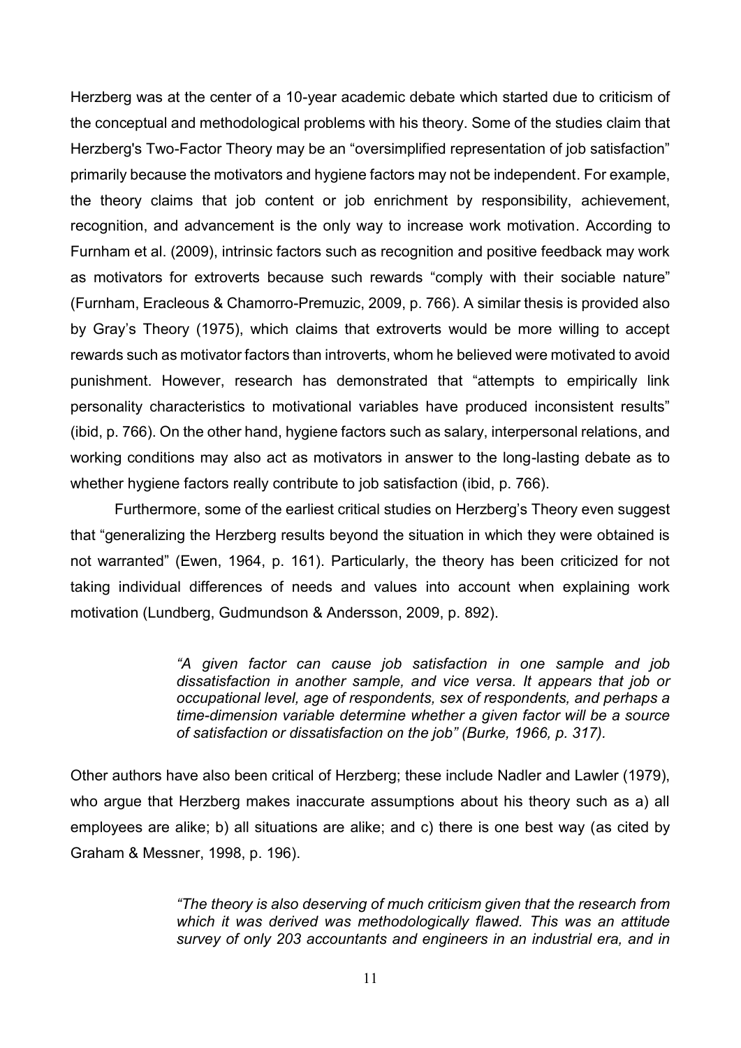Herzberg was at the center of a 10-year academic debate which started due to criticism of the conceptual and methodological problems with his theory. Some of the studies claim that Herzberg's Two-Factor Theory may be an "oversimplified representation of job satisfaction" primarily because the motivators and hygiene factors may not be independent. For example, the theory claims that job content or job enrichment by responsibility, achievement, recognition, and advancement is the only way to increase work motivation. According to Furnham et al. (2009), intrinsic factors such as recognition and positive feedback may work as motivators for extroverts because such rewards "comply with their sociable nature" (Furnham, Eracleous & Chamorro-Premuzic, 2009, p. 766). A similar thesis is provided also by Gray's Theory (1975), which claims that extroverts would be more willing to accept rewards such as motivator factors than introverts, whom he believed were motivated to avoid punishment. However, research has demonstrated that "attempts to empirically link personality characteristics to motivational variables have produced inconsistent results" (ibid, p. 766). On the other hand, hygiene factors such as salary, interpersonal relations, and working conditions may also act as motivators in answer to the long-lasting debate as to whether hygiene factors really contribute to job satisfaction (ibid, p. 766).

Furthermore, some of the earliest critical studies on Herzberg's Theory even suggest that "generalizing the Herzberg results beyond the situation in which they were obtained is not warranted" (Ewen, 1964, p. 161). Particularly, the theory has been criticized for not taking individual differences of needs and values into account when explaining work motivation (Lundberg, Gudmundson & Andersson, 2009, p. 892).

> *"A given factor can cause job satisfaction in one sample and job dissatisfaction in another sample, and vice versa. It appears that job or occupational level, age of respondents, sex of respondents, and perhaps a time-dimension variable determine whether a given factor will be a source of satisfaction or dissatisfaction on the job" (Burke, 1966, p. 317).*

Other authors have also been critical of Herzberg; these include Nadler and Lawler (1979), who argue that Herzberg makes inaccurate assumptions about his theory such as a) all employees are alike; b) all situations are alike; and c) there is one best way (as cited by Graham & Messner, 1998, p. 196).

> *"The theory is also deserving of much criticism given that the research from which it was derived was methodologically flawed. This was an attitude survey of only 203 accountants and engineers in an industrial era, and in*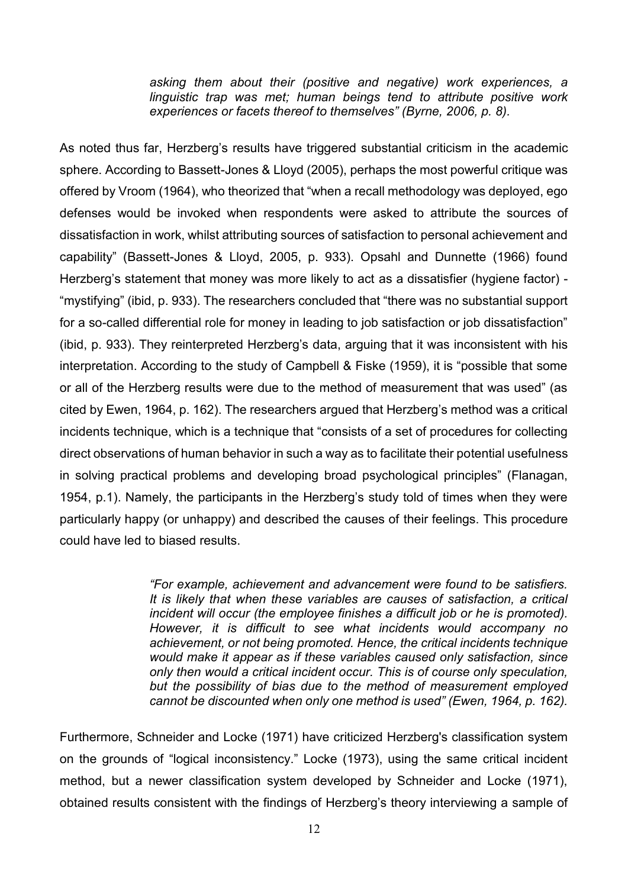> *asking them about their (positive and negative) work experiences, a linguistic trap was met; human beings tend to attribute positive work experiences or facets thereof to themselves" (Byrne, 2006, p. 8).*

As noted thus far, Herzberg's results have triggered substantial criticism in the academic sphere. According to Bassett-Jones & Lloyd (2005), perhaps the most powerful critique was offered by Vroom (1964), who theorized that "when a recall methodology was deployed, ego defenses would be invoked when respondents were asked to attribute the sources of dissatisfaction in work, whilst attributing sources of satisfaction to personal achievement and capability" (Bassett-Jones & Lloyd, 2005, p. 933). Opsahl and Dunnette (1966) found Herzberg's statement that money was more likely to act as a dissatisfier (hygiene factor) - "mystifying" (ibid, p. 933). The researchers concluded that "there was no substantial support for a so-called differential role for money in leading to job satisfaction or job dissatisfaction" (ibid, p. 933). They reinterpreted Herzberg's data, arguing that it was inconsistent with his interpretation. According to the study of Campbell & Fiske (1959), it is "possible that some or all of the Herzberg results were due to the method of measurement that was used" (as cited by Ewen, 1964, p. 162). The researchers argued that Herzberg's method was a critical incidents technique, which is a technique that "consists of a set of procedures for collecting direct observations of human behavior in such a way as to facilitate their potential usefulness in solving practical problems and developing broad psychological principles" (Flanagan, 1954, p.1). Namely, the participants in the Herzberg's study told of times when they were particularly happy (or unhappy) and described the causes of their feelings. This procedure could have led to biased results.

> *"For example, achievement and advancement were found to be satisfiers. It is likely that when these variables are causes of satisfaction, a critical incident will occur (the employee finishes a difficult job or he is promoted). However, it is difficult to see what incidents would accompany no achievement, or not being promoted. Hence, the critical incidents technique would make it appear as if these variables caused only satisfaction, since only then would a critical incident occur. This is of course only speculation, but the possibility of bias due to the method of measurement employed cannot be discounted when only one method is used" (Ewen, 1964, p. 162).*

Furthermore, Schneider and Locke (1971) have criticized Herzberg's classification system on the grounds of "logical inconsistency." Locke (1973), using the same critical incident method, but a newer classification system developed by Schneider and Locke (1971), obtained results consistent with the findings of Herzberg's theory interviewing a sample of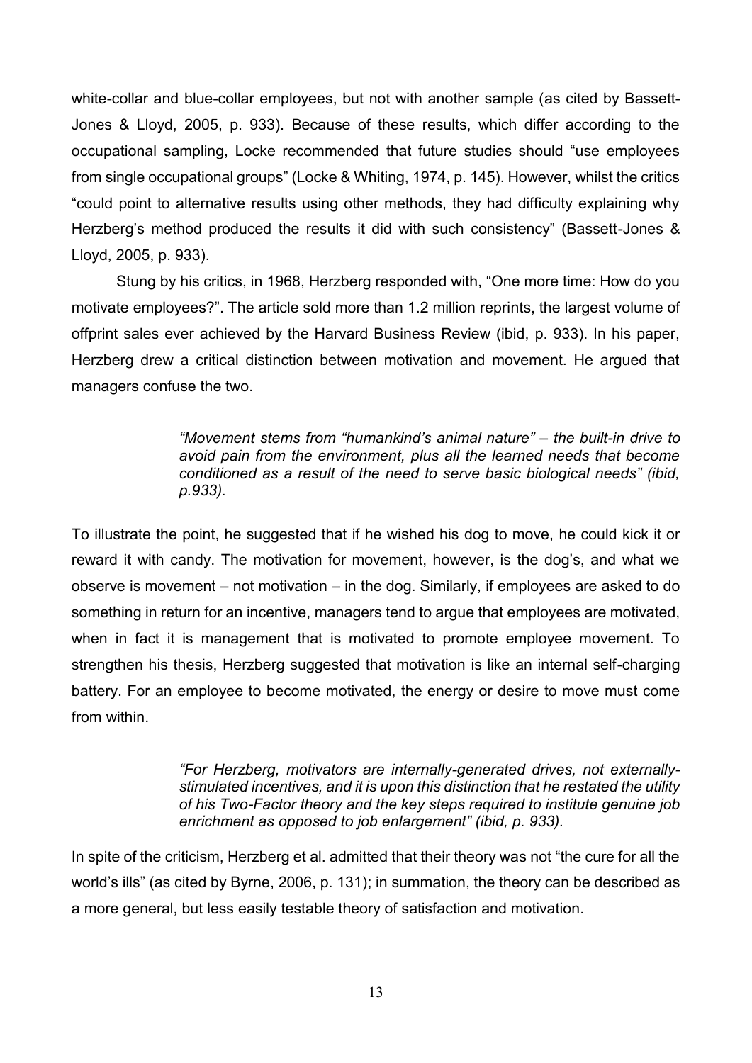white-collar and blue-collar employees, but not with another sample (as cited by Bassett-Jones & Lloyd, 2005, p. 933). Because of these results, which differ according to the occupational sampling, Locke recommended that future studies should "use employees from single occupational groups" (Locke & Whiting, 1974, p. 145). However, whilst the critics "could point to alternative results using other methods, they had difficulty explaining why Herzberg's method produced the results it did with such consistency" (Bassett-Jones & Lloyd, 2005, p. 933).

Stung by his critics, in 1968, Herzberg responded with, "One more time: How do you motivate employees?". The article sold more than 1.2 million reprints, the largest volume of offprint sales ever achieved by the Harvard Business Review (ibid, p. 933). In his paper, Herzberg drew a critical distinction between motivation and movement. He argued that managers confuse the two.

> *"Movement stems from "humankind's animal nature" – the built-in drive to avoid pain from the environment, plus all the learned needs that become conditioned as a result of the need to serve basic biological needs" (ibid, p.933).*

To illustrate the point, he suggested that if he wished his dog to move, he could kick it or reward it with candy. The motivation for movement, however, is the dog's, and what we observe is movement – not motivation – in the dog. Similarly, if employees are asked to do something in return for an incentive, managers tend to argue that employees are motivated, when in fact it is management that is motivated to promote employee movement. To strengthen his thesis, Herzberg suggested that motivation is like an internal self-charging battery. For an employee to become motivated, the energy or desire to move must come from within.

> *"For Herzberg, motivators are internally-generated drives, not externally-stimulated incentives, and it is upon this distinction that he restated the utility of his Two-Factor theory and the key steps required to institute genuine job enrichment as opposed to job enlargement" (ibid, p. 933).*

In spite of the criticism, Herzberg et al. admitted that their theory was not "the cure for all the world's ills" (as cited by Byrne, 2006, p. 131); in summation, the theory can be described as a more general, but less easily testable theory of satisfaction and motivation.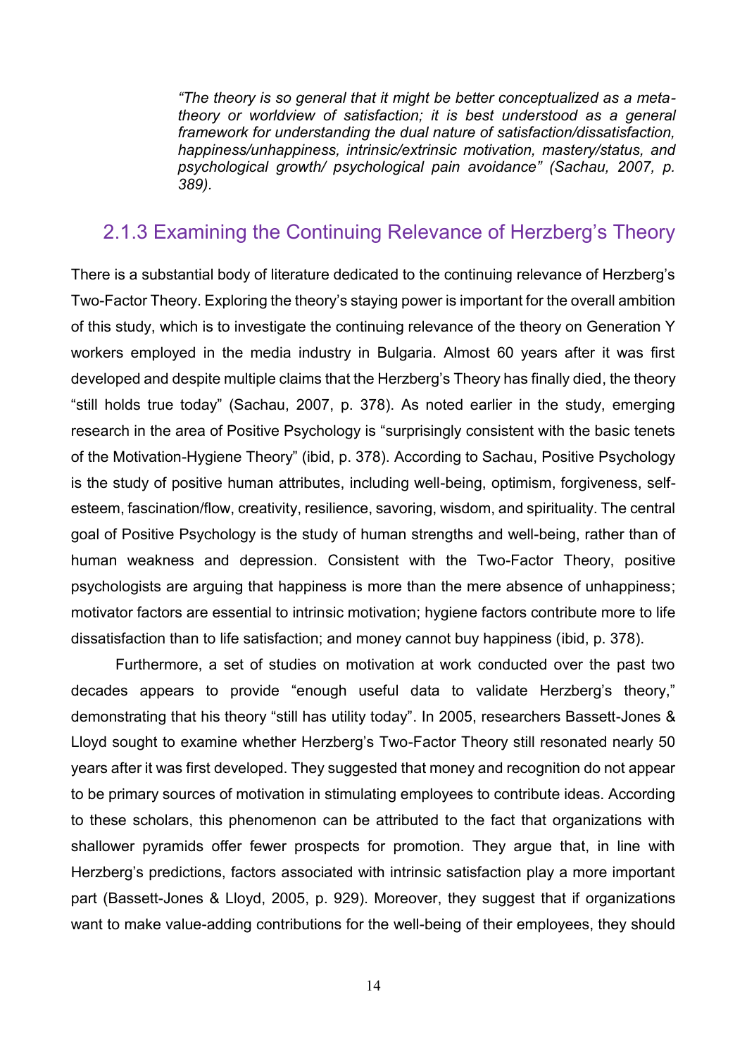> *"The theory is so general that it might be better conceptualized as a meta-theory or worldview of satisfaction; it is best understood as a general framework for understanding the dual nature of satisfaction/dissatisfaction, happiness/unhappiness, intrinsic/extrinsic motivation, mastery/status, and psychological growth/ psychological pain avoidance" (Sachau, 2007, p. 389).*

### 2.1.3 Examining the Continuing Relevance of Herzberg's Theory

There is a substantial body of literature dedicated to the continuing relevance of Herzberg's Two-Factor Theory. Exploring the theory's staying power is important for the overall ambition of this study, which is to investigate the continuing relevance of the theory on Generation Y workers employed in the media industry in Bulgaria. Almost 60 years after it was first developed and despite multiple claims that the Herzberg's Theory has finally died, the theory "still holds true today" (Sachau, 2007, p. 378). As noted earlier in the study, emerging research in the area of Positive Psychology is "surprisingly consistent with the basic tenets of the Motivation-Hygiene Theory" (ibid, p. 378). According to Sachau, Positive Psychology is the study of positive human attributes, including well-being, optimism, forgiveness, self-esteem, fascination/flow, creativity, resilience, savoring, wisdom, and spirituality. The central goal of Positive Psychology is the study of human strengths and well-being, rather than of human weakness and depression. Consistent with the Two-Factor Theory, positive psychologists are arguing that happiness is more than the mere absence of unhappiness; motivator factors are essential to intrinsic motivation; hygiene factors contribute more to life dissatisfaction than to life satisfaction; and money cannot buy happiness (ibid, p. 378).

Furthermore, a set of studies on motivation at work conducted over the past two decades appears to provide "enough useful data to validate Herzberg's theory," demonstrating that his theory "still has utility today". In 2005, researchers Bassett-Jones & Lloyd sought to examine whether Herzberg's Two-Factor Theory still resonated nearly 50 years after it was first developed. They suggested that money and recognition do not appear to be primary sources of motivation in stimulating employees to contribute ideas. According to these scholars, this phenomenon can be attributed to the fact that organizations with shallower pyramids offer fewer prospects for promotion. They argue that, in line with Herzberg's predictions, factors associated with intrinsic satisfaction play a more important part (Bassett-Jones & Lloyd, 2005, p. 929). Moreover, they suggest that if organizations want to make value-adding contributions for the well-being of their employees, they should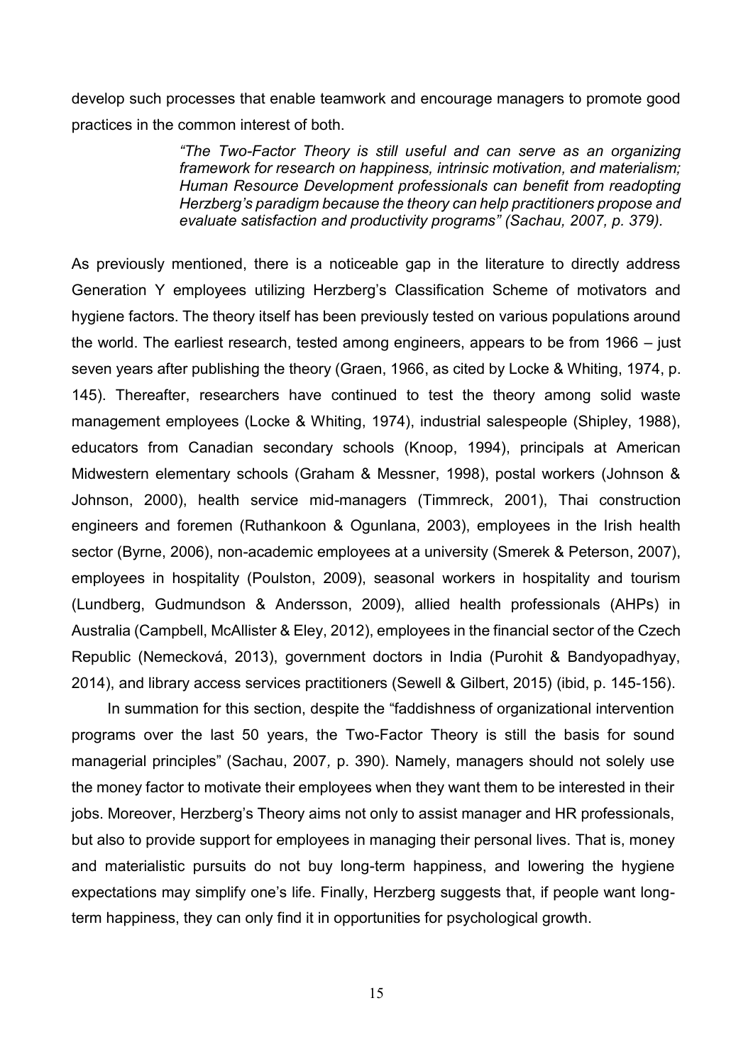develop such processes that enable teamwork and encourage managers to promote good practices in the common interest of both.

> *"The Two-Factor Theory is still useful and can serve as an organizing framework for research on happiness, intrinsic motivation, and materialism; Human Resource Development professionals can benefit from readopting Herzberg's paradigm because the theory can help practitioners propose and evaluate satisfaction and productivity programs" (Sachau, 2007, p. 379).*

As previously mentioned, there is a noticeable gap in the literature to directly address Generation Y employees utilizing Herzberg's Classification Scheme of motivators and hygiene factors. The theory itself has been previously tested on various populations around the world. The earliest research, tested among engineers, appears to be from 1966 – just seven years after publishing the theory (Graen, 1966, as cited by Locke & Whiting, 1974, p. 145). Thereafter, researchers have continued to test the theory among solid waste management employees (Locke & Whiting, 1974), industrial salespeople (Shipley, 1988), educators from Canadian secondary schools (Knoop, 1994), principals at American Midwestern elementary schools (Graham & Messner, 1998), postal workers (Johnson & Johnson, 2000), health service mid-managers (Timmreck, 2001), Thai construction engineers and foremen (Ruthankoon & Ogunlana, 2003), employees in the Irish health sector (Byrne, 2006), non-academic employees at a university (Smerek & Peterson, 2007), employees in hospitality (Poulston, 2009), seasonal workers in hospitality and tourism (Lundberg, Gudmundson & Andersson, 2009), allied health professionals (AHPs) in Australia (Campbell, McAllister & Eley, 2012), employees in the financial sector of the Czech Republic (Nemecková, 2013), government doctors in India (Purohit & Bandyopadhyay, 2014), and library access services practitioners (Sewell & Gilbert, 2015) (ibid, p. 145-156).

In summation for this section, despite the "faddishness of organizational intervention programs over the last 50 years, the Two-Factor Theory is still the basis for sound managerial principles" (Sachau, 2007*,* p. 390). Namely, managers should not solely use the money factor to motivate their employees when they want them to be interested in their jobs. Moreover, Herzberg's Theory aims not only to assist manager and HR professionals, but also to provide support for employees in managing their personal lives. That is, money and materialistic pursuits do not buy long-term happiness, and lowering the hygiene expectations may simplify one's life. Finally, Herzberg suggests that, if people want long-term happiness, they can only find it in opportunities for psychological growth.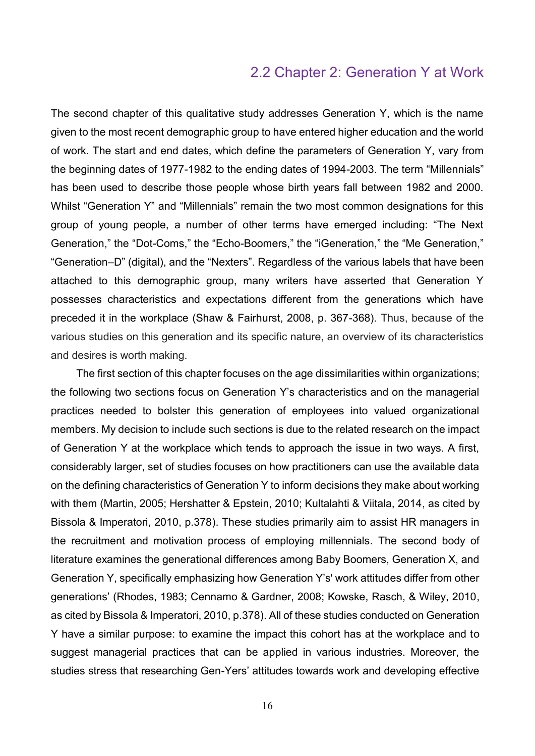## 2.2 Chapter 2: Generation Y at Work

The second chapter of this qualitative study addresses Generation Y, which is the name given to the most recent demographic group to have entered higher education and the world of work. The start and end dates, which define the parameters of Generation Y, vary from the beginning dates of 1977-1982 to the ending dates of 1994-2003. The term "Millennials" has been used to describe those people whose birth years fall between 1982 and 2000. Whilst "Generation Y" and "Millennials" remain the two most common designations for this group of young people, a number of other terms have emerged including: "The Next Generation," the "Dot-Coms," the "Echo-Boomers," the "iGeneration," the "Me Generation," "Generation–D" (digital), and the "Nexters". Regardless of the various labels that have been attached to this demographic group, many writers have asserted that Generation Y possesses characteristics and expectations different from the generations which have preceded it in the workplace (Shaw & Fairhurst, 2008, p. 367-368). Thus, because of the various studies on this generation and its specific nature, an overview of its characteristics and desires is worth making.

The first section of this chapter focuses on the age dissimilarities within organizations; the following two sections focus on Generation Y's characteristics and on the managerial practices needed to bolster this generation of employees into valued organizational members. My decision to include such sections is due to the related research on the impact of Generation Y at the workplace which tends to approach the issue in two ways. A first, considerably larger, set of studies focuses on how practitioners can use the available data on the defining characteristics of Generation Y to inform decisions they make about working with them (Martin, 2005; Hershatter & Epstein, 2010; Kultalahti & Viitala, 2014, as cited by Bissola & Imperatori, 2010, p.378). These studies primarily aim to assist HR managers in the recruitment and motivation process of employing millennials. The second body of literature examines the generational differences among Baby Boomers, Generation X, and Generation Y, specifically emphasizing how Generation Y's' work attitudes differ from other generations' (Rhodes, 1983; Cennamo & Gardner, 2008; Kowske, Rasch, & Wiley, 2010, as cited by Bissola & Imperatori, 2010, p.378). All of these studies conducted on Generation Y have a similar purpose: to examine the impact this cohort has at the workplace and to suggest managerial practices that can be applied in various industries. Moreover, the studies stress that researching Gen-Yers' attitudes towards work and developing effective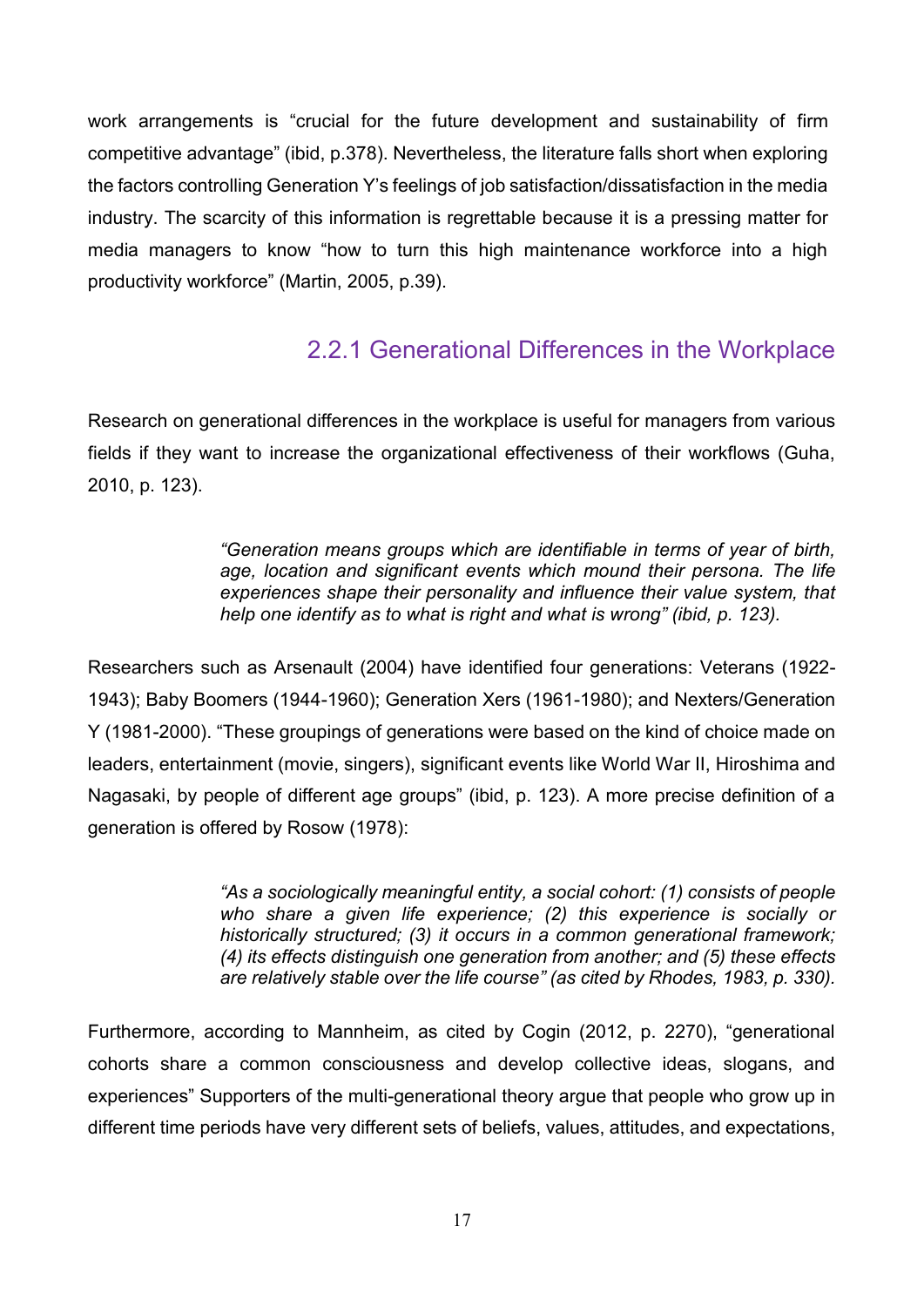work arrangements is “crucial for the future development and sustainability of firm competitive advantage” (ibid, p.378). Nevertheless, the literature falls short when exploring the factors controlling Generation Y’s feelings of job satisfaction/dissatisfaction in the media industry. The scarcity of this information is regrettable because it is a pressing matter for media managers to know “how to turn this high maintenance workforce into a high productivity workforce” (Martin, 2005, p.39).

### 2.2.1 Generational Differences in the Workplace

Research on generational differences in the workplace is useful for managers from various fields if they want to increase the organizational effectiveness of their workflows (Guha, 2010, p. 123).

> *“Generation means groups which are identifiable in terms of year of birth, age, location and significant events which mound their persona. The life experiences shape their personality and influence their value system, that help one identify as to what is right and what is wrong” (ibid, p. 123).*

Researchers such as Arsenault (2004) have identified four generations: Veterans (1922-1943); Baby Boomers (1944-1960); Generation Xers (1961-1980); and Nexters/Generation Y (1981-2000). “These groupings of generations were based on the kind of choice made on leaders, entertainment (movie, singers), significant events like World War II, Hiroshima and Nagasaki, by people of different age groups” (ibid, p. 123). A more precise definition of a generation is offered by Rosow (1978):

> *“As a sociologically meaningful entity, a social cohort: (1) consists of people who share a given life experience; (2) this experience is socially or historically structured; (3) it occurs in a common generational framework; (4) its effects distinguish one generation from another; and (5) these effects are relatively stable over the life course” (as cited by Rhodes, 1983, p. 330).*

Furthermore, according to Mannheim, as cited by Cogin (2012, p. 2270), “generational cohorts share a common consciousness and develop collective ideas, slogans, and experiences” Supporters of the multi-generational theory argue that people who grow up in different time periods have very different sets of beliefs, values, attitudes, and expectations,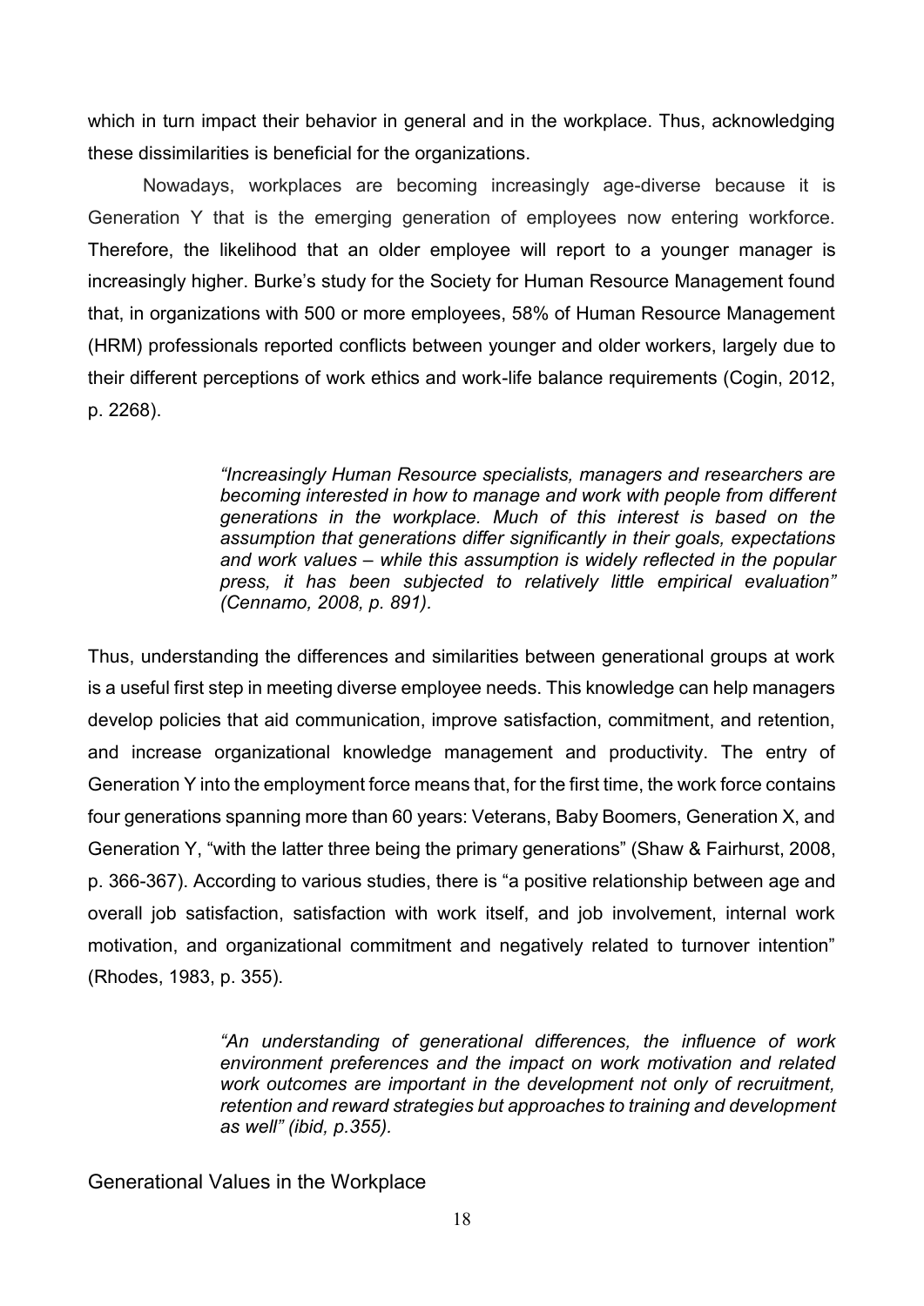which in turn impact their behavior in general and in the workplace. Thus, acknowledging these dissimilarities is beneficial for the organizations.

Nowadays, workplaces are becoming increasingly age-diverse because it is Generation Y that is the emerging generation of employees now entering workforce. Therefore, the likelihood that an older employee will report to a younger manager is increasingly higher. Burke's study for the Society for Human Resource Management found that, in organizations with 500 or more employees, 58% of Human Resource Management (HRM) professionals reported conflicts between younger and older workers, largely due to their different perceptions of work ethics and work-life balance requirements (Cogin, 2012, p. 2268).

> *"Increasingly Human Resource specialists, managers and researchers are becoming interested in how to manage and work with people from different generations in the workplace. Much of this interest is based on the assumption that generations differ significantly in their goals, expectations and work values – while this assumption is widely reflected in the popular press, it has been subjected to relatively little empirical evaluation" (Cennamo, 2008, p. 891).*

Thus, understanding the differences and similarities between generational groups at work is a useful first step in meeting diverse employee needs. This knowledge can help managers develop policies that aid communication, improve satisfaction, commitment, and retention, and increase organizational knowledge management and productivity. The entry of Generation Y into the employment force means that, for the first time, the work force contains four generations spanning more than 60 years: Veterans, Baby Boomers, Generation X, and Generation Y, "with the latter three being the primary generations" (Shaw & Fairhurst, 2008, p. 366-367). According to various studies, there is "a positive relationship between age and overall job satisfaction, satisfaction with work itself, and job involvement, internal work motivation, and organizational commitment and negatively related to turnover intention" (Rhodes, 1983, p. 355).

> *"An understanding of generational differences, the influence of work environment preferences and the impact on work motivation and related work outcomes are important in the development not only of recruitment, retention and reward strategies but approaches to training and development as well" (ibid, p.355).*

## Generational Values in the Workplace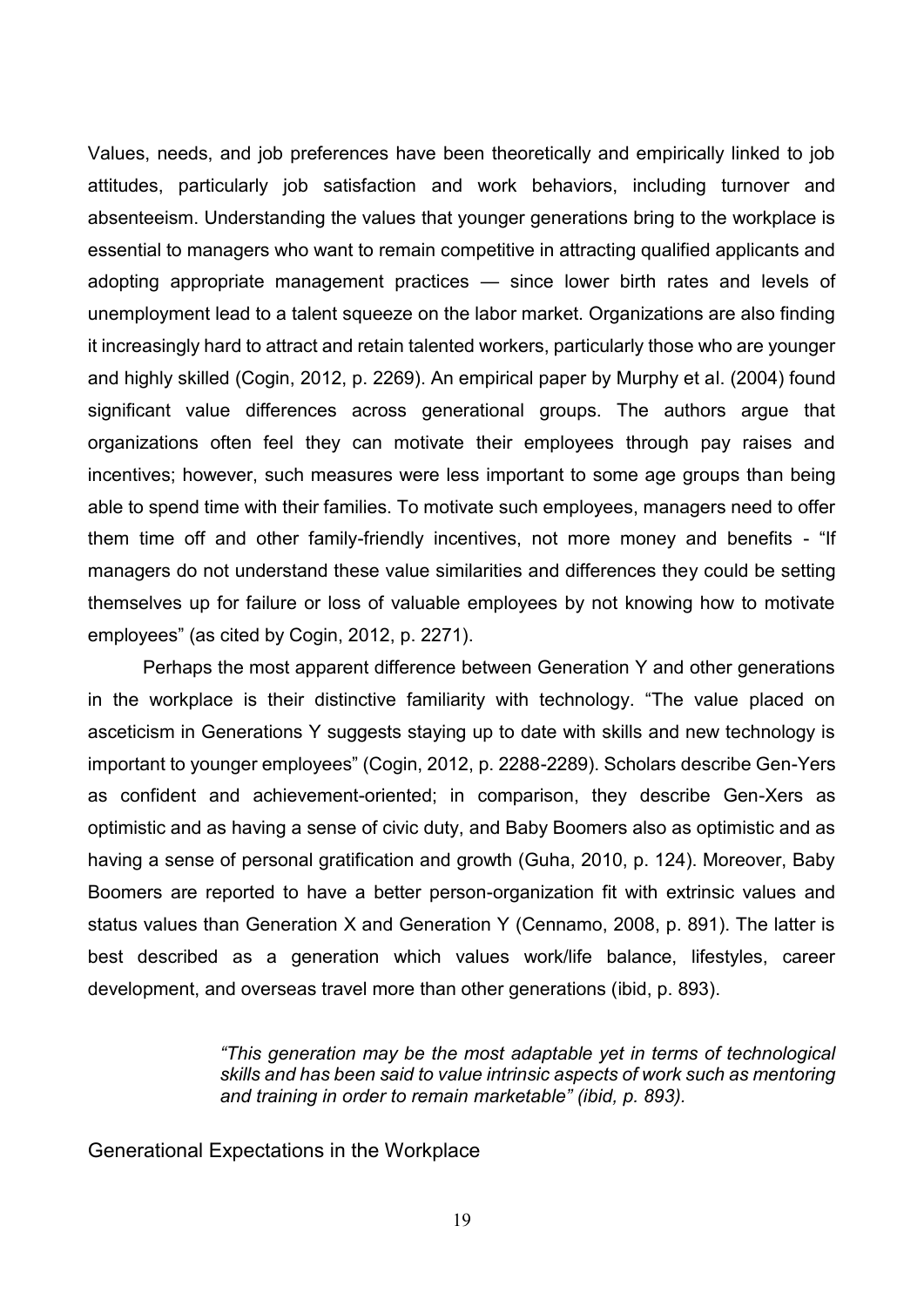Values, needs, and job preferences have been theoretically and empirically linked to job attitudes, particularly job satisfaction and work behaviors, including turnover and absenteeism. Understanding the values that younger generations bring to the workplace is essential to managers who want to remain competitive in attracting qualified applicants and adopting appropriate management practices — since lower birth rates and levels of unemployment lead to a talent squeeze on the labor market. Organizations are also finding it increasingly hard to attract and retain talented workers, particularly those who are younger and highly skilled (Cogin, 2012, p. 2269). An empirical paper by Murphy et al. (2004) found significant value differences across generational groups. The authors argue that organizations often feel they can motivate their employees through pay raises and incentives; however, such measures were less important to some age groups than being able to spend time with their families. To motivate such employees, managers need to offer them time off and other family-friendly incentives, not more money and benefits - "If managers do not understand these value similarities and differences they could be setting themselves up for failure or loss of valuable employees by not knowing how to motivate employees" (as cited by Cogin, 2012, p. 2271).

Perhaps the most apparent difference between Generation Y and other generations in the workplace is their distinctive familiarity with technology. "The value placed on asceticism in Generations Y suggests staying up to date with skills and new technology is important to younger employees" (Cogin, 2012, p. 2288-2289). Scholars describe Gen-Yers as confident and achievement-oriented; in comparison, they describe Gen-Xers as optimistic and as having a sense of civic duty, and Baby Boomers also as optimistic and as having a sense of personal gratification and growth (Guha, 2010, p. 124). Moreover, Baby Boomers are reported to have a better person-organization fit with extrinsic values and status values than Generation X and Generation Y (Cennamo, 2008, p. 891). The latter is best described as a generation which values work/life balance, lifestyles, career development, and overseas travel more than other generations (ibid, p. 893).

> *"This generation may be the most adaptable yet in terms of technological skills and has been said to value intrinsic aspects of work such as mentoring and training in order to remain marketable" (ibid, p. 893).*

## Generational Expectations in the Workplace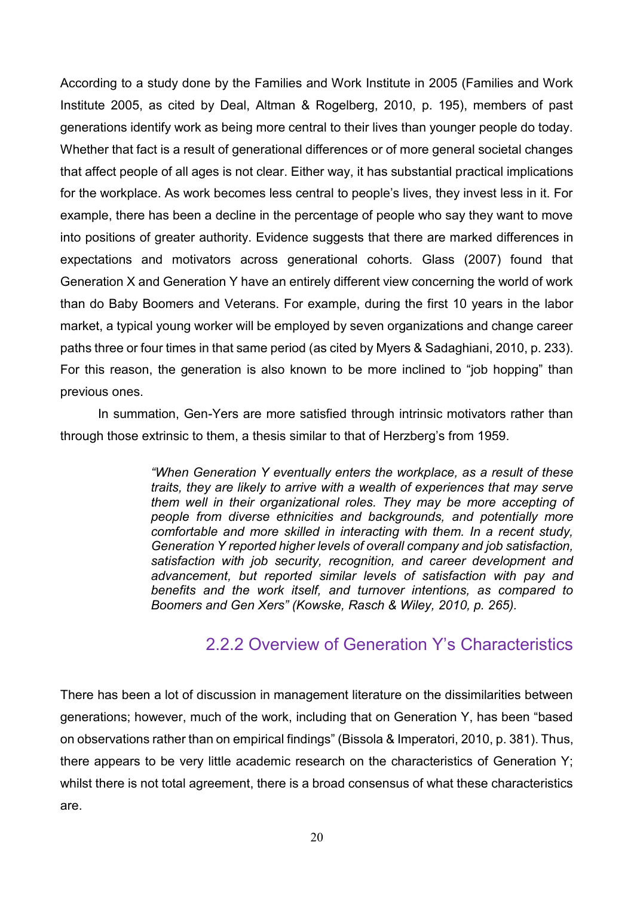According to a study done by the Families and Work Institute in 2005 (Families and Work Institute 2005, as cited by Deal, Altman & Rogelberg, 2010, p. 195), members of past generations identify work as being more central to their lives than younger people do today. Whether that fact is a result of generational differences or of more general societal changes that affect people of all ages is not clear. Either way, it has substantial practical implications for the workplace. As work becomes less central to people's lives, they invest less in it. For example, there has been a decline in the percentage of people who say they want to move into positions of greater authority. Evidence suggests that there are marked differences in expectations and motivators across generational cohorts. Glass (2007) found that Generation X and Generation Y have an entirely different view concerning the world of work than do Baby Boomers and Veterans. For example, during the first 10 years in the labor market, a typical young worker will be employed by seven organizations and change career paths three or four times in that same period (as cited by Myers & Sadaghiani, 2010, p. 233). For this reason, the generation is also known to be more inclined to "job hopping" than previous ones.

In summation, Gen-Yers are more satisfied through intrinsic motivators rather than through those extrinsic to them, a thesis similar to that of Herzberg's from 1959.

> *"When Generation Y eventually enters the workplace, as a result of these traits, they are likely to arrive with a wealth of experiences that may serve them well in their organizational roles. They may be more accepting of people from diverse ethnicities and backgrounds, and potentially more comfortable and more skilled in interacting with them. In a recent study, Generation Y reported higher levels of overall company and job satisfaction, satisfaction with job security, recognition, and career development and advancement, but reported similar levels of satisfaction with pay and benefits and the work itself, and turnover intentions, as compared to Boomers and Gen Xers" (Kowske, Rasch & Wiley, 2010, p. 265).*

### 2.2.2 Overview of Generation Y's Characteristics

There has been a lot of discussion in management literature on the dissimilarities between generations; however, much of the work, including that on Generation Y, has been "based on observations rather than on empirical findings" (Bissola & Imperatori, 2010, p. 381). Thus, there appears to be very little academic research on the characteristics of Generation Y; whilst there is not total agreement, there is a broad consensus of what these characteristics are.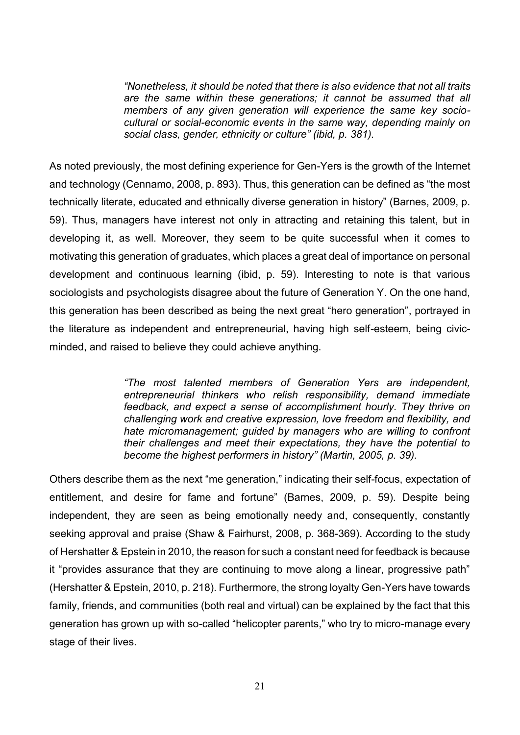> *"Nonetheless, it should be noted that there is also evidence that not all traits are the same within these generations; it cannot be assumed that all members of any given generation will experience the same key socio-cultural or social-economic events in the same way, depending mainly on social class, gender, ethnicity or culture" (ibid, p. 381).*

As noted previously, the most defining experience for Gen-Yers is the growth of the Internet and technology (Cennamo, 2008, p. 893). Thus, this generation can be defined as "the most technically literate, educated and ethnically diverse generation in history" (Barnes, 2009, p. 59). Thus, managers have interest not only in attracting and retaining this talent, but in developing it, as well. Moreover, they seem to be quite successful when it comes to motivating this generation of graduates, which places a great deal of importance on personal development and continuous learning (ibid, p. 59). Interesting to note is that various sociologists and psychologists disagree about the future of Generation Y. On the one hand, this generation has been described as being the next great "hero generation", portrayed in the literature as independent and entrepreneurial, having high self-esteem, being civic-minded, and raised to believe they could achieve anything.

> *"The most talented members of Generation Yers are independent, entrepreneurial thinkers who relish responsibility, demand immediate feedback, and expect a sense of accomplishment hourly. They thrive on challenging work and creative expression, love freedom and flexibility, and hate micromanagement; guided by managers who are willing to confront their challenges and meet their expectations, they have the potential to become the highest performers in history" (Martin, 2005, p. 39).*

Others describe them as the next "me generation," indicating their self-focus, expectation of entitlement, and desire for fame and fortune" (Barnes, 2009, p. 59). Despite being independent, they are seen as being emotionally needy and, consequently, constantly seeking approval and praise (Shaw & Fairhurst, 2008, p. 368-369). According to the study of Hershatter & Epstein in 2010, the reason for such a constant need for feedback is because it "provides assurance that they are continuing to move along a linear, progressive path" (Hershatter & Epstein, 2010, p. 218). Furthermore, the strong loyalty Gen-Yers have towards family, friends, and communities (both real and virtual) can be explained by the fact that this generation has grown up with so-called "helicopter parents," who try to micro-manage every stage of their lives.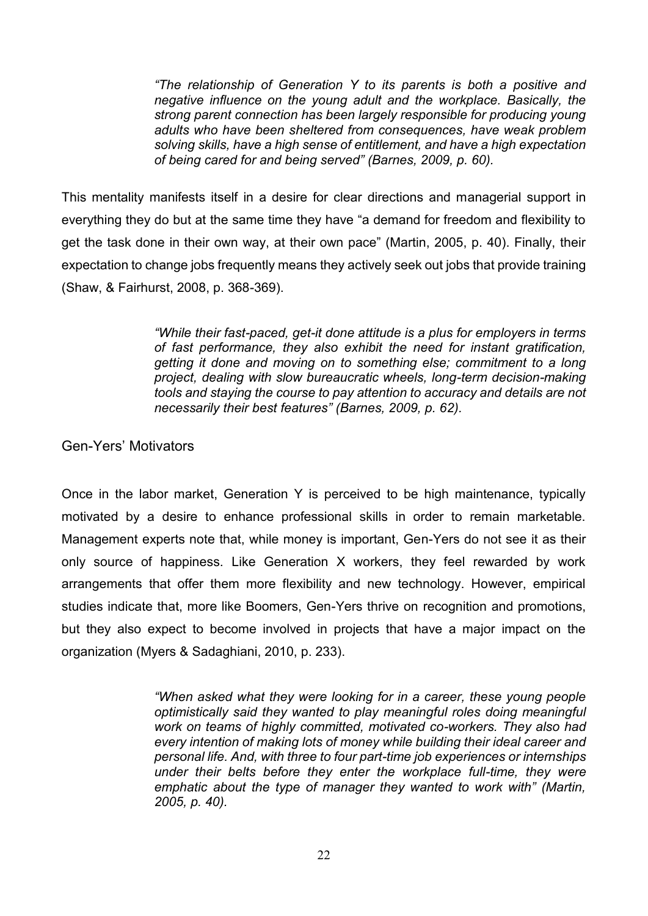> *"The relationship of Generation Y to its parents is both a positive and negative influence on the young adult and the workplace. Basically, the strong parent connection has been largely responsible for producing young adults who have been sheltered from consequences, have weak problem solving skills, have a high sense of entitlement, and have a high expectation of being cared for and being served" (Barnes, 2009, p. 60).*

This mentality manifests itself in a desire for clear directions and managerial support in everything they do but at the same time they have "a demand for freedom and flexibility to get the task done in their own way, at their own pace" (Martin, 2005, p. 40). Finally, their expectation to change jobs frequently means they actively seek out jobs that provide training (Shaw, & Fairhurst, 2008, p. 368-369).

> *"While their fast-paced, get-it done attitude is a plus for employers in terms of fast performance, they also exhibit the need for instant gratification, getting it done and moving on to something else; commitment to a long project, dealing with slow bureaucratic wheels, long-term decision-making tools and staying the course to pay attention to accuracy and details are not necessarily their best features" (Barnes, 2009, p. 62).*

## Gen-Yers' Motivators

Once in the labor market, Generation Y is perceived to be high maintenance, typically motivated by a desire to enhance professional skills in order to remain marketable. Management experts note that, while money is important, Gen-Yers do not see it as their only source of happiness. Like Generation X workers, they feel rewarded by work arrangements that offer them more flexibility and new technology. However, empirical studies indicate that, more like Boomers, Gen-Yers thrive on recognition and promotions, but they also expect to become involved in projects that have a major impact on the organization (Myers & Sadaghiani, 2010, p. 233).

> *"When asked what they were looking for in a career, these young people optimistically said they wanted to play meaningful roles doing meaningful work on teams of highly committed, motivated co-workers. They also had every intention of making lots of money while building their ideal career and personal life. And, with three to four part-time job experiences or internships under their belts before they enter the workplace full-time, they were emphatic about the type of manager they wanted to work with" (Martin, 2005, p. 40).*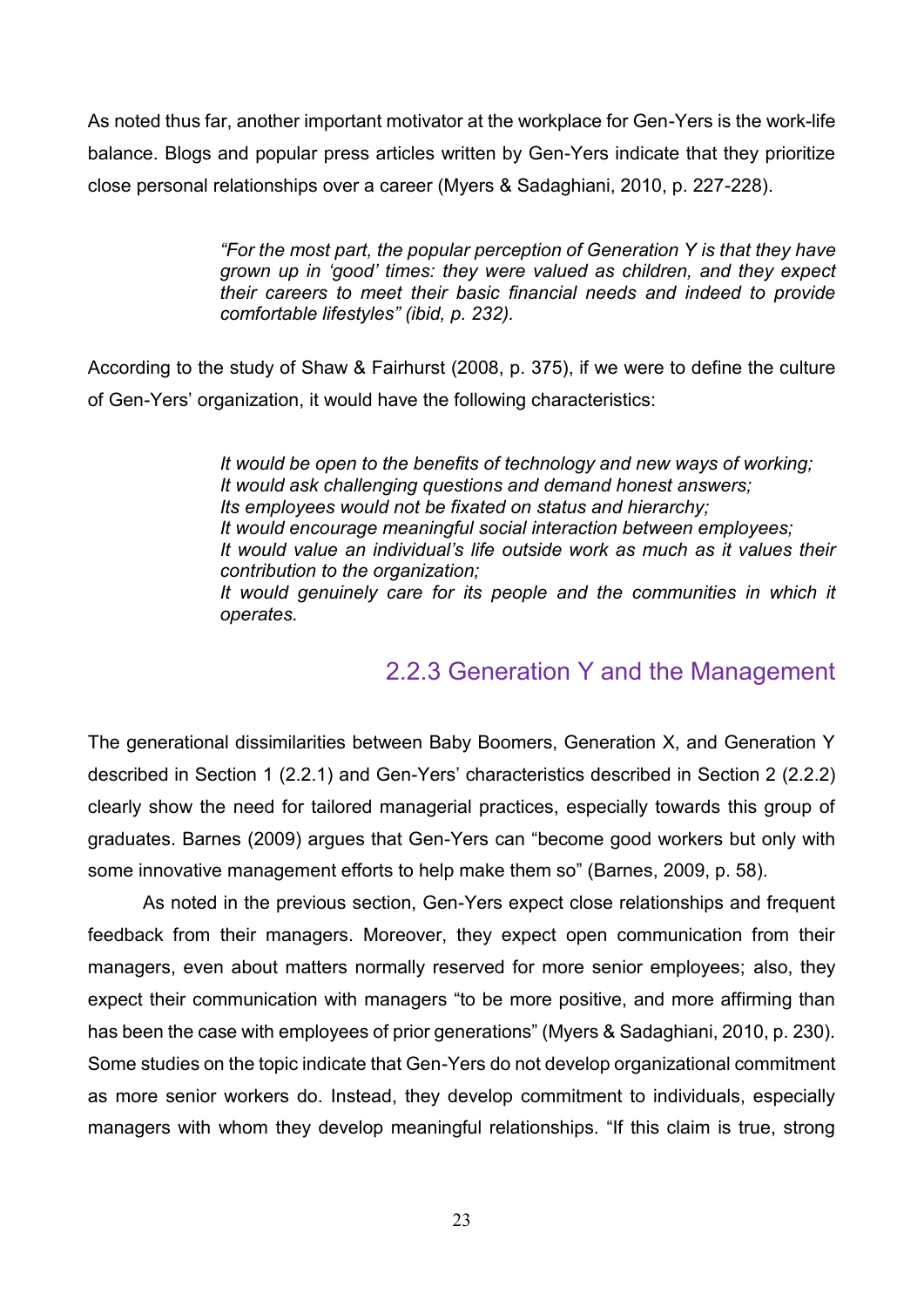As noted thus far, another important motivator at the workplace for Gen-Yers is the work-life balance. Blogs and popular press articles written by Gen-Yers indicate that they prioritize close personal relationships over a career (Myers & Sadaghiani, 2010, p. 227-228).

> *"For the most part, the popular perception of Generation Y is that they have grown up in 'good' times: they were valued as children, and they expect their careers to meet their basic financial needs and indeed to provide comfortable lifestyles" (ibid, p. 232).*

According to the study of Shaw & Fairhurst (2008, p. 375), if we were to define the culture of Gen-Yers' organization, it would have the following characteristics:

> *It would be open to the benefits of technology and new ways of working;*
> *It would ask challenging questions and demand honest answers;*
> *Its employees would not be fixated on status and hierarchy;*
> *It would encourage meaningful social interaction between employees;*
> *It would value an individual's life outside work as much as it values their contribution to the organization;*
> *It would genuinely care for its people and the communities in which it operates.*

### 2.2.3 Generation Y and the Management

The generational dissimilarities between Baby Boomers, Generation X, and Generation Y described in Section 1 (2.2.1) and Gen-Yers' characteristics described in Section 2 (2.2.2) clearly show the need for tailored managerial practices, especially towards this group of graduates. Barnes (2009) argues that Gen-Yers can "become good workers but only with some innovative management efforts to help make them so" (Barnes, 2009, p. 58).

As noted in the previous section, Gen-Yers expect close relationships and frequent feedback from their managers. Moreover, they expect open communication from their managers, even about matters normally reserved for more senior employees; also, they expect their communication with managers "to be more positive, and more affirming than has been the case with employees of prior generations" (Myers & Sadaghiani, 2010, p. 230). Some studies on the topic indicate that Gen-Yers do not develop organizational commitment as more senior workers do. Instead, they develop commitment to individuals, especially managers with whom they develop meaningful relationships. "If this claim is true, strong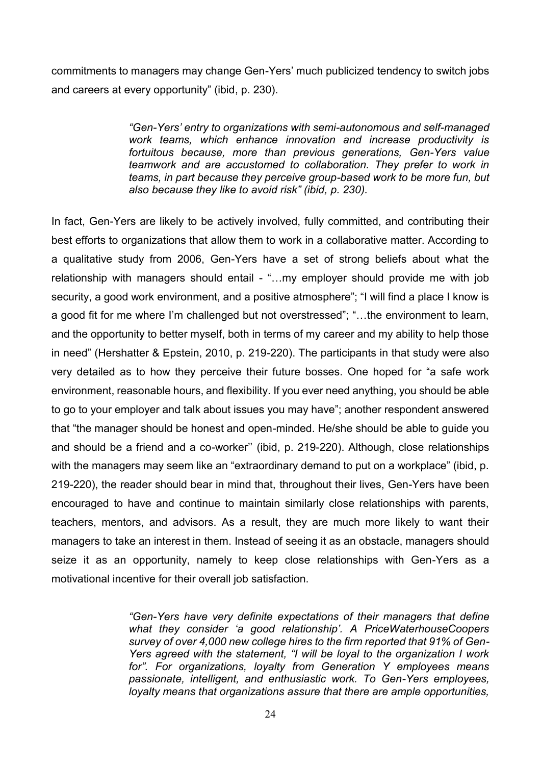commitments to managers may change Gen-Yers' much publicized tendency to switch jobs and careers at every opportunity" (ibid, p. 230).

> *"Gen-Yers' entry to organizations with semi-autonomous and self-managed work teams, which enhance innovation and increase productivity is fortuitous because, more than previous generations, Gen-Yers value teamwork and are accustomed to collaboration. They prefer to work in teams, in part because they perceive group-based work to be more fun, but also because they like to avoid risk" (ibid, p. 230).*

In fact, Gen-Yers are likely to be actively involved, fully committed, and contributing their best efforts to organizations that allow them to work in a collaborative matter. According to a qualitative study from 2006, Gen-Yers have a set of strong beliefs about what the relationship with managers should entail - "…my employer should provide me with job security, a good work environment, and a positive atmosphere"; "I will find a place I know is a good fit for me where I'm challenged but not overstressed"; "…the environment to learn, and the opportunity to better myself, both in terms of my career and my ability to help those in need" (Hershatter & Epstein, 2010, p. 219-220). The participants in that study were also very detailed as to how they perceive their future bosses. One hoped for "a safe work environment, reasonable hours, and flexibility. If you ever need anything, you should be able to go to your employer and talk about issues you may have"; another respondent answered that "the manager should be honest and open-minded. He/she should be able to guide you and should be a friend and a co-worker'' (ibid, p. 219-220). Although, close relationships with the managers may seem like an "extraordinary demand to put on a workplace" (ibid, p. 219-220), the reader should bear in mind that, throughout their lives, Gen-Yers have been encouraged to have and continue to maintain similarly close relationships with parents, teachers, mentors, and advisors. As a result, they are much more likely to want their managers to take an interest in them. Instead of seeing it as an obstacle, managers should seize it as an opportunity, namely to keep close relationships with Gen-Yers as a motivational incentive for their overall job satisfaction.

> *"Gen-Yers have very definite expectations of their managers that define what they consider 'a good relationship'. A PriceWaterhouseCoopers survey of over 4,000 new college hires to the firm reported that 91% of Gen-Yers agreed with the statement, "I will be loyal to the organization I work for". For organizations, loyalty from Generation Y employees means passionate, intelligent, and enthusiastic work. To Gen-Yers employees, loyalty means that organizations assure that there are ample opportunities,*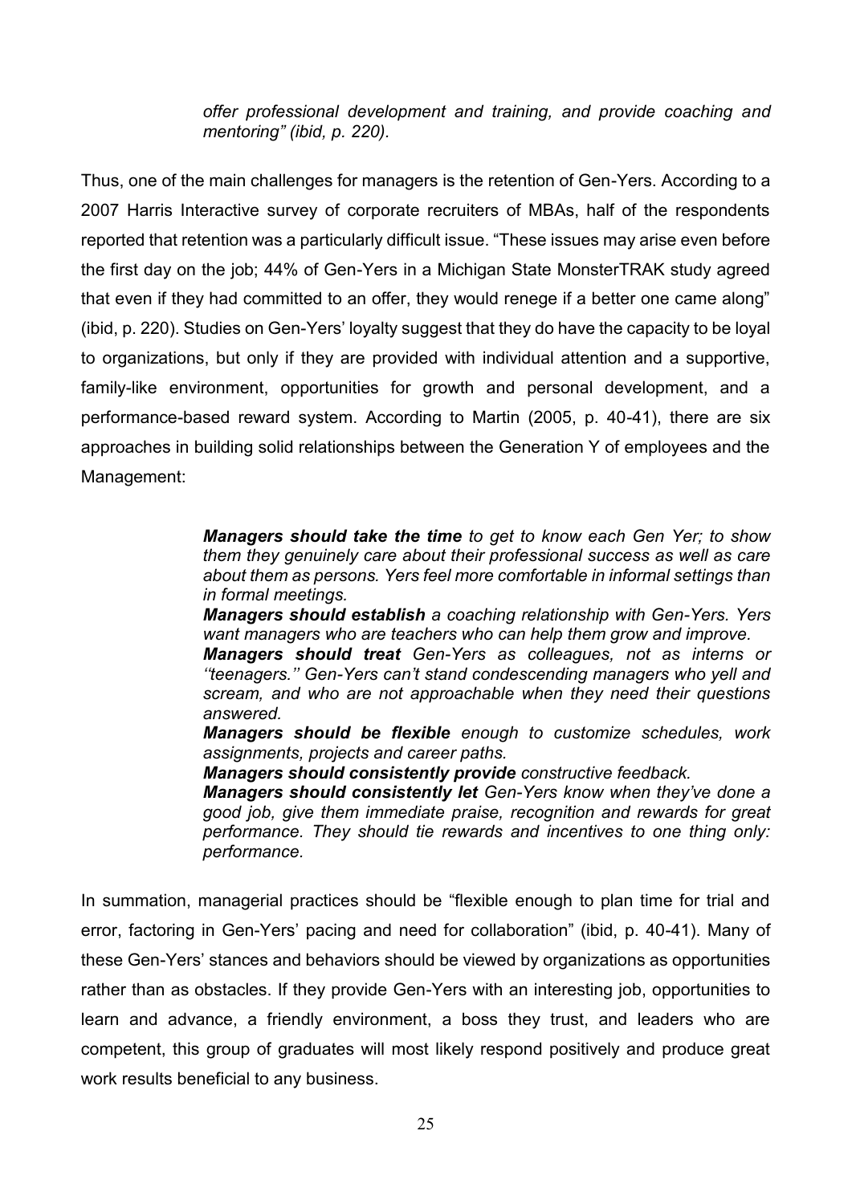*offer professional development and training, and provide coaching and mentoring" (ibid, p. 220).*

Thus, one of the main challenges for managers is the retention of Gen-Yers. According to a 2007 Harris Interactive survey of corporate recruiters of MBAs, half of the respondents reported that retention was a particularly difficult issue. "These issues may arise even before the first day on the job; 44% of Gen-Yers in a Michigan State MonsterTRAK study agreed that even if they had committed to an offer, they would renege if a better one came along" (ibid, p. 220). Studies on Gen-Yers' loyalty suggest that they do have the capacity to be loyal to organizations, but only if they are provided with individual attention and a supportive, family-like environment, opportunities for growth and personal development, and a performance-based reward system. According to Martin (2005, p. 40-41), there are six approaches in building solid relationships between the Generation Y of employees and the Management:

> ***Managers should take the time*** *to get to know each Gen Yer; to show them they genuinely care about their professional success as well as care about them as persons. Yers feel more comfortable in informal settings than in formal meetings.*
> ***Managers should establish*** *a coaching relationship with Gen-Yers. Yers want managers who are teachers who can help them grow and improve.*
> ***Managers should treat*** *Gen-Yers as colleagues, not as interns or ''teenagers.'' Gen-Yers can't stand condescending managers who yell and scream, and who are not approachable when they need their questions answered.*
> ***Managers should be flexible*** *enough to customize schedules, work assignments, projects and career paths.*
> ***Managers should consistently provide*** *constructive feedback.*
> ***Managers should consistently let*** *Gen-Yers know when they've done a good job, give them immediate praise, recognition and rewards for great performance. They should tie rewards and incentives to one thing only: performance.*

In summation, managerial practices should be "flexible enough to plan time for trial and error, factoring in Gen-Yers' pacing and need for collaboration" (ibid, p. 40-41). Many of these Gen-Yers' stances and behaviors should be viewed by organizations as opportunities rather than as obstacles. If they provide Gen-Yers with an interesting job, opportunities to learn and advance, a friendly environment, a boss they trust, and leaders who are competent, this group of graduates will most likely respond positively and produce great work results beneficial to any business.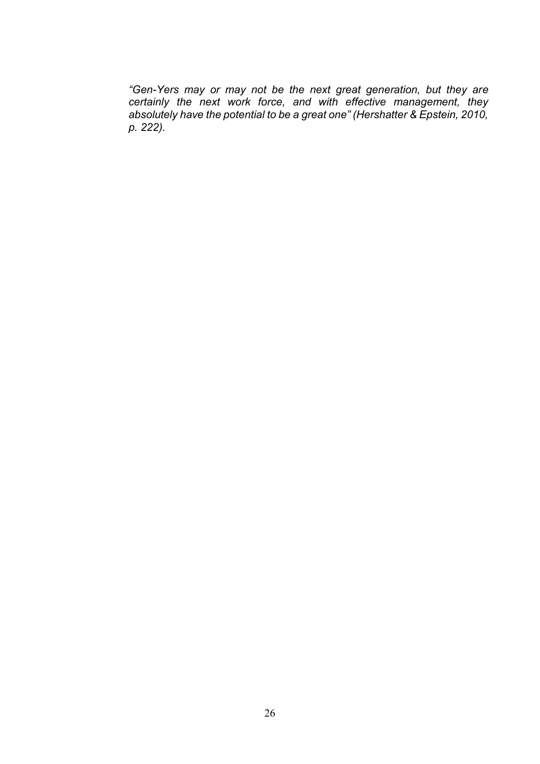*“Gen-Yers may or may not be the next great generation, but they are certainly the next work force, and with effective management, they absolutely have the potential to be a great one” (Hershatter & Epstein, 2010, p. 222).*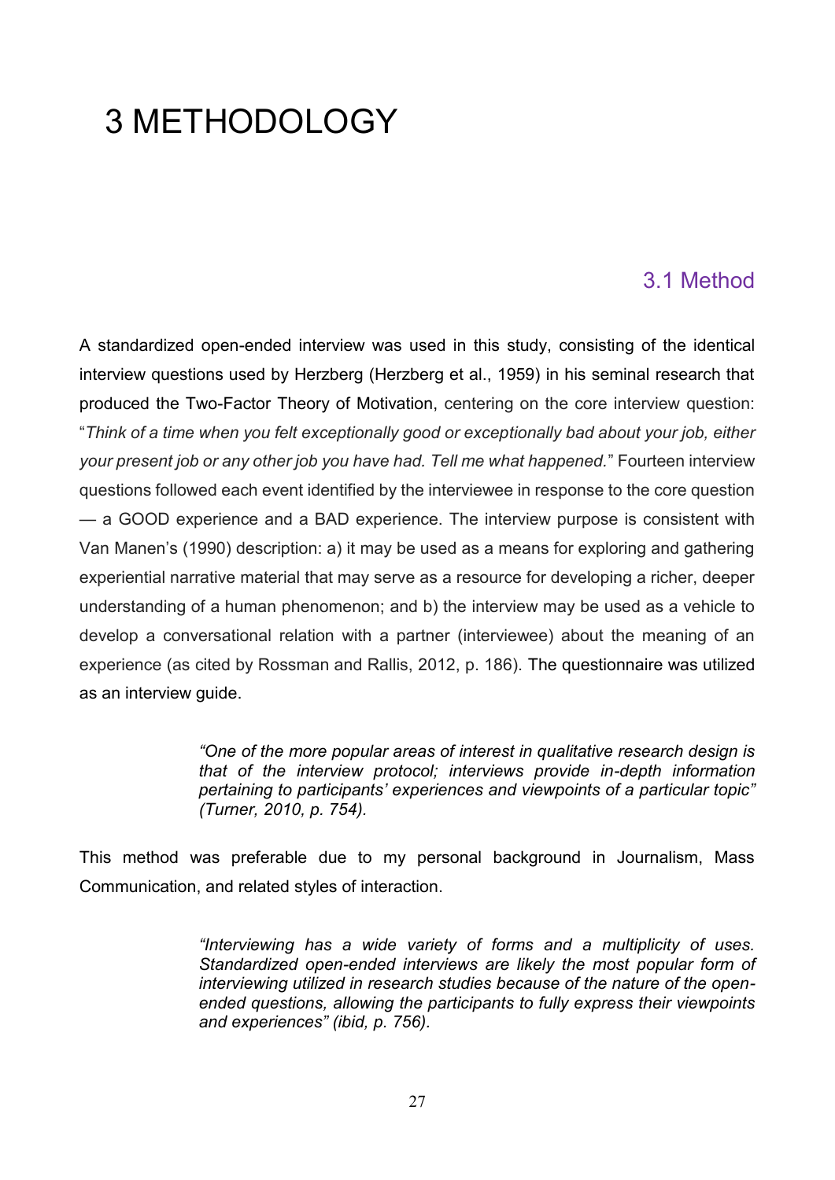# 3 METHODOLOGY

## 3.1 Method

A standardized open-ended interview was used in this study, consisting of the identical interview questions used by Herzberg (Herzberg et al., 1959) in his seminal research that produced the Two-Factor Theory of Motivation, centering on the core interview question: "*Think of a time when you felt exceptionally good or exceptionally bad about your job, either your present job or any other job you have had. Tell me what happened.*" Fourteen interview questions followed each event identified by the interviewee in response to the core question — a GOOD experience and a BAD experience. The interview purpose is consistent with Van Manen's (1990) description: a) it may be used as a means for exploring and gathering experiential narrative material that may serve as a resource for developing a richer, deeper understanding of a human phenomenon; and b) the interview may be used as a vehicle to develop a conversational relation with a partner (interviewee) about the meaning of an experience (as cited by Rossman and Rallis, 2012, p. 186). The questionnaire was utilized as an interview guide.

> *"One of the more popular areas of interest in qualitative research design is that of the interview protocol; interviews provide in-depth information pertaining to participants' experiences and viewpoints of a particular topic" (Turner, 2010, p. 754).*

This method was preferable due to my personal background in Journalism, Mass Communication, and related styles of interaction.

> *"Interviewing has a wide variety of forms and a multiplicity of uses. Standardized open-ended interviews are likely the most popular form of interviewing utilized in research studies because of the nature of the open-ended questions, allowing the participants to fully express their viewpoints and experiences" (ibid, p. 756).*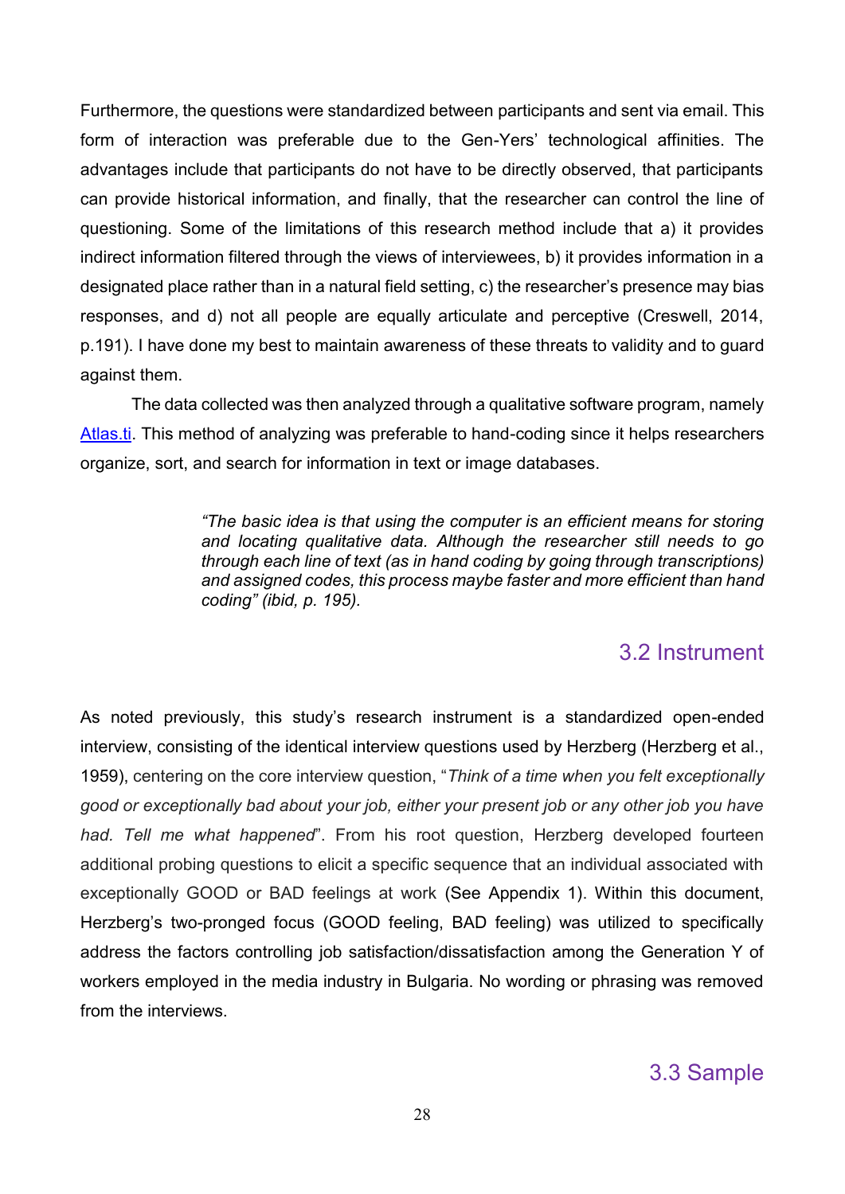Furthermore, the questions were standardized between participants and sent via email. This form of interaction was preferable due to the Gen-Yers' technological affinities. The advantages include that participants do not have to be directly observed, that participants can provide historical information, and finally, that the researcher can control the line of questioning. Some of the limitations of this research method include that a) it provides indirect information filtered through the views of interviewees, b) it provides information in a designated place rather than in a natural field setting, c) the researcher's presence may bias responses, and d) not all people are equally articulate and perceptive (Creswell, 2014, p.191). I have done my best to maintain awareness of these threats to validity and to guard against them.

The data collected was then analyzed through a qualitative software program, namely [Atlas.ti](Atlas.ti). This method of analyzing was preferable to hand-coding since it helps researchers organize, sort, and search for information in text or image databases.

> *"The basic idea is that using the computer is an efficient means for storing and locating qualitative data. Although the researcher still needs to go through each line of text (as in hand coding by going through transcriptions) and assigned codes, this process maybe faster and more efficient than hand coding" (ibid, p. 195).*

## 3.2 Instrument

As noted previously, this study's research instrument is a standardized open-ended interview, consisting of the identical interview questions used by Herzberg (Herzberg et al., 1959), centering on the core interview question, "*Think of a time when you felt exceptionally good or exceptionally bad about your job, either your present job or any other job you have had. Tell me what happened*". From his root question, Herzberg developed fourteen additional probing questions to elicit a specific sequence that an individual associated with exceptionally GOOD or BAD feelings at work (See Appendix 1). Within this document, Herzberg's two-pronged focus (GOOD feeling, BAD feeling) was utilized to specifically address the factors controlling job satisfaction/dissatisfaction among the Generation Y of workers employed in the media industry in Bulgaria. No wording or phrasing was removed from the interviews.

## 3.3 Sample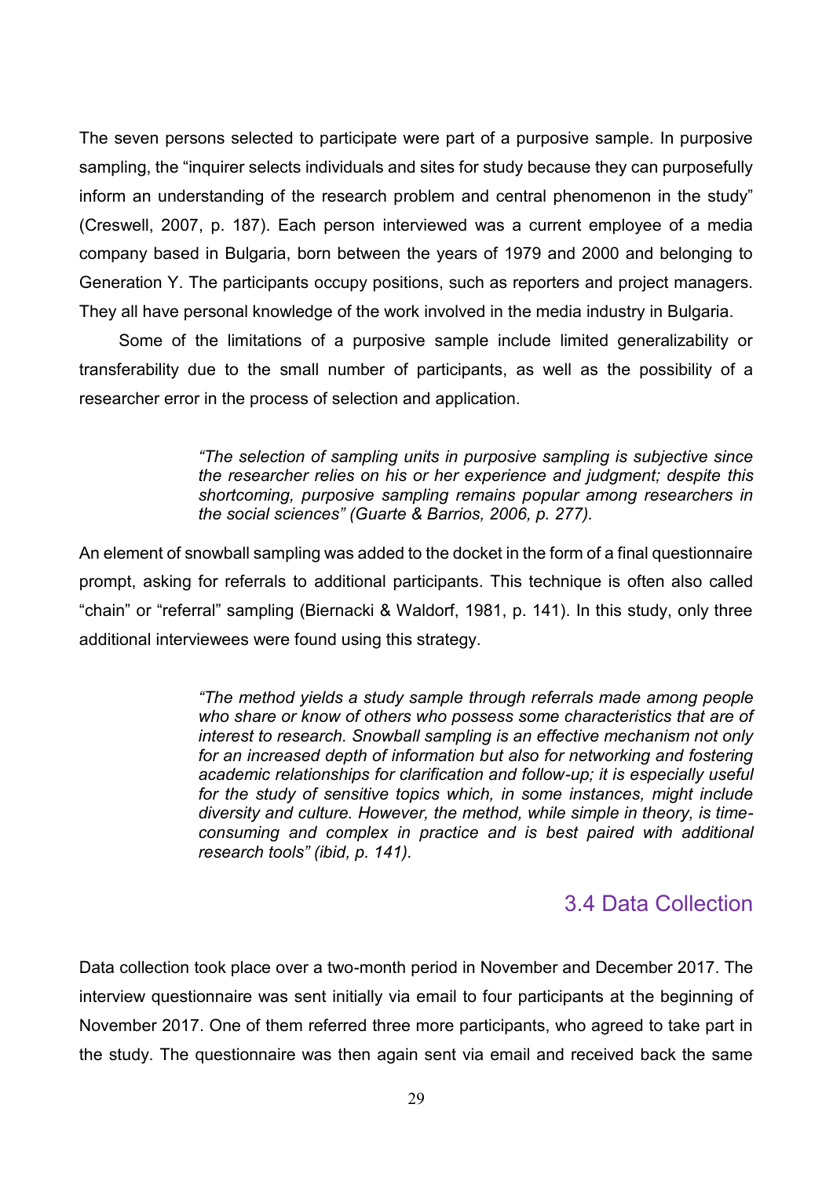The seven persons selected to participate were part of a purposive sample. In purposive sampling, the "inquirer selects individuals and sites for study because they can purposefully inform an understanding of the research problem and central phenomenon in the study" (Creswell, 2007, p. 187). Each person interviewed was a current employee of a media company based in Bulgaria, born between the years of 1979 and 2000 and belonging to Generation Y. The participants occupy positions, such as reporters and project managers. They all have personal knowledge of the work involved in the media industry in Bulgaria.

Some of the limitations of a purposive sample include limited generalizability or transferability due to the small number of participants, as well as the possibility of a researcher error in the process of selection and application.

> *"The selection of sampling units in purposive sampling is subjective since the researcher relies on his or her experience and judgment; despite this shortcoming, purposive sampling remains popular among researchers in the social sciences" (Guarte & Barrios, 2006, p. 277).*

An element of snowball sampling was added to the docket in the form of a final questionnaire prompt, asking for referrals to additional participants. This technique is often also called "chain" or "referral" sampling (Biernacki & Waldorf, 1981, p. 141). In this study, only three additional interviewees were found using this strategy.

> *"The method yields a study sample through referrals made among people who share or know of others who possess some characteristics that are of interest to research. Snowball sampling is an effective mechanism not only for an increased depth of information but also for networking and fostering academic relationships for clarification and follow-up; it is especially useful for the study of sensitive topics which, in some instances, might include diversity and culture. However, the method, while simple in theory, is time-consuming and complex in practice and is best paired with additional research tools" (ibid, p. 141).*

## 3.4 Data Collection

Data collection took place over a two-month period in November and December 2017. The interview questionnaire was sent initially via email to four participants at the beginning of November 2017. One of them referred three more participants, who agreed to take part in the study. The questionnaire was then again sent via email and received back the same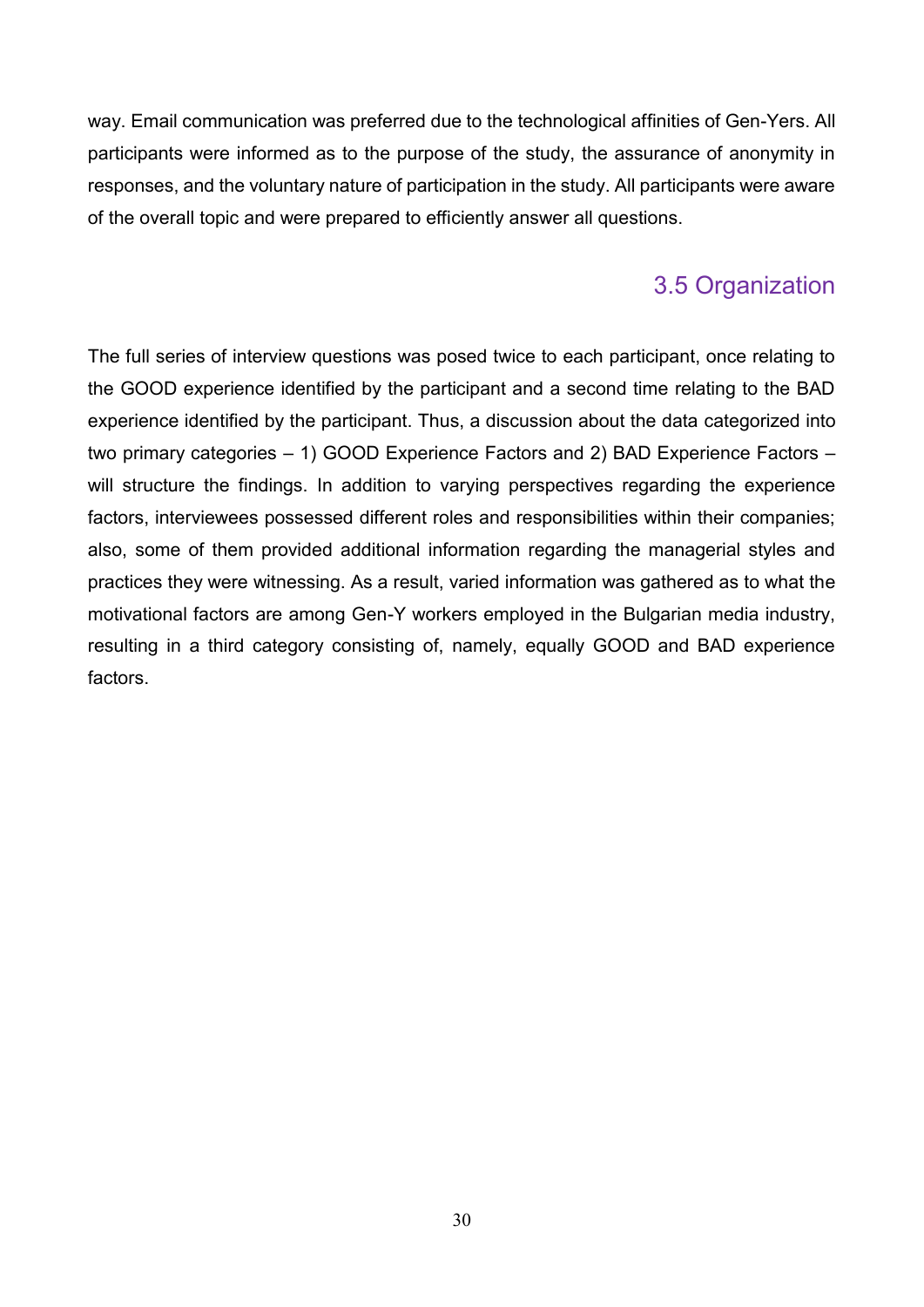way. Email communication was preferred due to the technological affinities of Gen-Yers. All participants were informed as to the purpose of the study, the assurance of anonymity in responses, and the voluntary nature of participation in the study. All participants were aware of the overall topic and were prepared to efficiently answer all questions.

## 3.5 Organization

The full series of interview questions was posed twice to each participant, once relating to the GOOD experience identified by the participant and a second time relating to the BAD experience identified by the participant. Thus, a discussion about the data categorized into two primary categories – 1) GOOD Experience Factors and 2) BAD Experience Factors – will structure the findings. In addition to varying perspectives regarding the experience factors, interviewees possessed different roles and responsibilities within their companies; also, some of them provided additional information regarding the managerial styles and practices they were witnessing. As a result, varied information was gathered as to what the motivational factors are among Gen-Y workers employed in the Bulgarian media industry, resulting in a third category consisting of, namely, equally GOOD and BAD experience factors.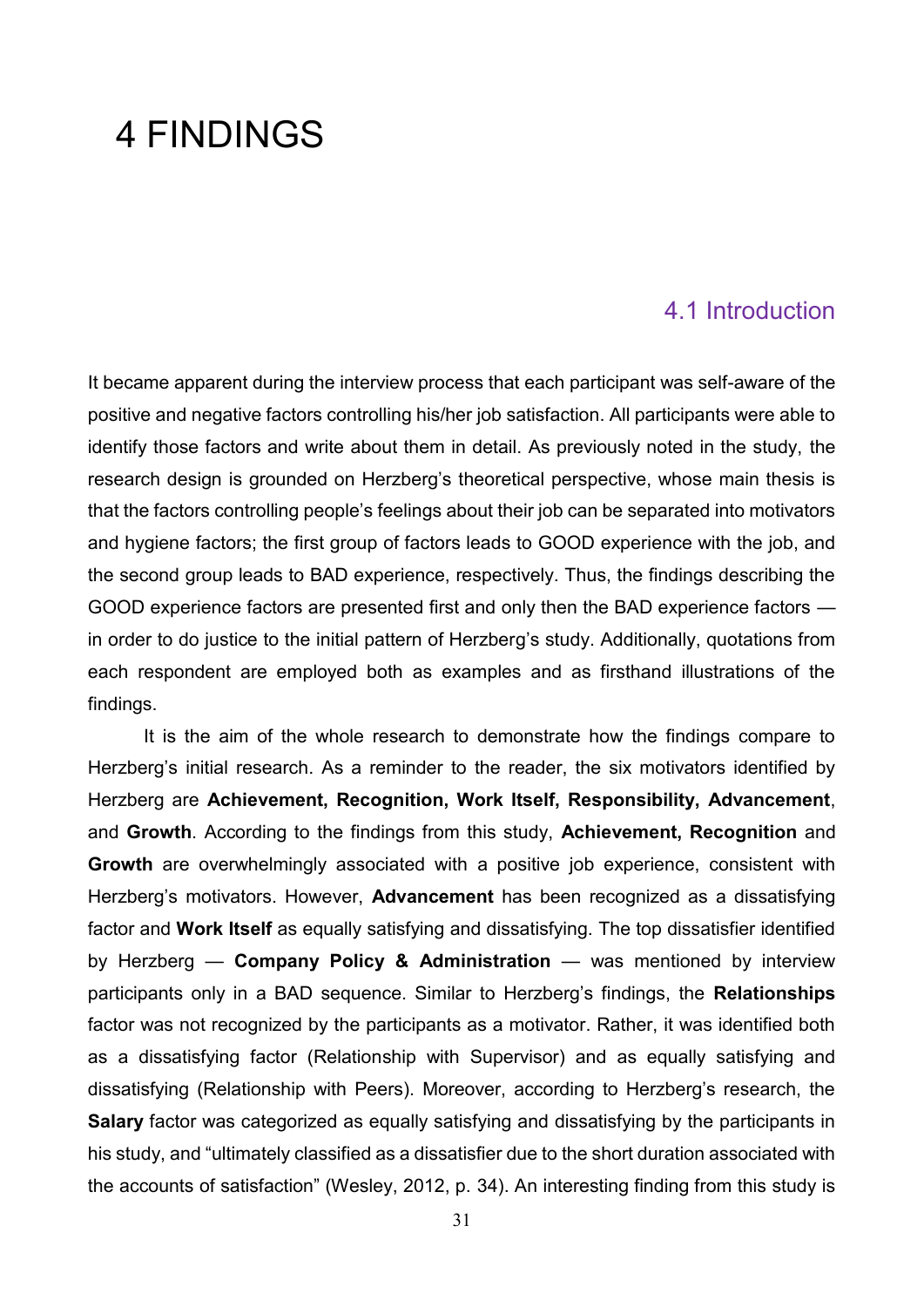# 4 FINDINGS

## 4.1 Introduction

It became apparent during the interview process that each participant was self-aware of the positive and negative factors controlling his/her job satisfaction. All participants were able to identify those factors and write about them in detail. As previously noted in the study, the research design is grounded on Herzberg's theoretical perspective, whose main thesis is that the factors controlling people's feelings about their job can be separated into motivators and hygiene factors; the first group of factors leads to GOOD experience with the job, and the second group leads to BAD experience, respectively. Thus, the findings describing the GOOD experience factors are presented first and only then the BAD experience factors — in order to do justice to the initial pattern of Herzberg's study. Additionally, quotations from each respondent are employed both as examples and as firsthand illustrations of the findings.

It is the aim of the whole research to demonstrate how the findings compare to Herzberg's initial research. As a reminder to the reader, the six motivators identified by Herzberg are **Achievement, Recognition, Work Itself, Responsibility, Advancement**, and **Growth**. According to the findings from this study, **Achievement, Recognition** and **Growth** are overwhelmingly associated with a positive job experience, consistent with Herzberg's motivators. However, **Advancement** has been recognized as a dissatisfying factor and **Work Itself** as equally satisfying and dissatisfying. The top dissatisfier identified by Herzberg — **Company Policy & Administration** — was mentioned by interview participants only in a BAD sequence. Similar to Herzberg's findings, the **Relationships** factor was not recognized by the participants as a motivator. Rather, it was identified both as a dissatisfying factor (Relationship with Supervisor) and as equally satisfying and dissatisfying (Relationship with Peers). Moreover, according to Herzberg's research, the **Salary** factor was categorized as equally satisfying and dissatisfying by the participants in his study, and "ultimately classified as a dissatisfier due to the short duration associated with the accounts of satisfaction" (Wesley, 2012, p. 34). An interesting finding from this study is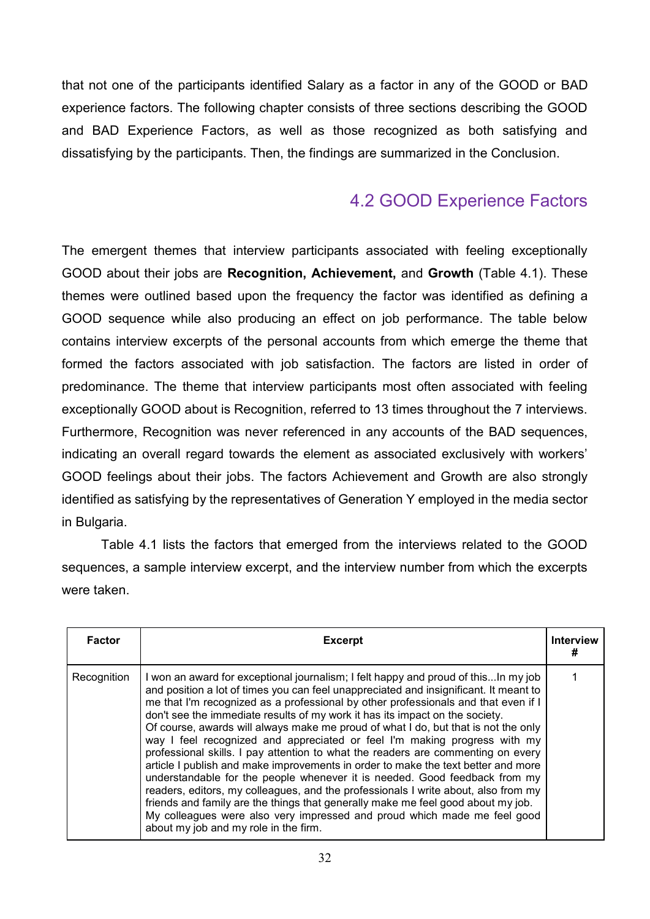that not one of the participants identified Salary as a factor in any of the GOOD or BAD experience factors. The following chapter consists of three sections describing the GOOD and BAD Experience Factors, as well as those recognized as both satisfying and dissatisfying by the participants. Then, the findings are summarized in the Conclusion.

## 4.2 GOOD Experience Factors

The emergent themes that interview participants associated with feeling exceptionally GOOD about their jobs are **Recognition, Achievement,** and **Growth** (Table 4.1). These themes were outlined based upon the frequency the factor was identified as defining a GOOD sequence while also producing an effect on job performance. The table below contains interview excerpts of the personal accounts from which emerge the theme that formed the factors associated with job satisfaction. The factors are listed in order of predominance. The theme that interview participants most often associated with feeling exceptionally GOOD about is Recognition, referred to 13 times throughout the 7 interviews. Furthermore, Recognition was never referenced in any accounts of the BAD sequences, indicating an overall regard towards the element as associated exclusively with workers' GOOD feelings about their jobs. The factors Achievement and Growth are also strongly identified as satisfying by the representatives of Generation Y employed in the media sector in Bulgaria.

Table 4.1 lists the factors that emerged from the interviews related to the GOOD sequences, a sample interview excerpt, and the interview number from which the excerpts were taken.

| Factor | Excerpt | Interview # |
|---|---|---|
| Recognition | I won an award for exceptional journalism; I felt happy and proud of this...In my job and position a lot of times you can feel unappreciated and insignificant. It meant to me that I'm recognized as a professional by other professionals and that even if I don't see the immediate results of my work it has its impact on the society. Of course, awards will always make me proud of what I do, but that is not the only way I feel recognized and appreciated or feel I'm making progress with my professional skills. I pay attention to what the readers are commenting on every article I publish and make improvements in order to make the text better and more understandable for the people whenever it is needed. Good feedback from my readers, editors, my colleagues, and the professionals I write about, also from my friends and family are the things that generally make me feel good about my job. My colleagues were also very impressed and proud which made me feel good about my job and my role in the firm. | 1 |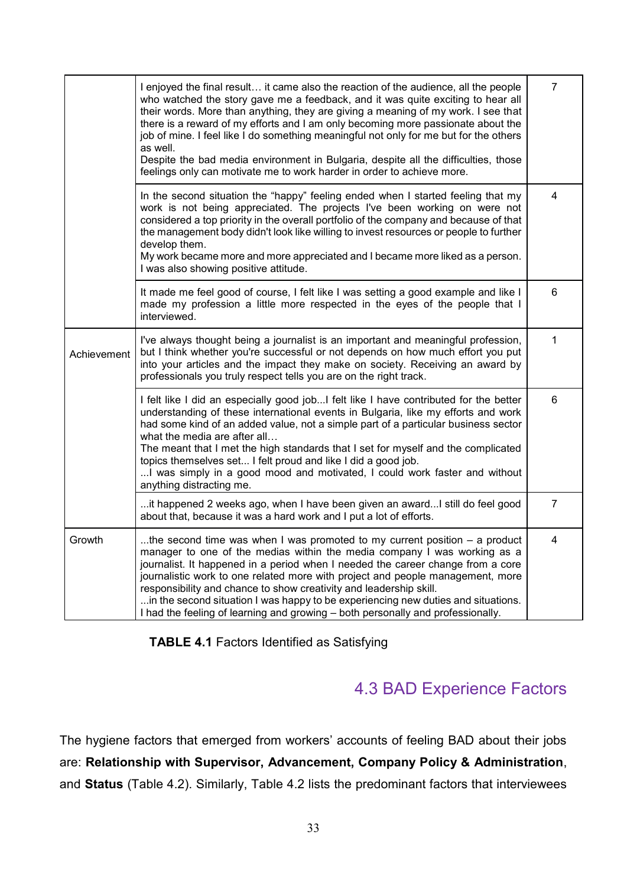| | | |
|---|---|---|
| | I enjoyed the final result… it came also the reaction of the audience, all the people who watched the story gave me a feedback, and it was quite exciting to hear all their words. More than anything, they are giving a meaning of my work. I see that there is a reward of my efforts and I am only becoming more passionate about the job of mine. I feel like I do something meaningful not only for me but for the others as well.<br>Despite the bad media environment in Bulgaria, despite all the difficulties, those feelings only can motivate me to work harder in order to achieve more. | 7 |
| | In the second situation the "happy" feeling ended when I started feeling that my work is not being appreciated. The projects I've been working on were not considered a top priority in the overall portfolio of the company and because of that the management body didn't look like willing to invest resources or people to further develop them.<br>My work became more and more appreciated and I became more liked as a person. I was also showing positive attitude. | 4 |
| | It made me feel good of course, I felt like I was setting a good example and like I made my profession a little more respected in the eyes of the people that I interviewed. | 6 |
| Achievement | I've always thought being a journalist is an important and meaningful profession, but I think whether you're successful or not depends on how much effort you put into your articles and the impact they make on society. Receiving an award by professionals you truly respect tells you are on the right track. | 1 |
| | I felt like I did an especially good job...I felt like I have contributed for the better understanding of these international events in Bulgaria, like my efforts and work had some kind of an added value, not a simple part of a particular business sector what the media are after all…<br>The meant that I met the high standards that I set for myself and the complicated topics themselves set... I felt proud and like I did a good job.<br>...I was simply in a good mood and motivated, I could work faster and without anything distracting me. | 6 |
| | ...it happened 2 weeks ago, when I have been given an award...I still do feel good about that, because it was a hard work and I put a lot of efforts. | 7 |
| Growth | ...the second time was when I was promoted to my current position – a product manager to one of the medias within the media company I was working as a journalist. It happened in a period when I needed the career change from a core journalistic work to one related more with project and people management, more responsibility and chance to show creativity and leadership skill.<br>...in the second situation I was happy to be experiencing new duties and situations. I had the feeling of learning and growing – both personally and professionally. | 4 |

**TABLE 4.1** Factors Identified as Satisfying

## 4.3 BAD Experience Factors

The hygiene factors that emerged from workers' accounts of feeling BAD about their jobs are: **Relationship with Supervisor, Advancement, Company Policy & Administration**, and **Status** (Table 4.2). Similarly, Table 4.2 lists the predominant factors that interviewees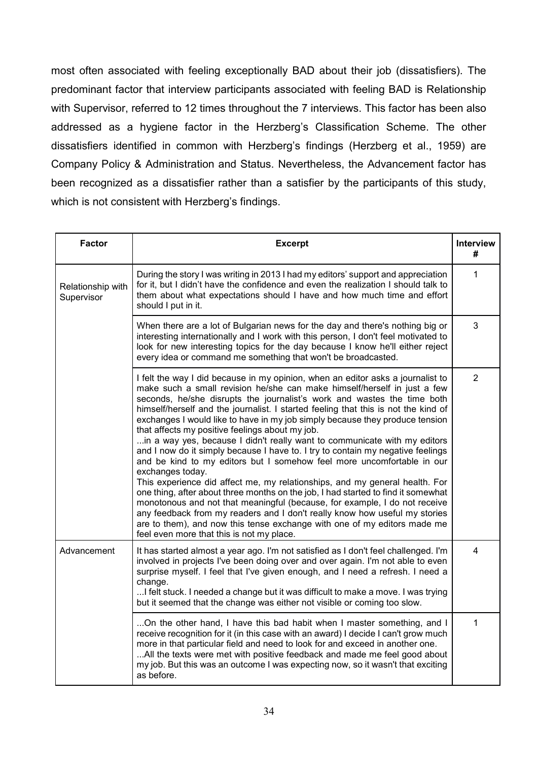most often associated with feeling exceptionally BAD about their job (dissatisfiers). The predominant factor that interview participants associated with feeling BAD is Relationship with Supervisor, referred to 12 times throughout the 7 interviews. This factor has been also addressed as a hygiene factor in the Herzberg's Classification Scheme. The other dissatisfiers identified in common with Herzberg's findings (Herzberg et al., 1959) are Company Policy & Administration and Status. Nevertheless, the Advancement factor has been recognized as a dissatisfier rather than a satisfier by the participants of this study, which is not consistent with Herzberg's findings.

| Factor | Excerpt | Interview # |
|---|---|---|
| Relationship with Supervisor | During the story I was writing in 2013 I had my editors' support and appreciation for it, but I didn't have the confidence and even the realization I should talk to them about what expectations should I have and how much time and effort should I put in it. | 1 |
| | When there are a lot of Bulgarian news for the day and there's nothing big or interesting internationally and I work with this person, I don't feel motivated to look for new interesting topics for the day because I know he'll either reject every idea or command me something that won't be broadcasted. | 3 |
| | I felt the way I did because in my opinion, when an editor asks a journalist to make such a small revision he/she can make himself/herself in just a few seconds, he/she disrupts the journalist's work and wastes the time both himself/herself and the journalist. I started feeling that this is not the kind of exchanges I would like to have in my job simply because they produce tension that affects my positive feelings about my job. ...in a way yes, because I didn't really want to communicate with my editors and I now do it simply because I have to. I try to contain my negative feelings and be kind to my editors but I somehow feel more uncomfortable in our exchanges today. This experience did affect me, my relationships, and my general health. For one thing, after about three months on the job, I had started to find it somewhat monotonous and not that meaningful (because, for example, I do not receive any feedback from my readers and I don't really know how useful my stories are to them), and now this tense exchange with one of my editors made me feel even more that this is not my place. | 2 |
| Advancement | It has started almost a year ago. I'm not satisfied as I don't feel challenged. I'm involved in projects I've been doing over and over again. I'm not able to even surprise myself. I feel that I've given enough, and I need a refresh. I need a change. ...I felt stuck. I needed a change but it was difficult to make a move. I was trying but it seemed that the change was either not visible or coming too slow. | 4 |
| | ...On the other hand, I have this bad habit when I master something, and I receive recognition for it (in this case with an award) I decide I can't grow much more in that particular field and need to look for and exceed in another one. ...All the texts were met with positive feedback and made me feel good about my job. But this was an outcome I was expecting now, so it wasn't that exciting as before. | 1 |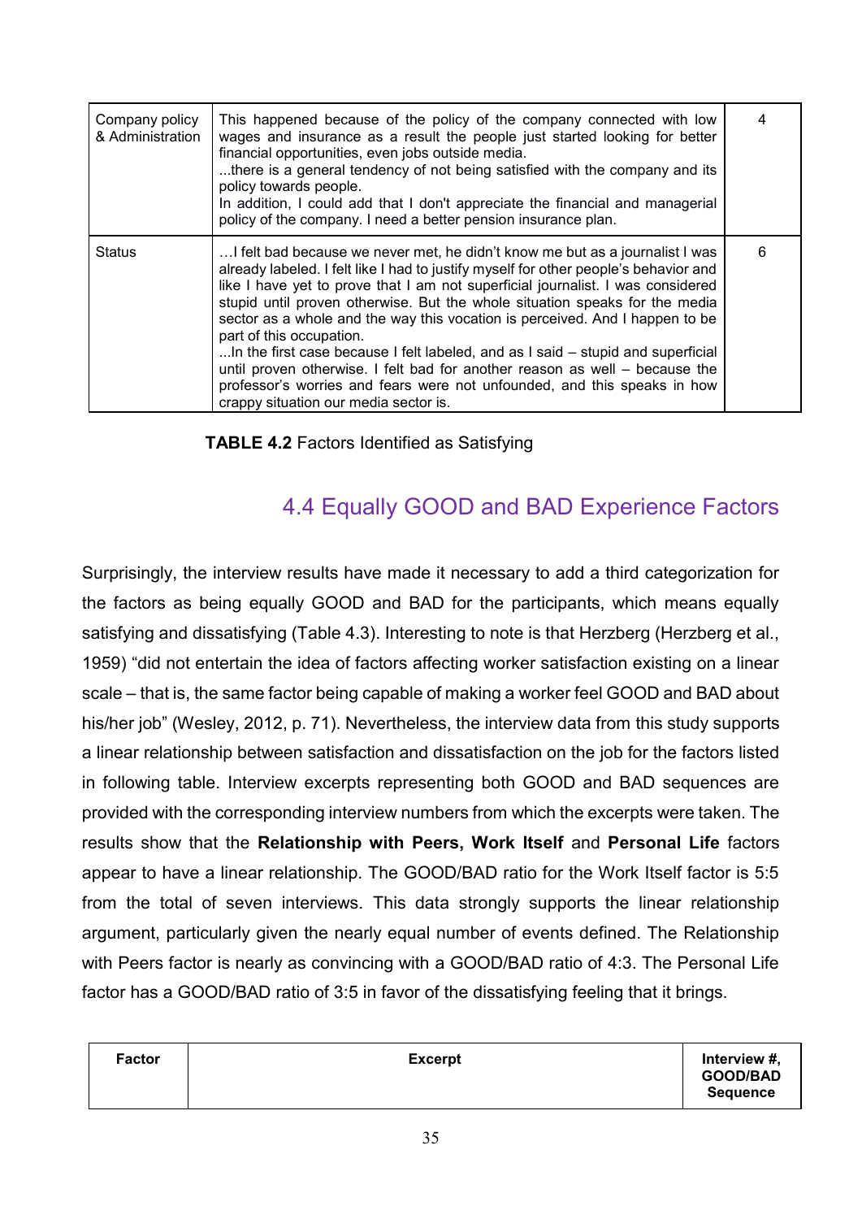| Company policy & Administration | This happened because of the policy of the company connected with low wages and insurance as a result the people just started looking for better financial opportunities, even jobs outside media. ...there is a general tendency of not being satisfied with the company and its policy towards people. In addition, I could add that I don't appreciate the financial and managerial policy of the company. I need a better pension insurance plan. | 4 |
|---|---|---|
| Status | …I felt bad because we never met, he didn't know me but as a journalist I was already labeled. I felt like I had to justify myself for other people's behavior and like I have yet to prove that I am not superficial journalist. I was considered stupid until proven otherwise. But the whole situation speaks for the media sector as a whole and the way this vocation is perceived. And I happen to be part of this occupation. ...In the first case because I felt labeled, and as I said – stupid and superficial until proven otherwise. I felt bad for another reason as well – because the professor's worries and fears were not unfounded, and this speaks in how crappy situation our media sector is. | 6 |

**TABLE 4.2** Factors Identified as Satisfying

## 4.4 Equally GOOD and BAD Experience Factors

Surprisingly, the interview results have made it necessary to add a third categorization for the factors as being equally GOOD and BAD for the participants, which means equally satisfying and dissatisfying (Table 4.3). Interesting to note is that Herzberg (Herzberg et al., 1959) "did not entertain the idea of factors affecting worker satisfaction existing on a linear scale – that is, the same factor being capable of making a worker feel GOOD and BAD about his/her job" (Wesley, 2012, p. 71). Nevertheless, the interview data from this study supports a linear relationship between satisfaction and dissatisfaction on the job for the factors listed in following table. Interview excerpts representing both GOOD and BAD sequences are provided with the corresponding interview numbers from which the excerpts were taken. The results show that the **Relationship with Peers, Work Itself** and **Personal Life** factors appear to have a linear relationship. The GOOD/BAD ratio for the Work Itself factor is 5:5 from the total of seven interviews. This data strongly supports the linear relationship argument, particularly given the nearly equal number of events defined. The Relationship with Peers factor is nearly as convincing with a GOOD/BAD ratio of 4:3. The Personal Life factor has a GOOD/BAD ratio of 3:5 in favor of the dissatisfying feeling that it brings.

| Factor | Excerpt | Interview #, GOOD/BAD Sequence |
|---|---|---|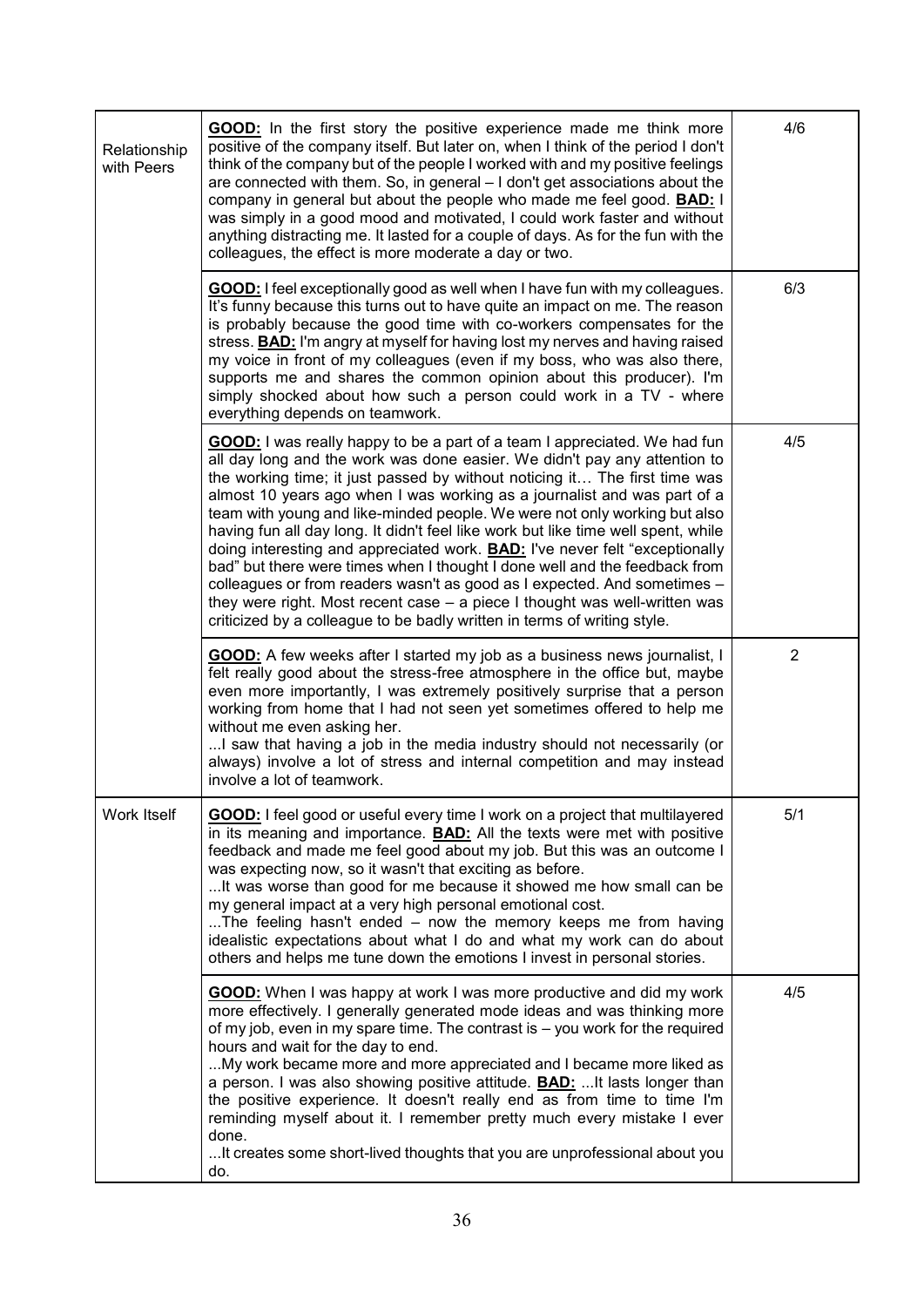| | | |
|---|---|---|
| Relationship with Peers | **GOOD:** In the first story the positive experience made me think more positive of the company itself. But later on, when I think of the period I don't think of the company but of the people I worked with and my positive feelings are connected with them. So, in general – I don't get associations about the company in general but about the people who made me feel good. **BAD:** I was simply in a good mood and motivated, I could work faster and without anything distracting me. It lasted for a couple of days. As for the fun with the colleagues, the effect is more moderate a day or two. | 4/6 |
| | **GOOD:** I feel exceptionally good as well when I have fun with my colleagues. It's funny because this turns out to have quite an impact on me. The reason is probably because the good time with co-workers compensates for the stress. **BAD:** I'm angry at myself for having lost my nerves and having raised my voice in front of my colleagues (even if my boss, who was also there, supports me and shares the common opinion about this producer). I'm simply shocked about how such a person could work in a TV - where everything depends on teamwork. | 6/3 |
| | **GOOD:** I was really happy to be a part of a team I appreciated. We had fun all day long and the work was done easier. We didn't pay any attention to the working time; it just passed by without noticing it… The first time was almost 10 years ago when I was working as a journalist and was part of a team with young and like-minded people. We were not only working but also having fun all day long. It didn't feel like work but like time well spent, while doing interesting and appreciated work. **BAD:** I've never felt "exceptionally bad" but there were times when I thought I done well and the feedback from colleagues or from readers wasn't as good as I expected. And sometimes – they were right. Most recent case – a piece I thought was well-written was criticized by a colleague to be badly written in terms of writing style. | 4/5 |
| | **GOOD:** A few weeks after I started my job as a business news journalist, I felt really good about the stress-free atmosphere in the office but, maybe even more importantly, I was extremely positively surprise that a person working from home that I had not seen yet sometimes offered to help me without me even asking her. ...I saw that having a job in the media industry should not necessarily (or always) involve a lot of stress and internal competition and may instead involve a lot of teamwork. | 2 |
| Work Itself | **GOOD:** I feel good or useful every time I work on a project that multilayered in its meaning and importance. **BAD:** All the texts were met with positive feedback and made me feel good about my job. But this was an outcome I was expecting now, so it wasn't that exciting as before. ...It was worse than good for me because it showed me how small can be my general impact at a very high personal emotional cost. ...The feeling hasn't ended – now the memory keeps me from having idealistic expectations about what I do and what my work can do about others and helps me tune down the emotions I invest in personal stories. | 5/1 |
| | **GOOD:** When I was happy at work I was more productive and did my work more effectively. I generally generated mode ideas and was thinking more of my job, even in my spare time. The contrast is – you work for the required hours and wait for the day to end. ...My work became more and more appreciated and I became more liked as a person. I was also showing positive attitude. **BAD:** ...It lasts longer than the positive experience. It doesn't really end as from time to time I'm reminding myself about it. I remember pretty much every mistake I ever done. ...It creates some short-lived thoughts that you are unprofessional about you do. | 4/5 |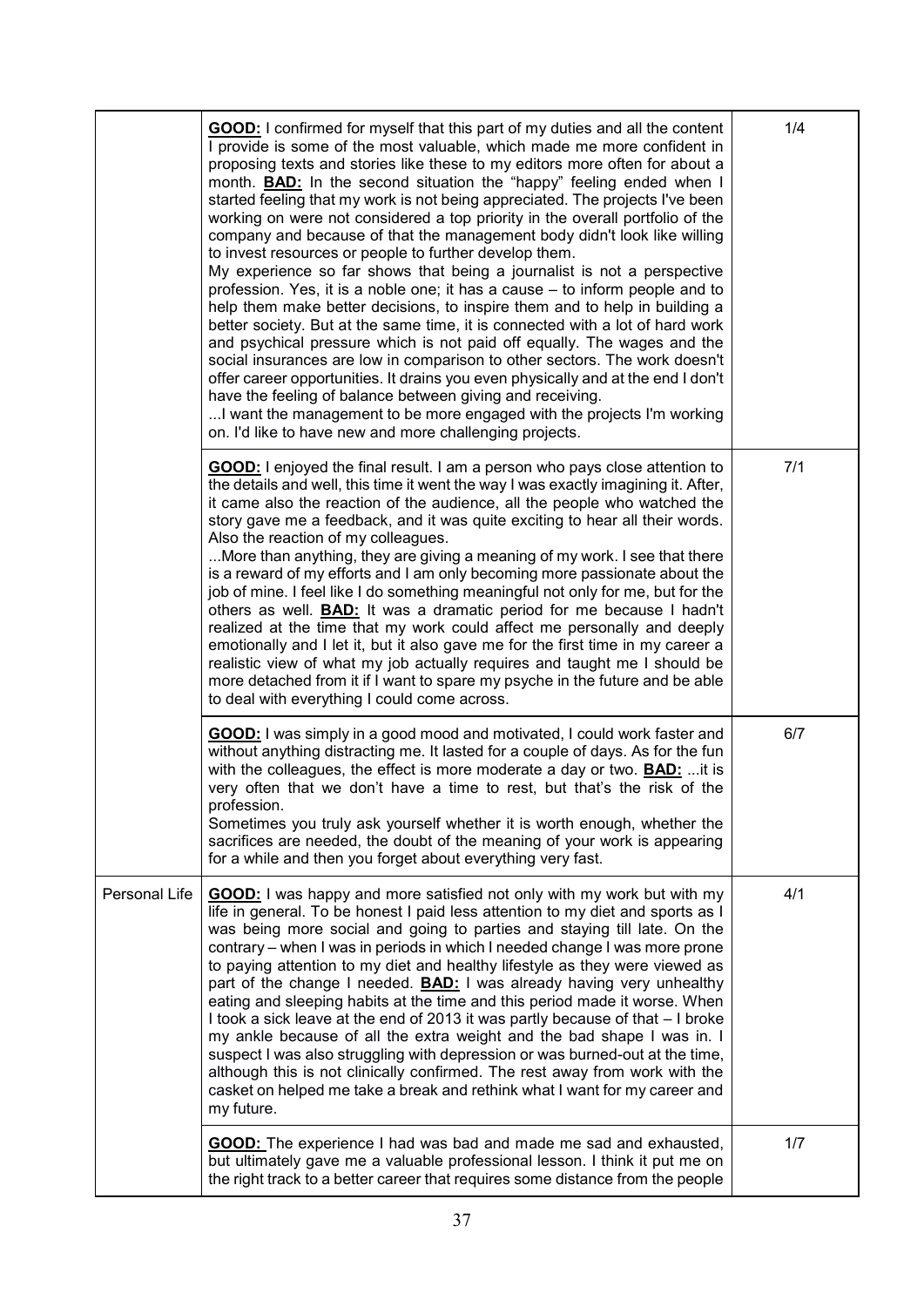|  |  |  |
|---|---|---|
|  | **GOOD:** I confirmed for myself that this part of my duties and all the content I provide is some of the most valuable, which made me more confident in proposing texts and stories like these to my editors more often for about a month. **BAD:** In the second situation the "happy" feeling ended when I started feeling that my work is not being appreciated. The projects I've been working on were not considered a top priority in the overall portfolio of the company and because of that the management body didn't look like willing to invest resources or people to further develop them.<br>My experience so far shows that being a journalist is not a perspective profession. Yes, it is a noble one; it has a cause – to inform people and to help them make better decisions, to inspire them and to help in building a better society. But at the same time, it is connected with a lot of hard work and psychical pressure which is not paid off equally. The wages and the social insurances are low in comparison to other sectors. The work doesn't offer career opportunities. It drains you even physically and at the end I don't have the feeling of balance between giving and receiving.<br>...I want the management to be more engaged with the projects I'm working on. I'd like to have new and more challenging projects. | 1/4 |
|  | **GOOD:** I enjoyed the final result. I am a person who pays close attention to the details and well, this time it went the way I was exactly imagining it. After, it came also the reaction of the audience, all the people who watched the story gave me a feedback, and it was quite exciting to hear all their words. Also the reaction of my colleagues.<br>...More than anything, they are giving a meaning of my work. I see that there is a reward of my efforts and I am only becoming more passionate about the job of mine. I feel like I do something meaningful not only for me, but for the others as well. **BAD:** It was a dramatic period for me because I hadn't realized at the time that my work could affect me personally and deeply emotionally and I let it, but it also gave me for the first time in my career a realistic view of what my job actually requires and taught me I should be more detached from it if I want to spare my psyche in the future and be able to deal with everything I could come across. | 7/1 |
|  | **GOOD:** I was simply in a good mood and motivated, I could work faster and without anything distracting me. It lasted for a couple of days. As for the fun with the colleagues, the effect is more moderate a day or two. **BAD:** ...it is very often that we don't have a time to rest, but that's the risk of the profession.<br>Sometimes you truly ask yourself whether it is worth enough, whether the sacrifices are needed, the doubt of the meaning of your work is appearing for a while and then you forget about everything very fast. | 6/7 |
| Personal Life | **GOOD:** I was happy and more satisfied not only with my work but with my life in general. To be honest I paid less attention to my diet and sports as I was being more social and going to parties and staying till late. On the contrary – when I was in periods in which I needed change I was more prone to paying attention to my diet and healthy lifestyle as they were viewed as part of the change I needed. **BAD:** I was already having very unhealthy eating and sleeping habits at the time and this period made it worse. When I took a sick leave at the end of 2013 it was partly because of that – I broke my ankle because of all the extra weight and the bad shape I was in. I suspect I was also struggling with depression or was burned-out at the time, although this is not clinically confirmed. The rest away from work with the casket on helped me take a break and rethink what I want for my career and my future. | 4/1 |
|  | **GOOD:** The experience I had was bad and made me sad and exhausted, but ultimately gave me a valuable professional lesson. I think it put me on the right track to a better career that requires some distance from the people | 1/7 |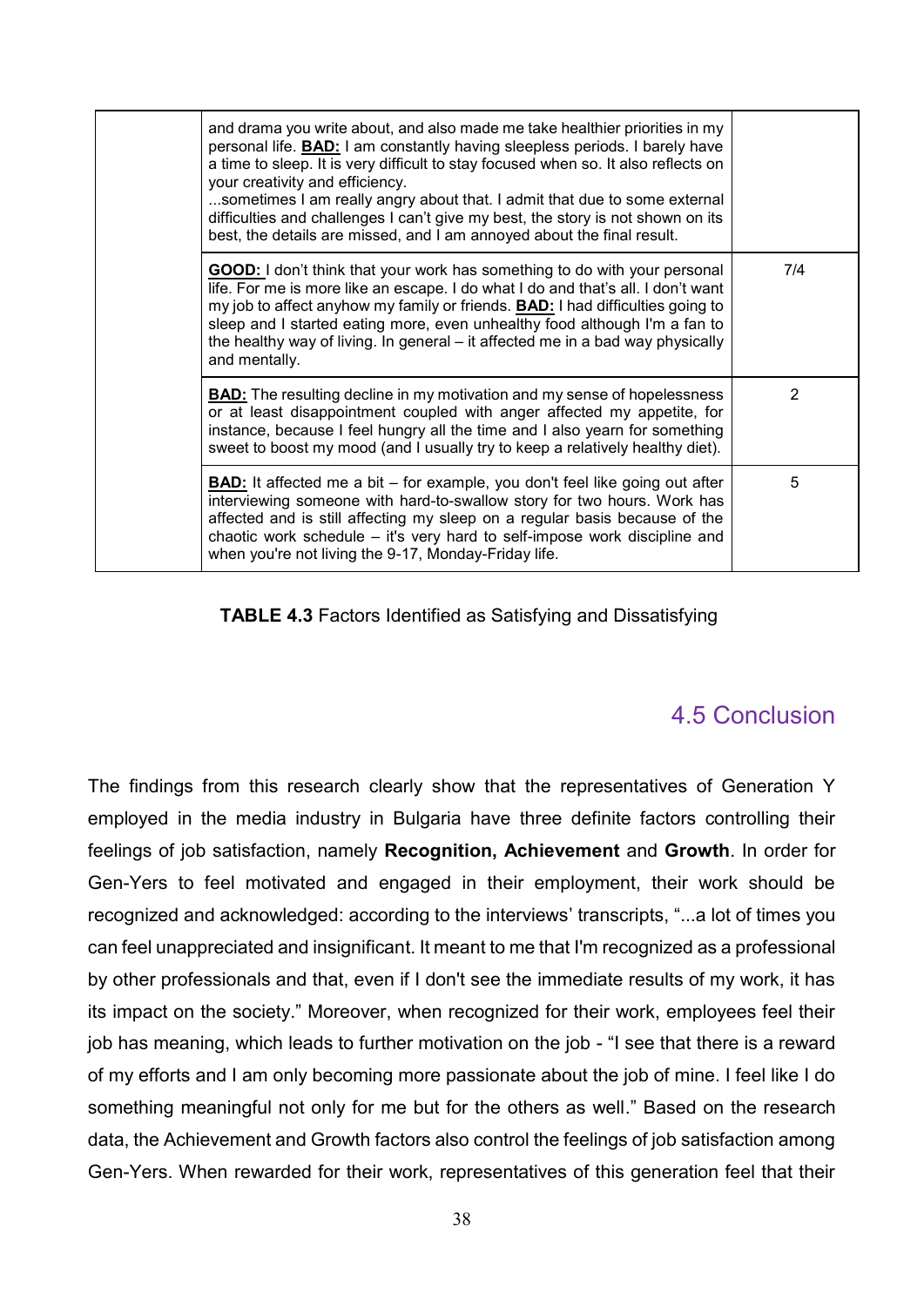| | | |
|---|---|---|
| | and drama you write about, and also made me take healthier priorities in my personal life. **BAD:** I am constantly having sleepless periods. I barely have a time to sleep. It is very difficult to stay focused when so. It also reflects on your creativity and efficiency. ...sometimes I am really angry about that. I admit that due to some external difficulties and challenges I can't give my best, the story is not shown on its best, the details are missed, and I am annoyed about the final result. | |
| | **GOOD:** I don't think that your work has something to do with your personal life. For me is more like an escape. I do what I do and that's all. I don't want my job to affect anyhow my family or friends. **BAD:** I had difficulties going to sleep and I started eating more, even unhealthy food although I'm a fan to the healthy way of living. In general – it affected me in a bad way physically and mentally. | 7/4 |
| | **BAD:** The resulting decline in my motivation and my sense of hopelessness or at least disappointment coupled with anger affected my appetite, for instance, because I feel hungry all the time and I also yearn for something sweet to boost my mood (and I usually try to keep a relatively healthy diet). | 2 |
| | **BAD:** It affected me a bit – for example, you don't feel like going out after interviewing someone with hard-to-swallow story for two hours. Work has affected and is still affecting my sleep on a regular basis because of the chaotic work schedule – it's very hard to self-impose work discipline and when you're not living the 9-17, Monday-Friday life. | 5 |

**TABLE 4.3** Factors Identified as Satisfying and Dissatisfying

## 4.5 Conclusion

The findings from this research clearly show that the representatives of Generation Y employed in the media industry in Bulgaria have three definite factors controlling their feelings of job satisfaction, namely **Recognition, Achievement** and **Growth**. In order for Gen-Yers to feel motivated and engaged in their employment, their work should be recognized and acknowledged: according to the interviews' transcripts, "...a lot of times you can feel unappreciated and insignificant. It meant to me that I'm recognized as a professional by other professionals and that, even if I don't see the immediate results of my work, it has its impact on the society." Moreover, when recognized for their work, employees feel their job has meaning, which leads to further motivation on the job - "I see that there is a reward of my efforts and I am only becoming more passionate about the job of mine. I feel like I do something meaningful not only for me but for the others as well." Based on the research data, the Achievement and Growth factors also control the feelings of job satisfaction among Gen-Yers. When rewarded for their work, representatives of this generation feel that their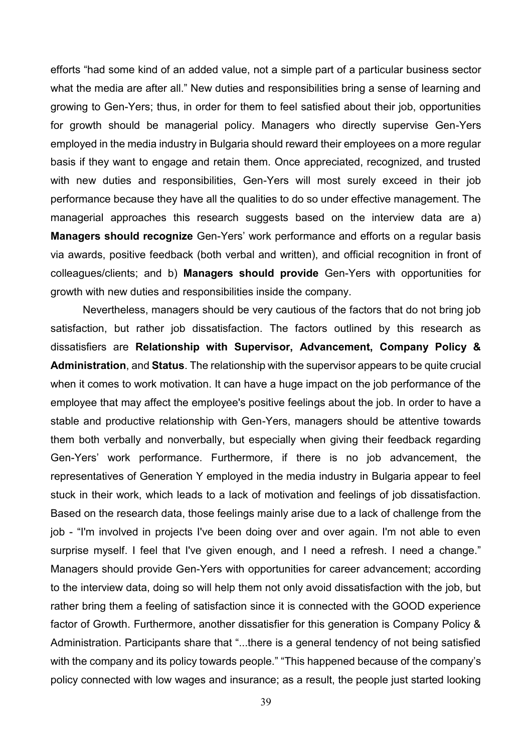efforts “had some kind of an added value, not a simple part of a particular business sector what the media are after all.” New duties and responsibilities bring a sense of learning and growing to Gen-Yers; thus, in order for them to feel satisfied about their job, opportunities for growth should be managerial policy. Managers who directly supervise Gen-Yers employed in the media industry in Bulgaria should reward their employees on a more regular basis if they want to engage and retain them. Once appreciated, recognized, and trusted with new duties and responsibilities, Gen-Yers will most surely exceed in their job performance because they have all the qualities to do so under effective management. The managerial approaches this research suggests based on the interview data are a) **Managers should recognize** Gen-Yers’ work performance and efforts on a regular basis via awards, positive feedback (both verbal and written), and official recognition in front of colleagues/clients; and b) **Managers should provide** Gen-Yers with opportunities for growth with new duties and responsibilities inside the company.

Nevertheless, managers should be very cautious of the factors that do not bring job satisfaction, but rather job dissatisfaction. The factors outlined by this research as dissatisfiers are **Relationship with Supervisor, Advancement, Company Policy & Administration**, and **Status**. The relationship with the supervisor appears to be quite crucial when it comes to work motivation. It can have a huge impact on the job performance of the employee that may affect the employee's positive feelings about the job. In order to have a stable and productive relationship with Gen-Yers, managers should be attentive towards them both verbally and nonverbally, but especially when giving their feedback regarding Gen-Yers’ work performance. Furthermore, if there is no job advancement, the representatives of Generation Y employed in the media industry in Bulgaria appear to feel stuck in their work, which leads to a lack of motivation and feelings of job dissatisfaction. Based on the research data, those feelings mainly arise due to a lack of challenge from the job - “I'm involved in projects I've been doing over and over again. I'm not able to even surprise myself. I feel that I've given enough, and I need a refresh. I need a change.” Managers should provide Gen-Yers with opportunities for career advancement; according to the interview data, doing so will help them not only avoid dissatisfaction with the job, but rather bring them a feeling of satisfaction since it is connected with the GOOD experience factor of Growth. Furthermore, another dissatisfier for this generation is Company Policy & Administration. Participants share that “...there is a general tendency of not being satisfied with the company and its policy towards people.” “This happened because of the company’s policy connected with low wages and insurance; as a result, the people just started looking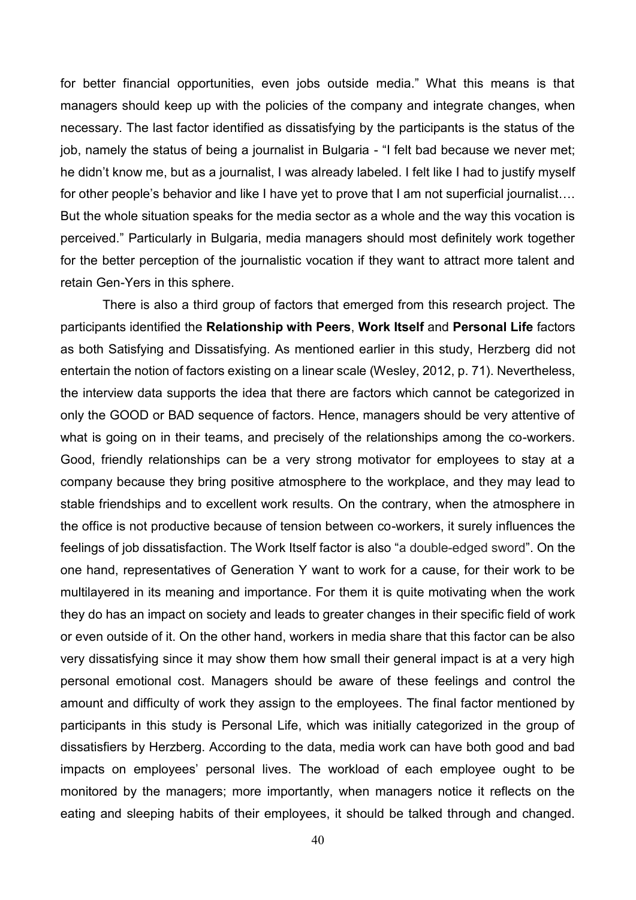for better financial opportunities, even jobs outside media." What this means is that managers should keep up with the policies of the company and integrate changes, when necessary. The last factor identified as dissatisfying by the participants is the status of the job, namely the status of being a journalist in Bulgaria - "I felt bad because we never met; he didn't know me, but as a journalist, I was already labeled. I felt like I had to justify myself for other people's behavior and like I have yet to prove that I am not superficial journalist…. But the whole situation speaks for the media sector as a whole and the way this vocation is perceived." Particularly in Bulgaria, media managers should most definitely work together for the better perception of the journalistic vocation if they want to attract more talent and retain Gen-Yers in this sphere.

There is also a third group of factors that emerged from this research project. The participants identified the **Relationship with Peers**, **Work Itself** and **Personal Life** factors as both Satisfying and Dissatisfying. As mentioned earlier in this study, Herzberg did not entertain the notion of factors existing on a linear scale (Wesley, 2012, p. 71). Nevertheless, the interview data supports the idea that there are factors which cannot be categorized in only the GOOD or BAD sequence of factors. Hence, managers should be very attentive of what is going on in their teams, and precisely of the relationships among the co-workers. Good, friendly relationships can be a very strong motivator for employees to stay at a company because they bring positive atmosphere to the workplace, and they may lead to stable friendships and to excellent work results. On the contrary, when the atmosphere in the office is not productive because of tension between co-workers, it surely influences the feelings of job dissatisfaction. The Work Itself factor is also "a double-edged sword". On the one hand, representatives of Generation Y want to work for a cause, for their work to be multilayered in its meaning and importance. For them it is quite motivating when the work they do has an impact on society and leads to greater changes in their specific field of work or even outside of it. On the other hand, workers in media share that this factor can be also very dissatisfying since it may show them how small their general impact is at a very high personal emotional cost. Managers should be aware of these feelings and control the amount and difficulty of work they assign to the employees. The final factor mentioned by participants in this study is Personal Life, which was initially categorized in the group of dissatisfiers by Herzberg. According to the data, media work can have both good and bad impacts on employees' personal lives. The workload of each employee ought to be monitored by the managers; more importantly, when managers notice it reflects on the eating and sleeping habits of their employees, it should be talked through and changed.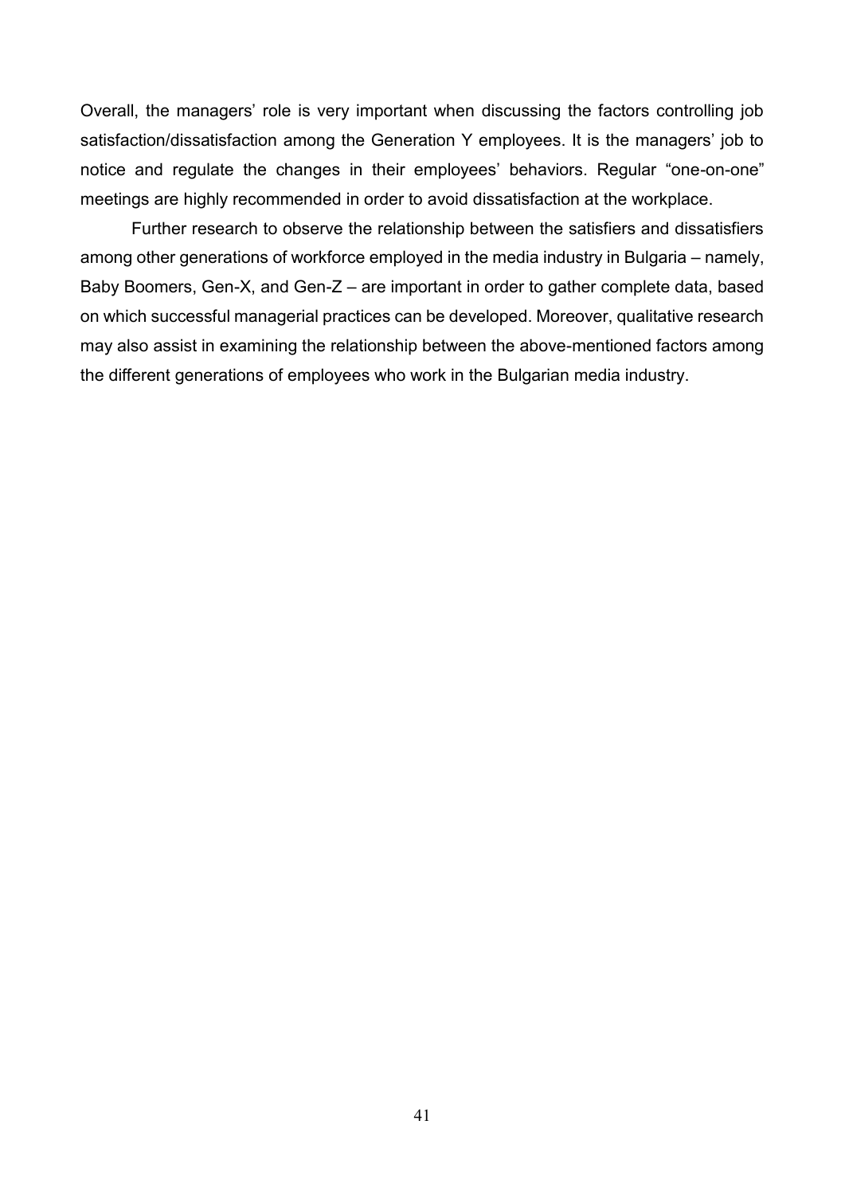Overall, the managers' role is very important when discussing the factors controlling job satisfaction/dissatisfaction among the Generation Y employees. It is the managers' job to notice and regulate the changes in their employees' behaviors. Regular "one-on-one" meetings are highly recommended in order to avoid dissatisfaction at the workplace.

Further research to observe the relationship between the satisfiers and dissatisfiers among other generations of workforce employed in the media industry in Bulgaria – namely, Baby Boomers, Gen-X, and Gen-Z – are important in order to gather complete data, based on which successful managerial practices can be developed. Moreover, qualitative research may also assist in examining the relationship between the above-mentioned factors among the different generations of employees who work in the Bulgarian media industry.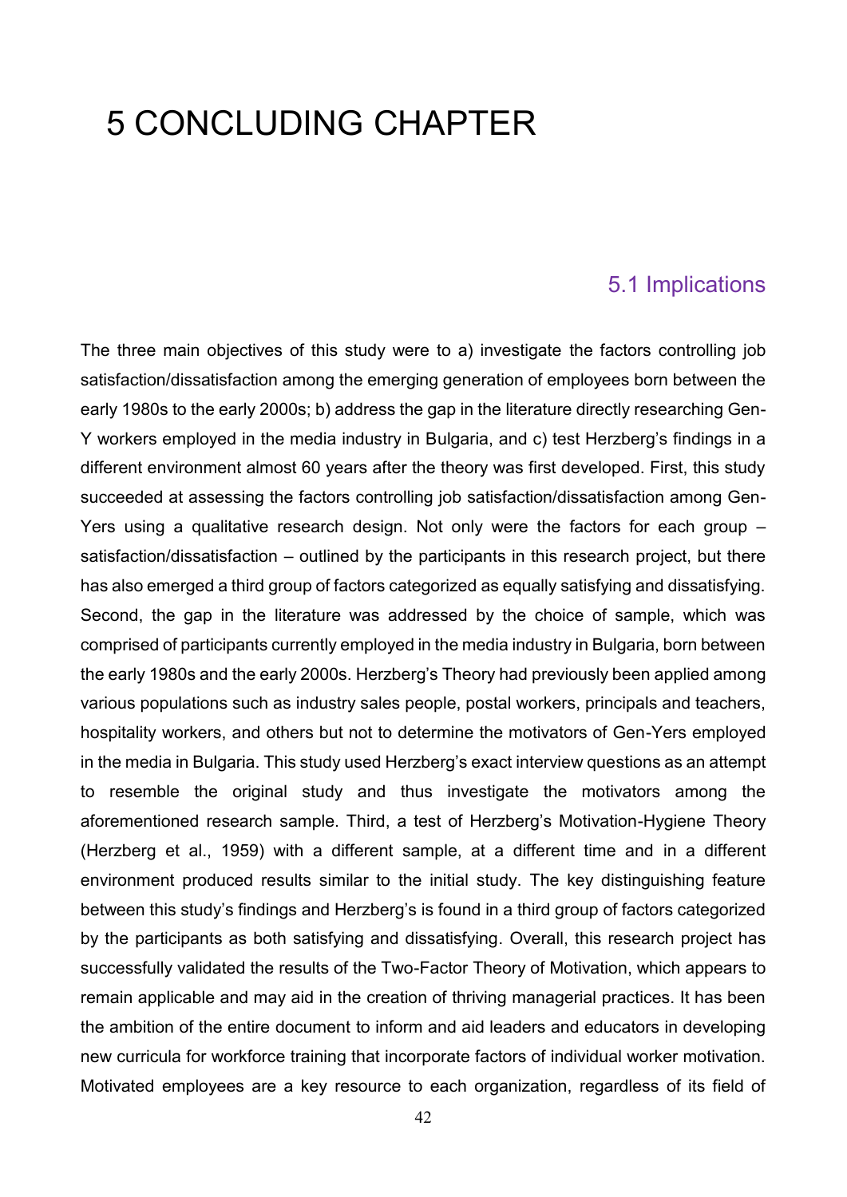# 5 CONCLUDING CHAPTER

## 5.1 Implications

The three main objectives of this study were to a) investigate the factors controlling job satisfaction/dissatisfaction among the emerging generation of employees born between the early 1980s to the early 2000s; b) address the gap in the literature directly researching Gen-Y workers employed in the media industry in Bulgaria, and c) test Herzberg's findings in a different environment almost 60 years after the theory was first developed. First, this study succeeded at assessing the factors controlling job satisfaction/dissatisfaction among Gen-Yers using a qualitative research design. Not only were the factors for each group – satisfaction/dissatisfaction – outlined by the participants in this research project, but there has also emerged a third group of factors categorized as equally satisfying and dissatisfying. Second, the gap in the literature was addressed by the choice of sample, which was comprised of participants currently employed in the media industry in Bulgaria, born between the early 1980s and the early 2000s. Herzberg's Theory had previously been applied among various populations such as industry sales people, postal workers, principals and teachers, hospitality workers, and others but not to determine the motivators of Gen-Yers employed in the media in Bulgaria. This study used Herzberg's exact interview questions as an attempt to resemble the original study and thus investigate the motivators among the aforementioned research sample. Third, a test of Herzberg's Motivation-Hygiene Theory (Herzberg et al., 1959) with a different sample, at a different time and in a different environment produced results similar to the initial study. The key distinguishing feature between this study's findings and Herzberg's is found in a third group of factors categorized by the participants as both satisfying and dissatisfying. Overall, this research project has successfully validated the results of the Two-Factor Theory of Motivation, which appears to remain applicable and may aid in the creation of thriving managerial practices. It has been the ambition of the entire document to inform and aid leaders and educators in developing new curricula for workforce training that incorporate factors of individual worker motivation. Motivated employees are a key resource to each organization, regardless of its field of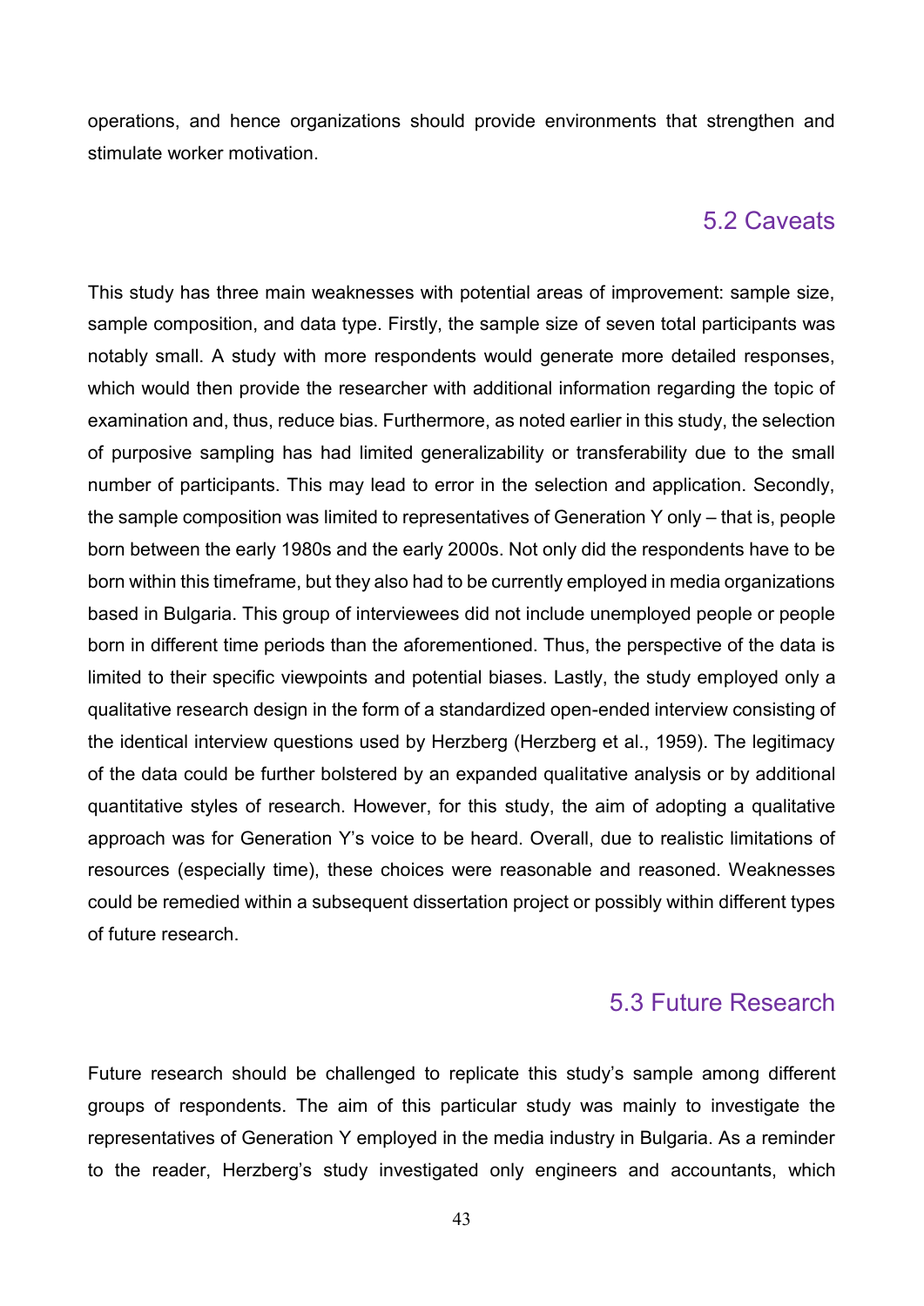operations, and hence organizations should provide environments that strengthen and stimulate worker motivation.

## 5.2 Caveats

This study has three main weaknesses with potential areas of improvement: sample size, sample composition, and data type. Firstly, the sample size of seven total participants was notably small. A study with more respondents would generate more detailed responses, which would then provide the researcher with additional information regarding the topic of examination and, thus, reduce bias. Furthermore, as noted earlier in this study, the selection of purposive sampling has had limited generalizability or transferability due to the small number of participants. This may lead to error in the selection and application. Secondly, the sample composition was limited to representatives of Generation Y only – that is, people born between the early 1980s and the early 2000s. Not only did the respondents have to be born within this timeframe, but they also had to be currently employed in media organizations based in Bulgaria. This group of interviewees did not include unemployed people or people born in different time periods than the aforementioned. Thus, the perspective of the data is limited to their specific viewpoints and potential biases. Lastly, the study employed only a qualitative research design in the form of a standardized open-ended interview consisting of the identical interview questions used by Herzberg (Herzberg et al., 1959). The legitimacy of the data could be further bolstered by an expanded qualitative analysis or by additional quantitative styles of research. However, for this study, the aim of adopting a qualitative approach was for Generation Y's voice to be heard. Overall, due to realistic limitations of resources (especially time), these choices were reasonable and reasoned. Weaknesses could be remedied within a subsequent dissertation project or possibly within different types of future research.

## 5.3 Future Research

Future research should be challenged to replicate this study's sample among different groups of respondents. The aim of this particular study was mainly to investigate the representatives of Generation Y employed in the media industry in Bulgaria. As a reminder to the reader, Herzberg's study investigated only engineers and accountants, which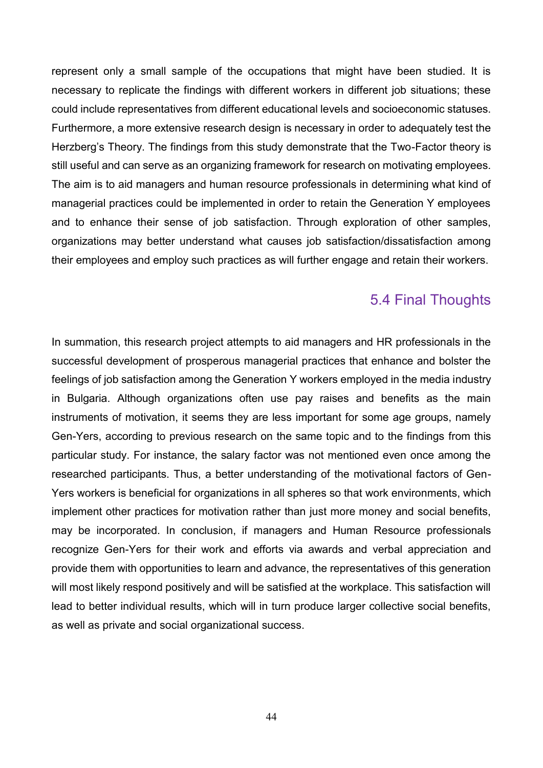represent only a small sample of the occupations that might have been studied. It is necessary to replicate the findings with different workers in different job situations; these could include representatives from different educational levels and socioeconomic statuses. Furthermore, a more extensive research design is necessary in order to adequately test the Herzberg's Theory. The findings from this study demonstrate that the Two-Factor theory is still useful and can serve as an organizing framework for research on motivating employees. The aim is to aid managers and human resource professionals in determining what kind of managerial practices could be implemented in order to retain the Generation Y employees and to enhance their sense of job satisfaction. Through exploration of other samples, organizations may better understand what causes job satisfaction/dissatisfaction among their employees and employ such practices as will further engage and retain their workers.

## 5.4 Final Thoughts

In summation, this research project attempts to aid managers and HR professionals in the successful development of prosperous managerial practices that enhance and bolster the feelings of job satisfaction among the Generation Y workers employed in the media industry in Bulgaria. Although organizations often use pay raises and benefits as the main instruments of motivation, it seems they are less important for some age groups, namely Gen-Yers, according to previous research on the same topic and to the findings from this particular study. For instance, the salary factor was not mentioned even once among the researched participants. Thus, a better understanding of the motivational factors of Gen-Yers workers is beneficial for organizations in all spheres so that work environments, which implement other practices for motivation rather than just more money and social benefits, may be incorporated. In conclusion, if managers and Human Resource professionals recognize Gen-Yers for their work and efforts via awards and verbal appreciation and provide them with opportunities to learn and advance, the representatives of this generation will most likely respond positively and will be satisfied at the workplace. This satisfaction will lead to better individual results, which will in turn produce larger collective social benefits, as well as private and social organizational success.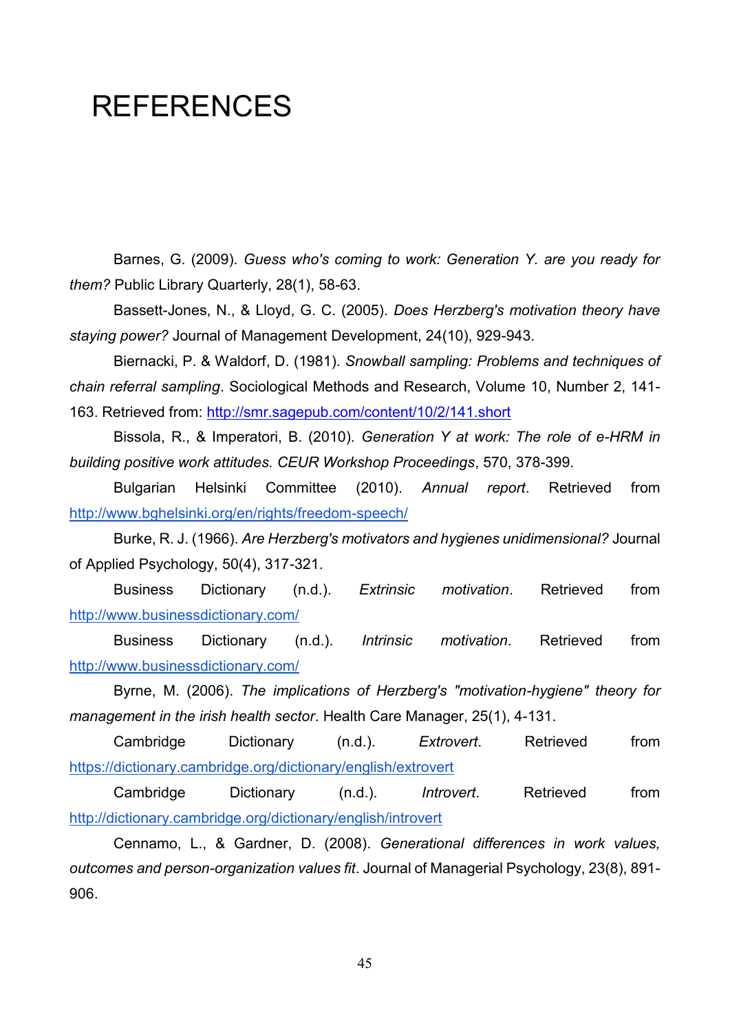# REFERENCES

Barnes, G. (2009). *Guess who's coming to work: Generation Y. are you ready for them?* Public Library Quarterly, 28(1), 58-63.

Bassett-Jones, N., & Lloyd, G. C. (2005). *Does Herzberg's motivation theory have staying power?* Journal of Management Development, 24(10), 929-943.

Biernacki, P. & Waldorf, D. (1981). *Snowball sampling: Problems and techniques of chain referral sampling*. Sociological Methods and Research, Volume 10, Number 2, 141-163. Retrieved from: http://smr.sagepub.com/content/10/2/141.short

Bissola, R., & Imperatori, B. (2010). *Generation Y at work: The role of e-HRM in building positive work attitudes. CEUR Workshop Proceedings*, 570, 378-399.

Bulgarian Helsinki Committee (2010). *Annual report*. Retrieved from http://www.bghelsinki.org/en/rights/freedom-speech/

Burke, R. J. (1966). *Are Herzberg's motivators and hygienes unidimensional?* Journal of Applied Psychology, 50(4), 317-321.

Business Dictionary (n.d.). *Extrinsic motivation*. Retrieved from http://www.businessdictionary.com/

Business Dictionary (n.d.). *Intrinsic motivation*. Retrieved from http://www.businessdictionary.com/

Byrne, M. (2006). *The implications of Herzberg's "motivation-hygiene" theory for management in the irish health sector*. Health Care Manager, 25(1), 4-131.

Cambridge Dictionary (n.d.). *Extrovert*. Retrieved from https://dictionary.cambridge.org/dictionary/english/extrovert

Cambridge Dictionary (n.d.). *Introvert*. Retrieved from http://dictionary.cambridge.org/dictionary/english/introvert

Cennamo, L., & Gardner, D. (2008). *Generational differences in work values, outcomes and person-organization values fit*. Journal of Managerial Psychology, 23(8), 891-906.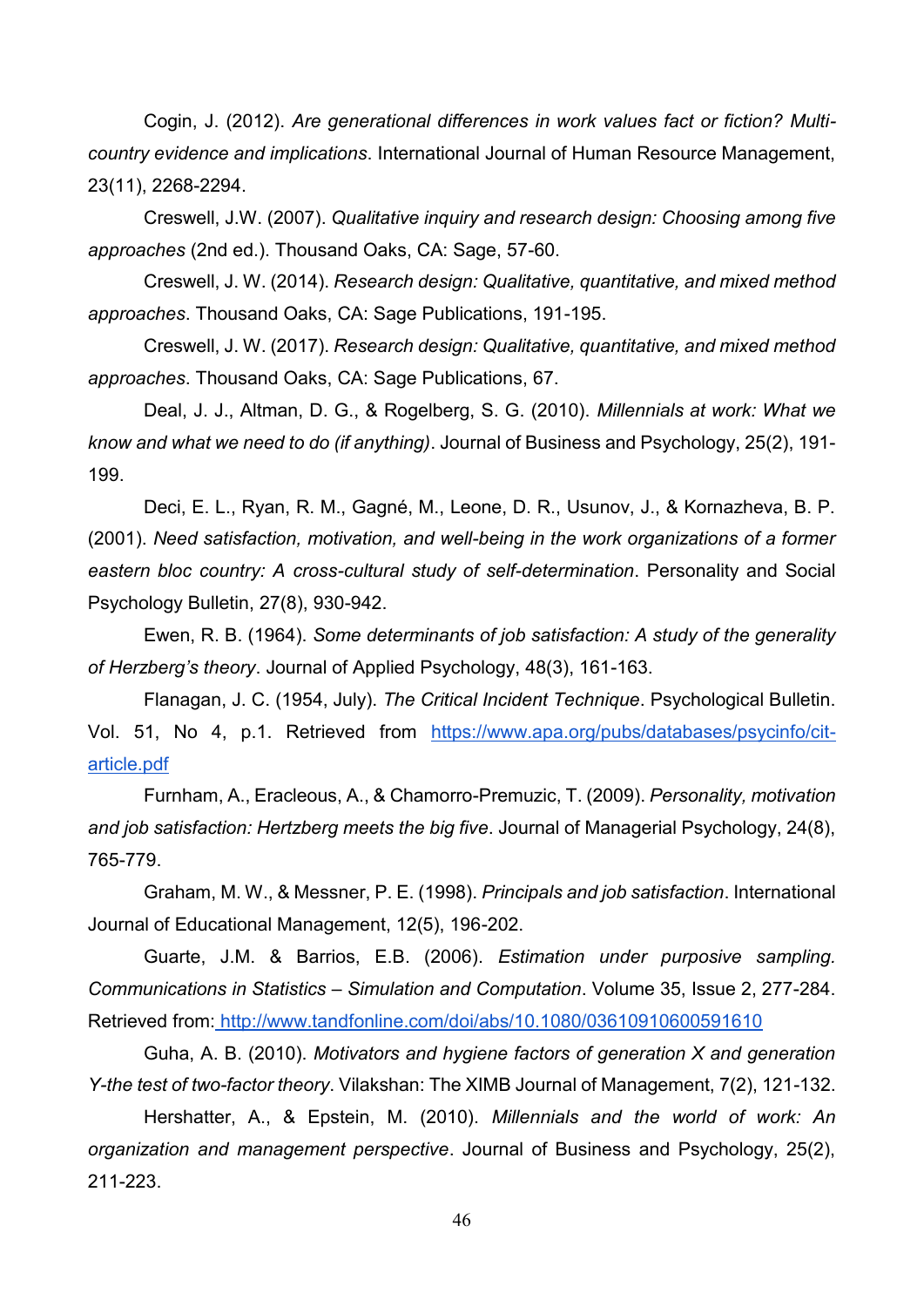Cogin, J. (2012). *Are generational differences in work values fact or fiction? Multi-country evidence and implications*. International Journal of Human Resource Management, 23(11), 2268-2294.

Creswell, J.W. (2007). *Qualitative inquiry and research design: Choosing among five approaches* (2nd ed.). Thousand Oaks, CA: Sage, 57-60.

Creswell, J. W. (2014). *Research design: Qualitative, quantitative, and mixed method approaches*. Thousand Oaks, CA: Sage Publications, 191-195.

Creswell, J. W. (2017). *Research design: Qualitative, quantitative, and mixed method approaches*. Thousand Oaks, CA: Sage Publications, 67.

Deal, J. J., Altman, D. G., & Rogelberg, S. G. (2010). *Millennials at work: What we know and what we need to do (if anything)*. Journal of Business and Psychology, 25(2), 191-199.

Deci, E. L., Ryan, R. M., Gagné, M., Leone, D. R., Usunov, J., & Kornazheva, B. P. (2001). *Need satisfaction, motivation, and well-being in the work organizations of a former eastern bloc country: A cross-cultural study of self-determination*. Personality and Social Psychology Bulletin, 27(8), 930-942.

Ewen, R. B. (1964). *Some determinants of job satisfaction: A study of the generality of Herzberg's theory*. Journal of Applied Psychology, 48(3), 161-163.

Flanagan, J. C. (1954, July). *The Critical Incident Technique*. Psychological Bulletin. Vol. 51, No 4, p.1. Retrieved from https://www.apa.org/pubs/databases/psycinfo/cit-article.pdf

Furnham, A., Eracleous, A., & Chamorro-Premuzic, T. (2009). *Personality, motivation and job satisfaction: Hertzberg meets the big five*. Journal of Managerial Psychology, 24(8), 765-779.

Graham, M. W., & Messner, P. E. (1998). *Principals and job satisfaction*. International Journal of Educational Management, 12(5), 196-202.

Guarte, J.M. & Barrios, E.B. (2006). *Estimation under purposive sampling. Communications in Statistics – Simulation and Computation*. Volume 35, Issue 2, 277-284. Retrieved from: http://www.tandfonline.com/doi/abs/10.1080/03610910600591610

Guha, A. B. (2010). *Motivators and hygiene factors of generation X and generation Y-the test of two-factor theory*. Vilakshan: The XIMB Journal of Management, 7(2), 121-132.

Hershatter, A., & Epstein, M. (2010). *Millennials and the world of work: An organization and management perspective*. Journal of Business and Psychology, 25(2), 211-223.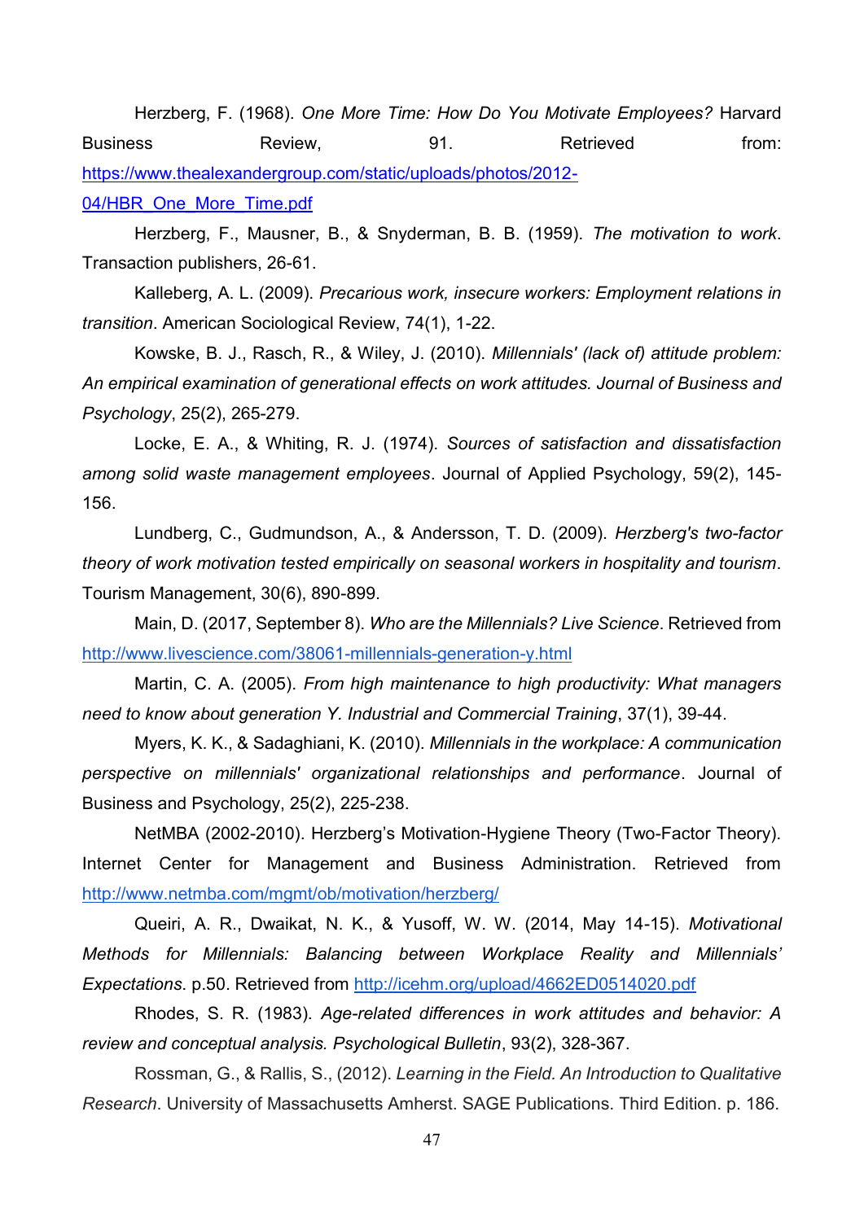Herzberg, F. (1968). *One More Time: How Do You Motivate Employees?* Harvard Business Review, 91. Retrieved from: https://www.thealexandergroup.com/static/uploads/photos/2012-04/HBR_One_More_Time.pdf

Herzberg, F., Mausner, B., & Snyderman, B. B. (1959). *The motivation to work*. Transaction publishers, 26-61.

Kalleberg, A. L. (2009). *Precarious work, insecure workers: Employment relations in transition*. American Sociological Review, 74(1), 1-22.

Kowske, B. J., Rasch, R., & Wiley, J. (2010). *Millennials' (lack of) attitude problem: An empirical examination of generational effects on work attitudes. Journal of Business and Psychology*, 25(2), 265-279.

Locke, E. A., & Whiting, R. J. (1974). *Sources of satisfaction and dissatisfaction among solid waste management employees*. Journal of Applied Psychology, 59(2), 145-156.

Lundberg, C., Gudmundson, A., & Andersson, T. D. (2009). *Herzberg's two-factor theory of work motivation tested empirically on seasonal workers in hospitality and tourism*. Tourism Management, 30(6), 890-899.

Main, D. (2017, September 8). *Who are the Millennials? Live Science*. Retrieved from http://www.livescience.com/38061-millennials-generation-y.html

Martin, C. A. (2005). *From high maintenance to high productivity: What managers need to know about generation Y. Industrial and Commercial Training*, 37(1), 39-44.

Myers, K. K., & Sadaghiani, K. (2010). *Millennials in the workplace: A communication perspective on millennials' organizational relationships and performance*. Journal of Business and Psychology, 25(2), 225-238.

NetMBA (2002-2010). Herzberg's Motivation-Hygiene Theory (Two-Factor Theory). Internet Center for Management and Business Administration. Retrieved from http://www.netmba.com/mgmt/ob/motivation/herzberg/

Queiri, A. R., Dwaikat, N. K., & Yusoff, W. W. (2014, May 14-15). *Motivational Methods for Millennials: Balancing between Workplace Reality and Millennials' Expectations*. p.50. Retrieved from http://icehm.org/upload/4662ED0514020.pdf

Rhodes, S. R. (1983). *Age-related differences in work attitudes and behavior: A review and conceptual analysis. Psychological Bulletin*, 93(2), 328-367.

Rossman, G., & Rallis, S., (2012). *Learning in the Field. An Introduction to Qualitative Research*. University of Massachusetts Amherst. SAGE Publications. Third Edition. p. 186.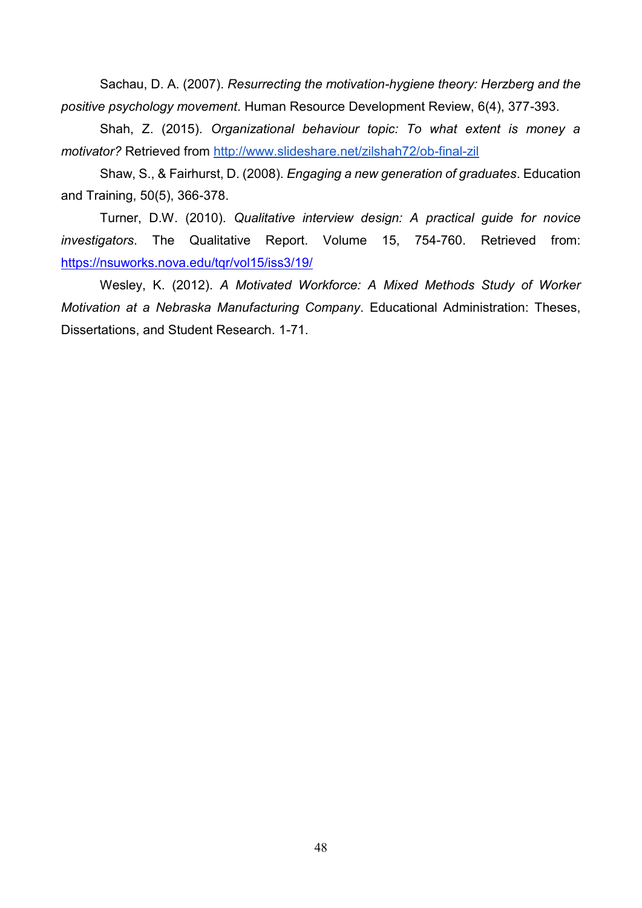Sachau, D. A. (2007). *Resurrecting the motivation-hygiene theory: Herzberg and the positive psychology movement*. Human Resource Development Review, 6(4), 377-393.

Shah, Z. (2015). *Organizational behaviour topic: To what extent is money a motivator?* Retrieved from http://www.slideshare.net/zilshah72/ob-final-zil

Shaw, S., & Fairhurst, D. (2008). *Engaging a new generation of graduates*. Education and Training, 50(5), 366-378.

Turner, D.W. (2010). *Qualitative interview design: A practical guide for novice investigators*. The Qualitative Report. Volume 15, 754-760. Retrieved from: https://nsuworks.nova.edu/tqr/vol15/iss3/19/

Wesley, K. (2012). *A Motivated Workforce: A Mixed Methods Study of Worker Motivation at a Nebraska Manufacturing Company*. Educational Administration: Theses, Dissertations, and Student Research. 1-71.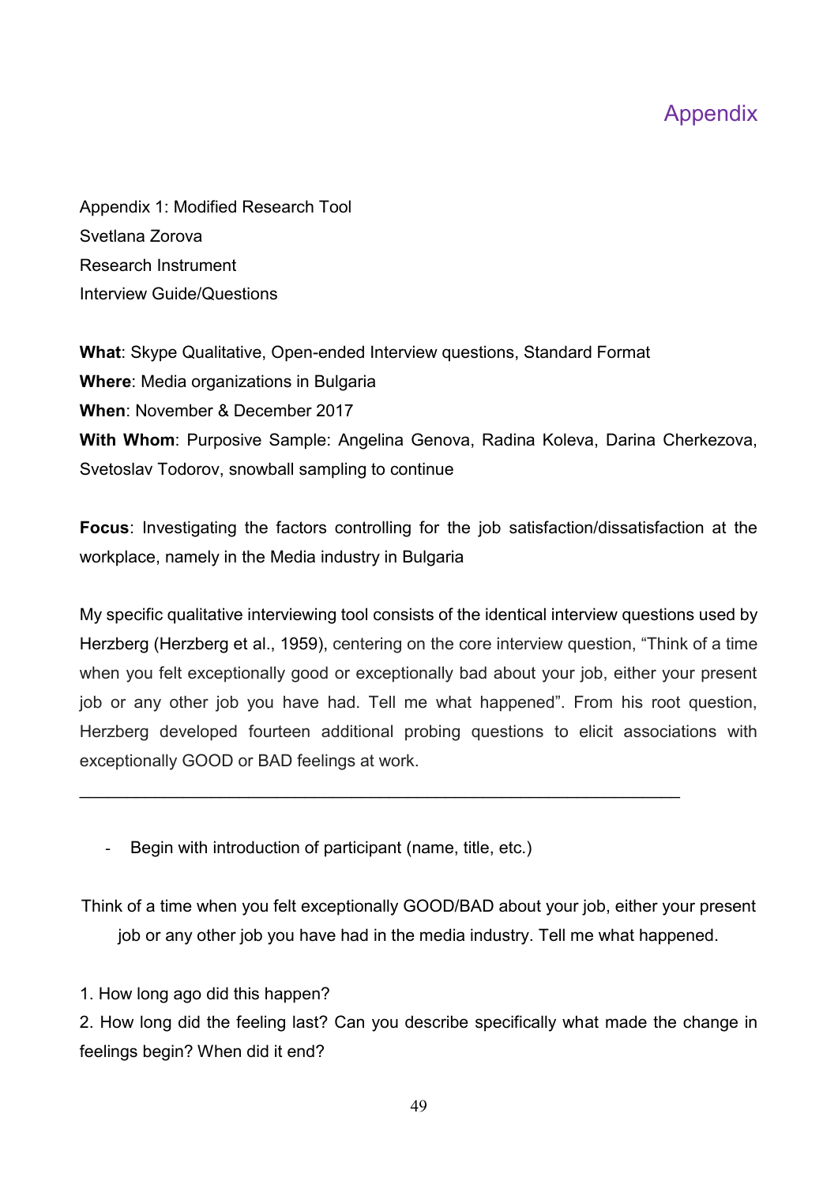# Appendix

Appendix 1: Modified Research Tool
Svetlana Zorova
Research Instrument
Interview Guide/Questions

**What**: Skype Qualitative, Open-ended Interview questions, Standard Format
**Where**: Media organizations in Bulgaria
**When**: November & December 2017
**With Whom**: Purposive Sample: Angelina Genova, Radina Koleva, Darina Cherkezova, Svetoslav Todorov, snowball sampling to continue

**Focus**: Investigating the factors controlling for the job satisfaction/dissatisfaction at the workplace, namely in the Media industry in Bulgaria

My specific qualitative interviewing tool consists of the identical interview questions used by Herzberg (Herzberg et al., 1959), centering on the core interview question, "Think of a time when you felt exceptionally good or exceptionally bad about your job, either your present job or any other job you have had. Tell me what happened". From his root question, Herzberg developed fourteen additional probing questions to elicit associations with exceptionally GOOD or BAD feelings at work.

---

- Begin with introduction of participant (name, title, etc.)

Think of a time when you felt exceptionally GOOD/BAD about your job, either your present job or any other job you have had in the media industry. Tell me what happened.

1. How long ago did this happen?
2. How long did the feeling last? Can you describe specifically what made the change in feelings begin? When did it end?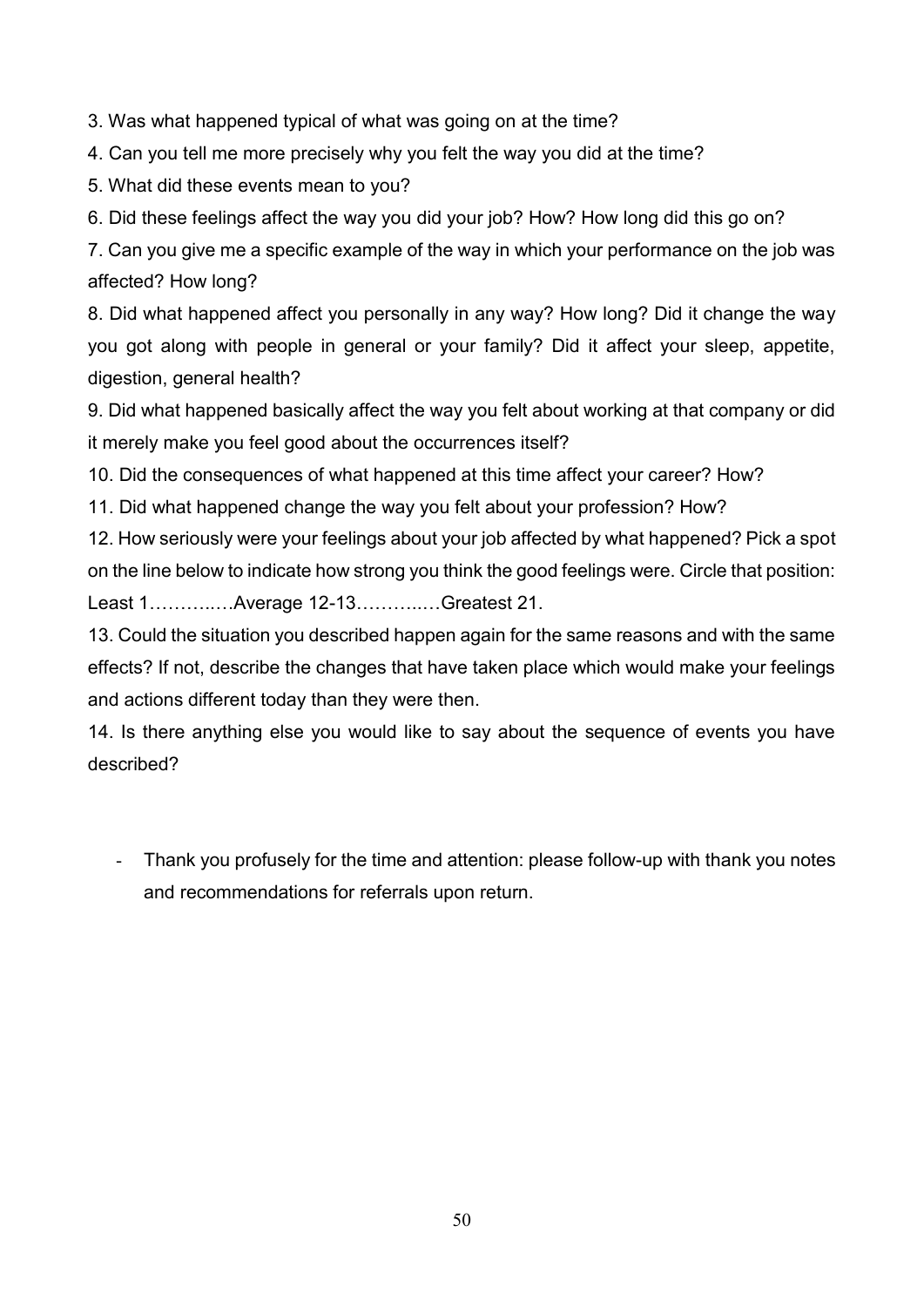3. Was what happened typical of what was going on at the time?

4. Can you tell me more precisely why you felt the way you did at the time?

5. What did these events mean to you?

6. Did these feelings affect the way you did your job? How? How long did this go on?

7. Can you give me a specific example of the way in which your performance on the job was affected? How long?

8. Did what happened affect you personally in any way? How long? Did it change the way you got along with people in general or your family? Did it affect your sleep, appetite, digestion, general health?

9. Did what happened basically affect the way you felt about working at that company or did it merely make you feel good about the occurrences itself?

10. Did the consequences of what happened at this time affect your career? How?

11. Did what happened change the way you felt about your profession? How?

12. How seriously were your feelings about your job affected by what happened? Pick a spot on the line below to indicate how strong you think the good feelings were. Circle that position: Least 1………..…Average 12-13………..…Greatest 21.

13. Could the situation you described happen again for the same reasons and with the same effects? If not, describe the changes that have taken place which would make your feelings and actions different today than they were then.

14. Is there anything else you would like to say about the sequence of events you have described?

- Thank you profusely for the time and attention: please follow-up with thank you notes and recommendations for referrals upon return.